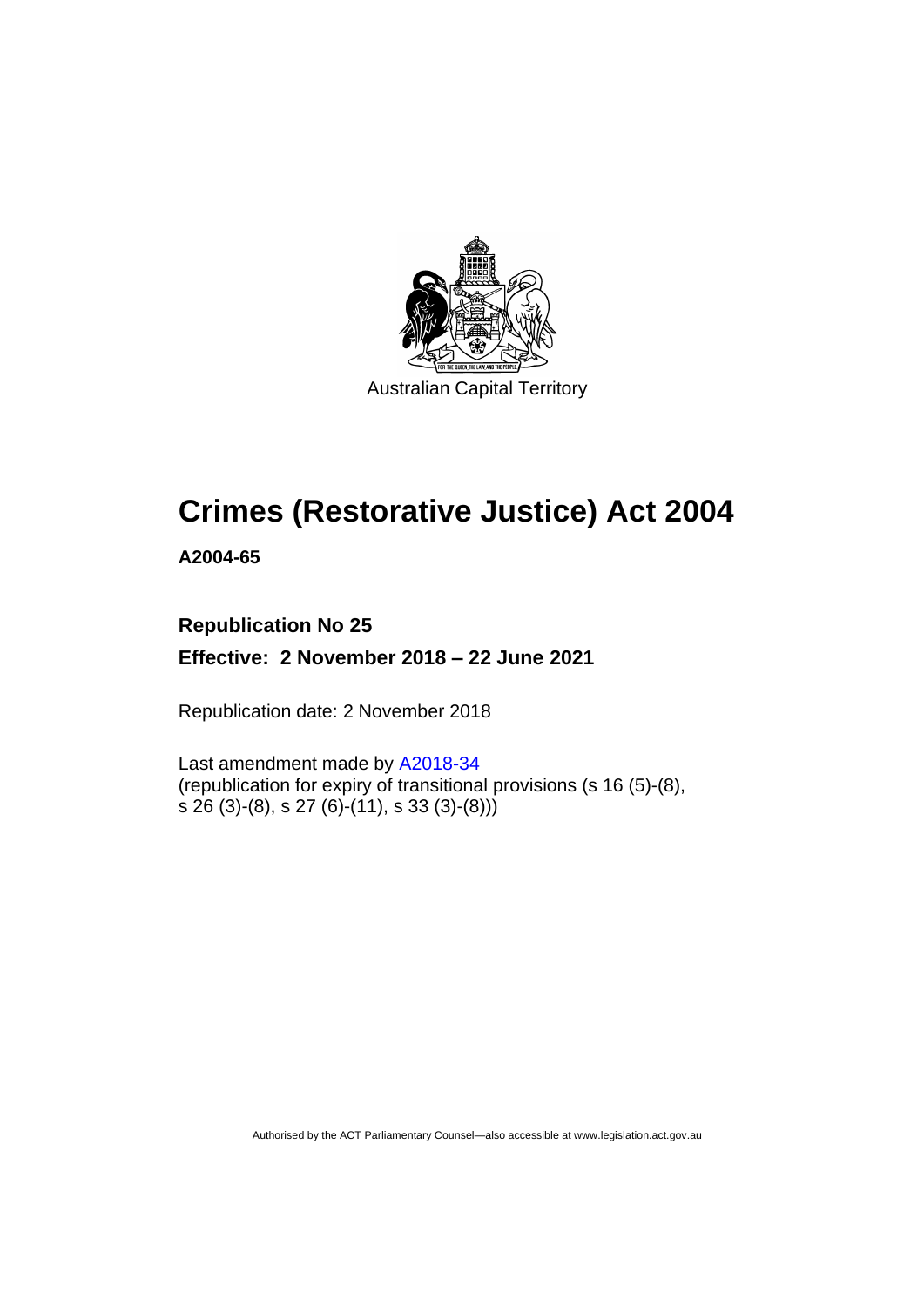Australian Capital Territory

# Crimes (Restorative Justice) Act 2004

**A2004-65**

**Republication No 25**

**Effective: 2 November 2018 – 22 June 2021**

Republication date: 2 November 2018

Last amendment made by A2018-34
(republication for expiry of transitional provisions (s 16 (5)-(8), s 26 (3)-(8), s 27 (6)-(11), s 33 (3)-(8)))

Authorised by the ACT Parliamentary Counsel—also accessible at www.legislation.act.gov.au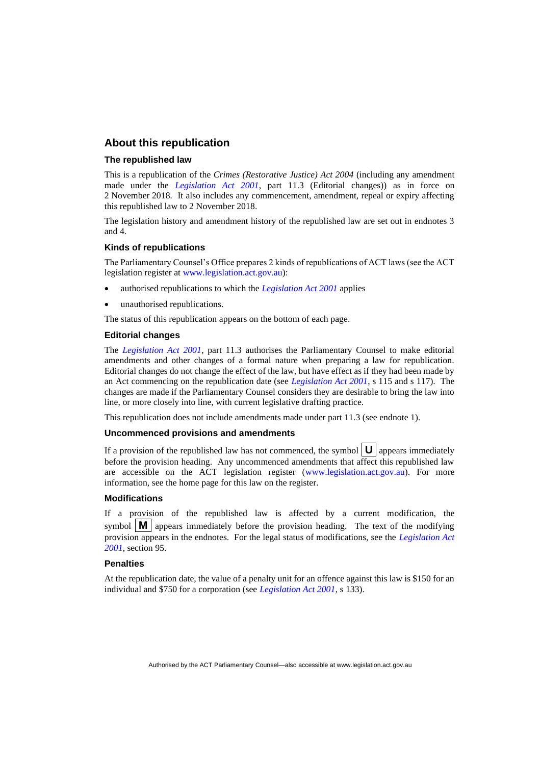## About this republication

### The republished law

This is a republication of the *Crimes (Restorative Justice) Act 2004* (including any amendment made under the *Legislation Act 2001*, part 11.3 (Editorial changes)) as in force on 2 November 2018. It also includes any commencement, amendment, repeal or expiry affecting this republished law to 2 November 2018.

The legislation history and amendment history of the republished law are set out in endnotes 3 and 4.

### Kinds of republications

The Parliamentary Counsel's Office prepares 2 kinds of republications of ACT laws (see the ACT legislation register at www.legislation.act.gov.au):

- authorised republications to which the *Legislation Act 2001* applies
- unauthorised republications.

The status of this republication appears on the bottom of each page.

### Editorial changes

The *Legislation Act 2001*, part 11.3 authorises the Parliamentary Counsel to make editorial amendments and other changes of a formal nature when preparing a law for republication. Editorial changes do not change the effect of the law, but have effect as if they had been made by an Act commencing on the republication date (see *Legislation Act 2001*, s 115 and s 117). The changes are made if the Parliamentary Counsel considers they are desirable to bring the law into line, or more closely into line, with current legislative drafting practice.

This republication does not include amendments made under part 11.3 (see endnote 1).

### Uncommenced provisions and amendments

If a provision of the republished law has not commenced, the symbol **U** appears immediately before the provision heading. Any uncommenced amendments that affect this republished law are accessible on the ACT legislation register (www.legislation.act.gov.au). For more information, see the home page for this law on the register.

### Modifications

If a provision of the republished law is affected by a current modification, the symbol **M** appears immediately before the provision heading. The text of the modifying provision appears in the endnotes. For the legal status of modifications, see the *Legislation Act 2001*, section 95.

### Penalties

At the republication date, the value of a penalty unit for an offence against this law is $150 for an individual and $750 for a corporation (see *Legislation Act 2001*, s 133).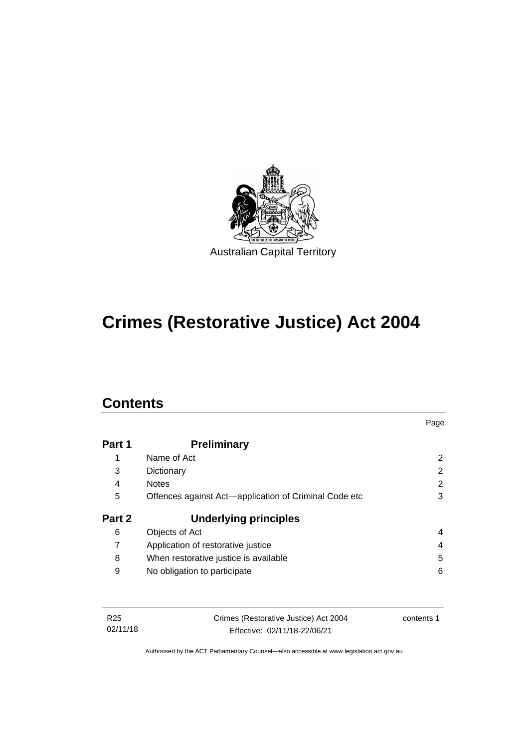Australian Capital Territory

# Crimes (Restorative Justice) Act 2004

## Contents

| | | Page |
|---|---|---|
| **Part 1** | **Preliminary** | |
| 1 | Name of Act | 2 |
| 3 | Dictionary | 2 |
| 4 | Notes | 2 |
| 5 | Offences against Act—application of Criminal Code etc | 3 |
| **Part 2** | **Underlying principles** | |
| 6 | Objects of Act | 4 |
| 7 | Application of restorative justice | 4 |
| 8 | When restorative justice is available | 5 |
| 9 | No obligation to participate | 6 |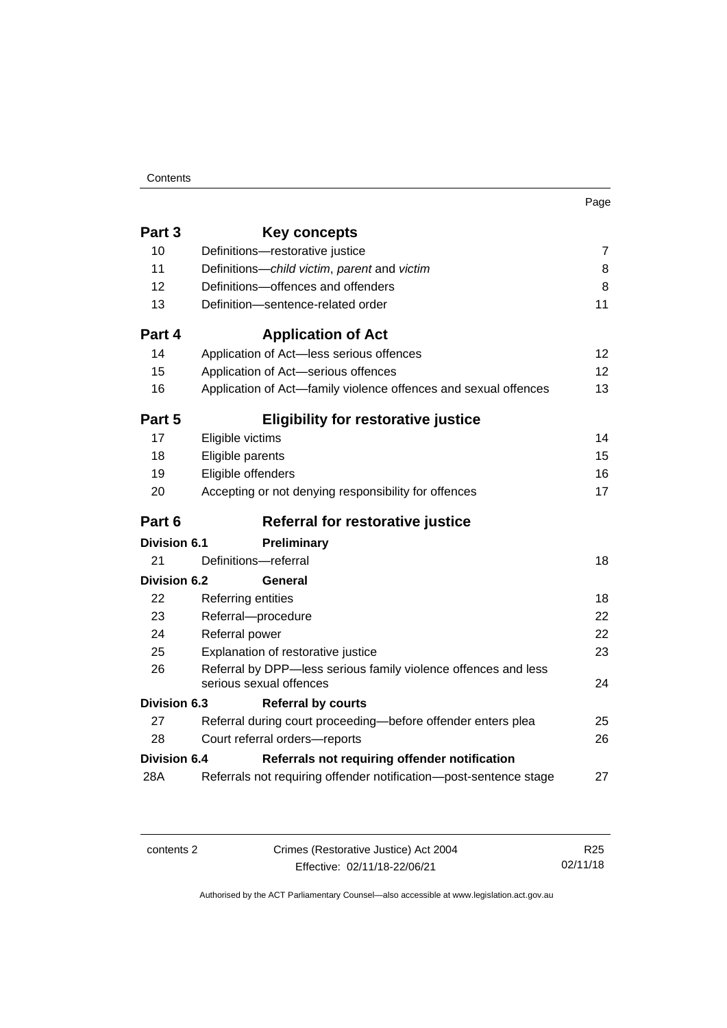| | | Page |
|---|---|---|
| **Part 3** | **Key concepts** | |
| 10 | Definitions—restorative justice | 7 |
| 11 | Definitions—*child victim*, *parent* and *victim* | 8 |
| 12 | Definitions—offences and offenders | 8 |
| 13 | Definition—sentence-related order | 11 |
| **Part 4** | **Application of Act** | |
| 14 | Application of Act—less serious offences | 12 |
| 15 | Application of Act—serious offences | 12 |
| 16 | Application of Act—family violence offences and sexual offences | 13 |
| **Part 5** | **Eligibility for restorative justice** | |
| 17 | Eligible victims | 14 |
| 18 | Eligible parents | 15 |
| 19 | Eligible offenders | 16 |
| 20 | Accepting or not denying responsibility for offences | 17 |
| **Part 6** | **Referral for restorative justice** | |
| **Division 6.1** | **Preliminary** | |
| 21 | Definitions—referral | 18 |
| **Division 6.2** | **General** | |
| 22 | Referring entities | 18 |
| 23 | Referral—procedure | 22 |
| 24 | Referral power | 22 |
| 25 | Explanation of restorative justice | 23 |
| 26 | Referral by DPP—less serious family violence offences and less serious sexual offences | 24 |
| **Division 6.3** | **Referral by courts** | |
| 27 | Referral during court proceeding—before offender enters plea | 25 |
| 28 | Court referral orders—reports | 26 |
| **Division 6.4** | **Referrals not requiring offender notification** | |
| 28A | Referrals not requiring offender notification—post-sentence stage | 27 |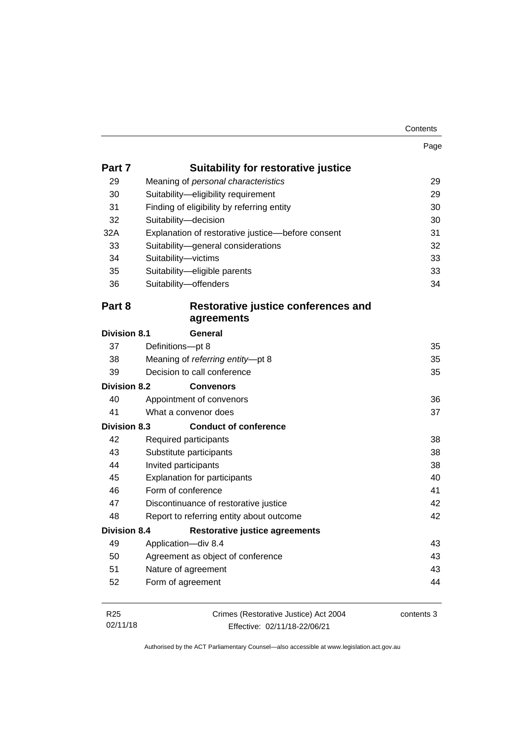| | | Page |
|---|---|---|
| **Part 7** | **Suitability for restorative justice** | |
| 29 | Meaning of *personal characteristics* | 29 |
| 30 | Suitability—eligibility requirement | 29 |
| 31 | Finding of eligibility by referring entity | 30 |
| 32 | Suitability—decision | 30 |
| 32A | Explanation of restorative justice—before consent | 31 |
| 33 | Suitability—general considerations | 32 |
| 34 | Suitability—victims | 33 |
| 35 | Suitability—eligible parents | 33 |
| 36 | Suitability—offenders | 34 |
| **Part 8** | **Restorative justice conferences and agreements** | |
| **Division 8.1** | **General** | |
| 37 | Definitions—pt 8 | 35 |
| 38 | Meaning of *referring entity*—pt 8 | 35 |
| 39 | Decision to call conference | 35 |
| **Division 8.2** | **Convenors** | |
| 40 | Appointment of convenors | 36 |
| 41 | What a convenor does | 37 |
| **Division 8.3** | **Conduct of conference** | |
| 42 | Required participants | 38 |
| 43 | Substitute participants | 38 |
| 44 | Invited participants | 38 |
| 45 | Explanation for participants | 40 |
| 46 | Form of conference | 41 |
| 47 | Discontinuance of restorative justice | 42 |
| 48 | Report to referring entity about outcome | 42 |
| **Division 8.4** | **Restorative justice agreements** | |
| 49 | Application—div 8.4 | 43 |
| 50 | Agreement as object of conference | 43 |
| 51 | Nature of agreement | 43 |
| 52 | Form of agreement | 44 |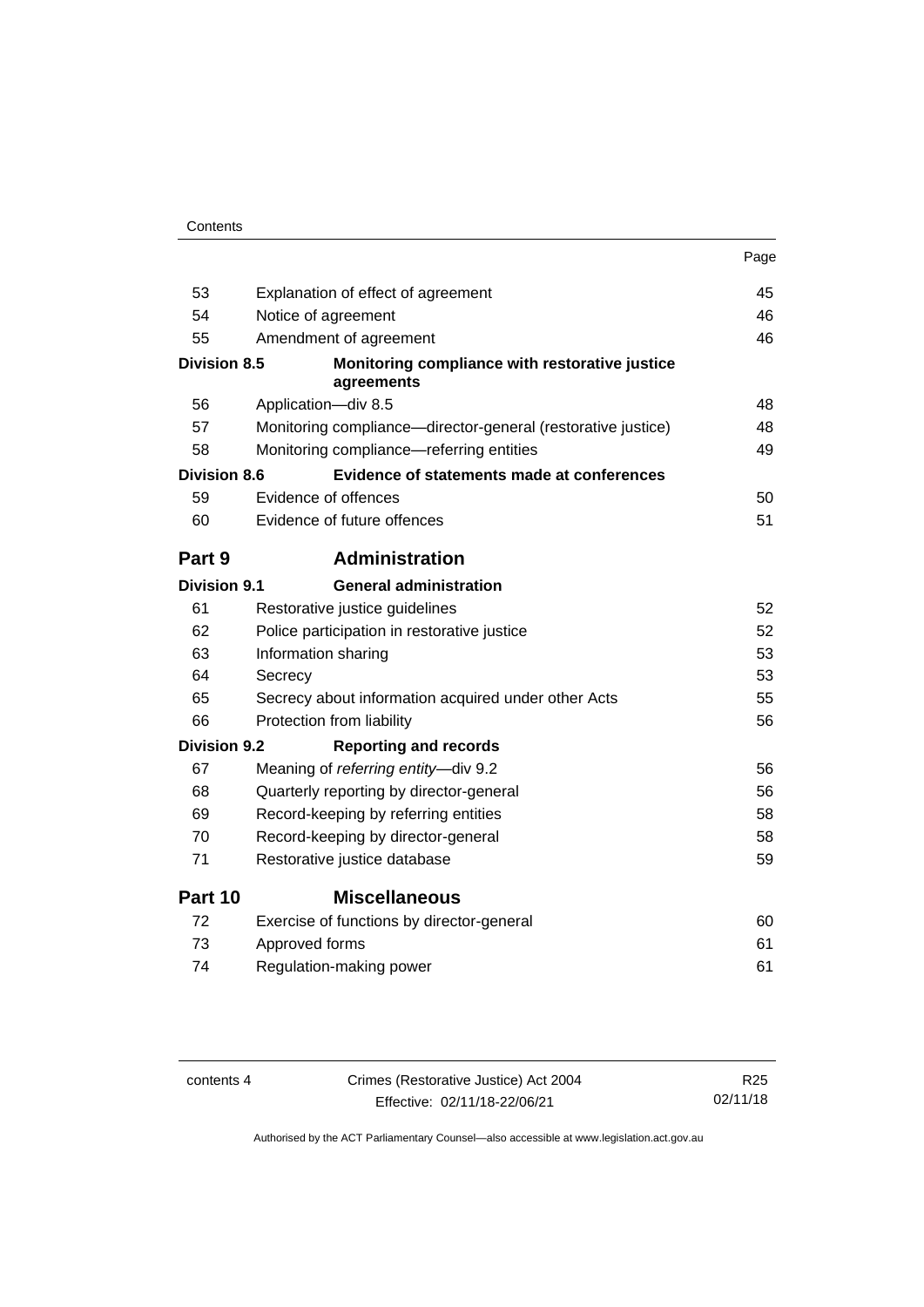| | | Page |
|---|---|---|
| 53 | Explanation of effect of agreement | 45 |
| 54 | Notice of agreement | 46 |
| 55 | Amendment of agreement | 46 |
| **Division 8.5** | **Monitoring compliance with restorative justice agreements** | |
| 56 | Application—div 8.5 | 48 |
| 57 | Monitoring compliance—director-general (restorative justice) | 48 |
| 58 | Monitoring compliance—referring entities | 49 |
| **Division 8.6** | **Evidence of statements made at conferences** | |
| 59 | Evidence of offences | 50 |
| 60 | Evidence of future offences | 51 |
| **Part 9** | **Administration** | |
| **Division 9.1** | **General administration** | |
| 61 | Restorative justice guidelines | 52 |
| 62 | Police participation in restorative justice | 52 |
| 63 | Information sharing | 53 |
| 64 | Secrecy | 53 |
| 65 | Secrecy about information acquired under other Acts | 55 |
| 66 | Protection from liability | 56 |
| **Division 9.2** | **Reporting and records** | |
| 67 | Meaning of *referring entity*—div 9.2 | 56 |
| 68 | Quarterly reporting by director-general | 56 |
| 69 | Record-keeping by referring entities | 58 |
| 70 | Record-keeping by director-general | 58 |
| 71 | Restorative justice database | 59 |
| **Part 10** | **Miscellaneous** | |
| 72 | Exercise of functions by director-general | 60 |
| 73 | Approved forms | 61 |
| 74 | Regulation-making power | 61 |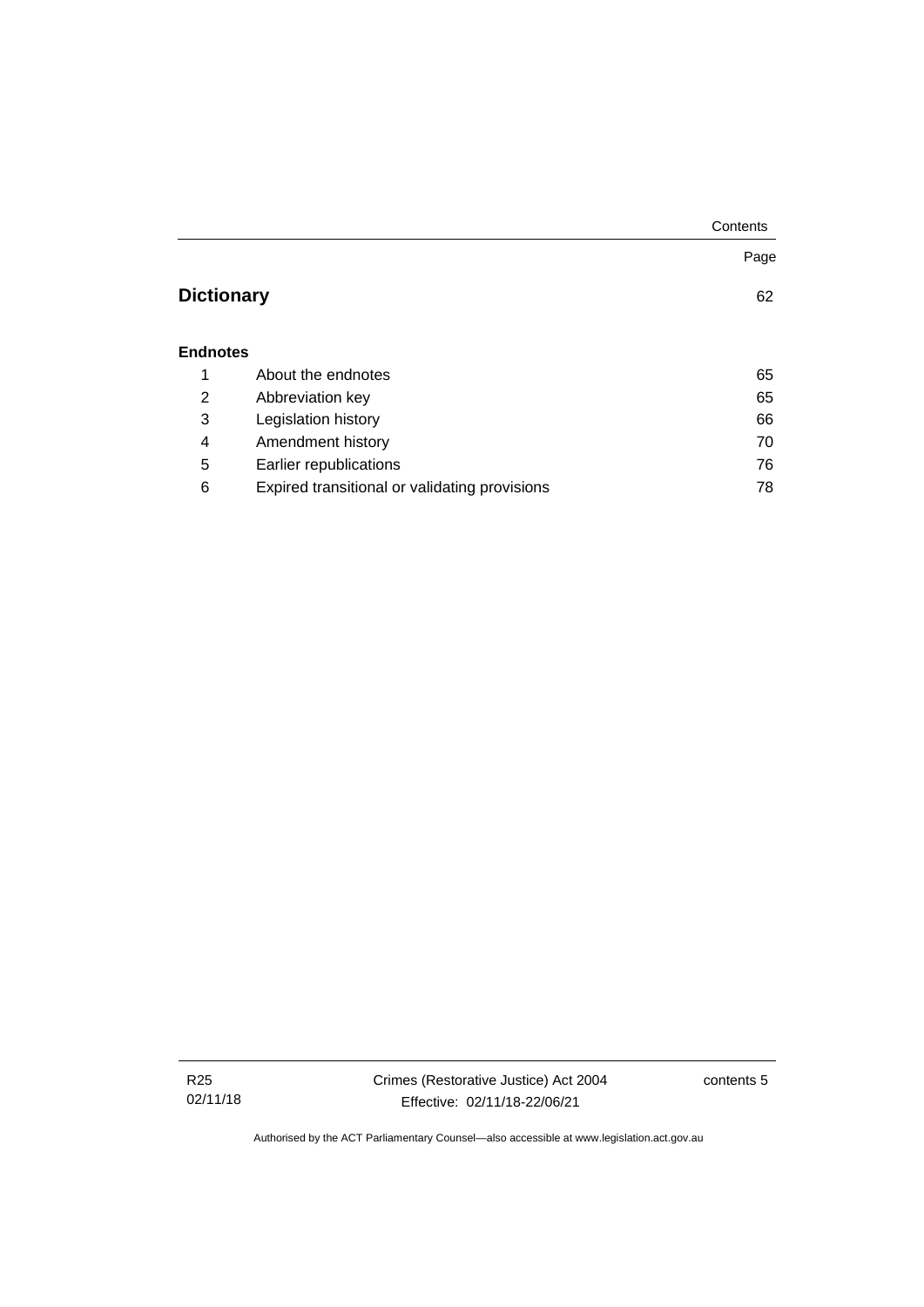Page

## Dictionary 62

### Endnotes

| | | |
|---|---|---|
| 1 | About the endnotes | 65 |
| 2 | Abbreviation key | 65 |
| 3 | Legislation history | 66 |
| 4 | Amendment history | 70 |
| 5 | Earlier republications | 76 |
| 6 | Expired transitional or validating provisions | 78 |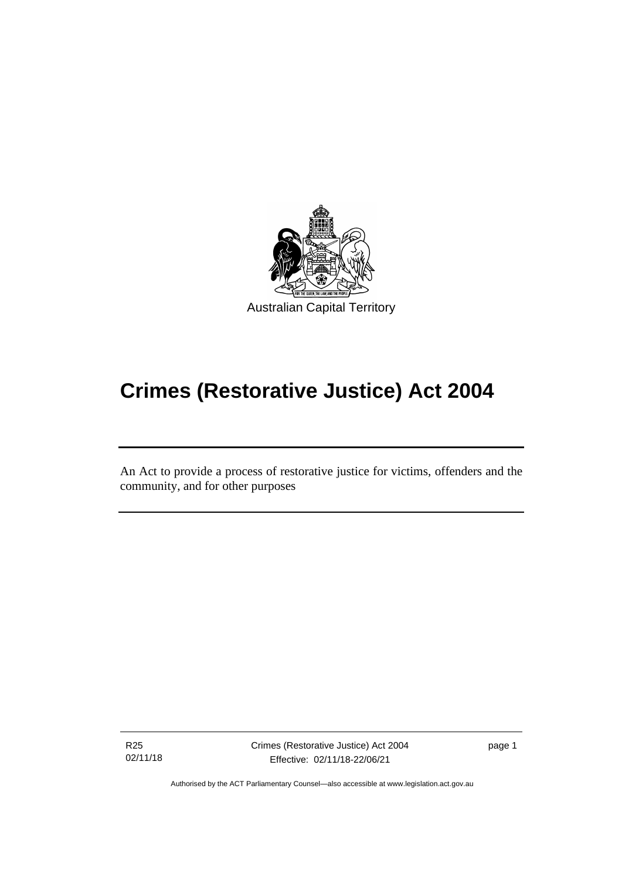Australian Capital Territory

# Crimes (Restorative Justice) Act 2004

An Act to provide a process of restorative justice for victims, offenders and the community, and for other purposes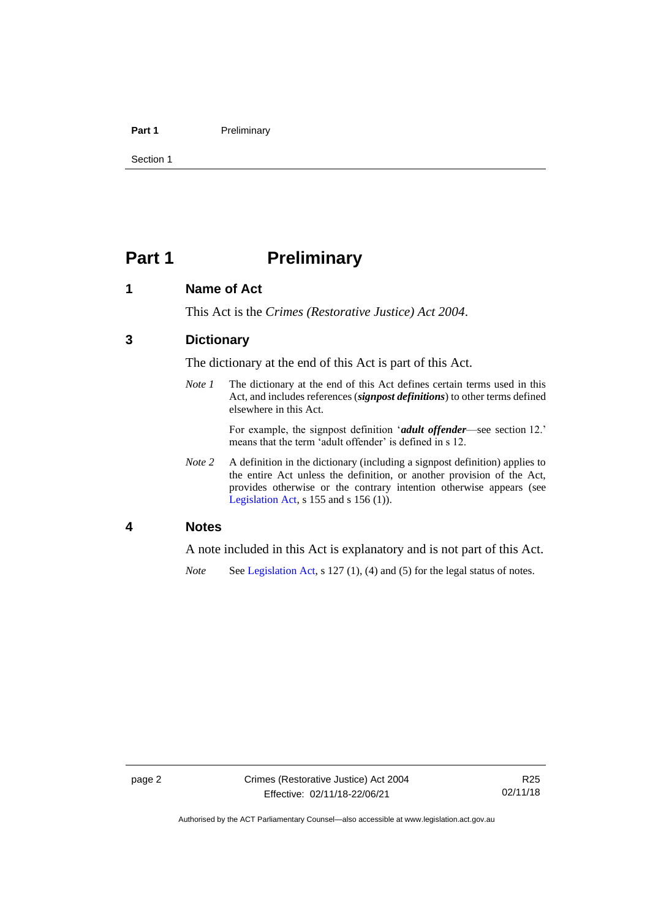# Part 1 Preliminary

## 1 Name of Act

This Act is the *Crimes (Restorative Justice) Act 2004*.

## 3 Dictionary

The dictionary at the end of this Act is part of this Act.

*Note 1* The dictionary at the end of this Act defines certain terms used in this Act, and includes references (***signpost definitions***) to other terms defined elsewhere in this Act.

For example, the signpost definition '***adult offender***—see section 12.' means that the term 'adult offender' is defined in s 12.

*Note 2* A definition in the dictionary (including a signpost definition) applies to the entire Act unless the definition, or another provision of the Act, provides otherwise or the contrary intention otherwise appears (see Legislation Act, s 155 and s 156 (1)).

## 4 Notes

A note included in this Act is explanatory and is not part of this Act.

*Note* See Legislation Act, s 127 (1), (4) and (5) for the legal status of notes.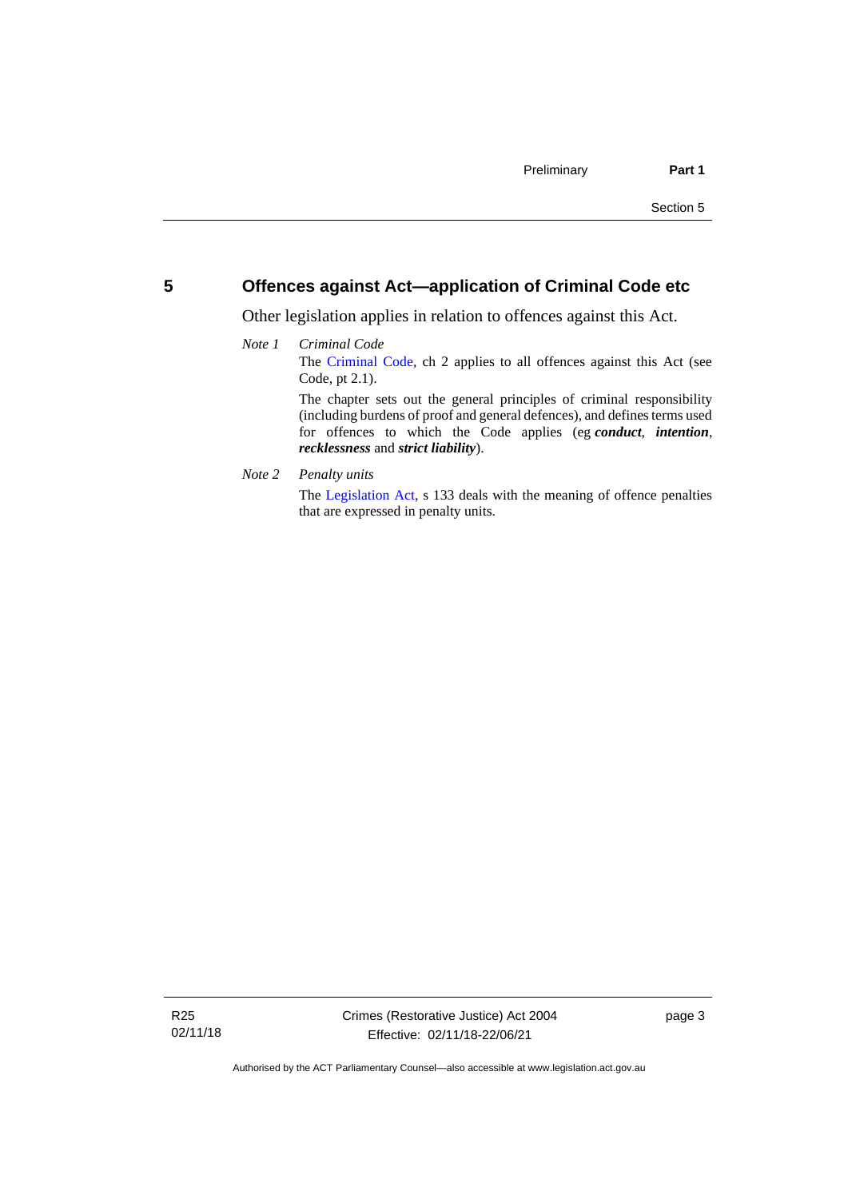## 5 Offences against Act—application of Criminal Code etc

Other legislation applies in relation to offences against this Act.

*Note 1* *Criminal Code*

The Criminal Code, ch 2 applies to all offences against this Act (see Code, pt 2.1).

The chapter sets out the general principles of criminal responsibility (including burdens of proof and general defences), and defines terms used for offences to which the Code applies (eg ***conduct***, ***intention***, ***recklessness*** and ***strict liability***).

*Note 2* *Penalty units*

The Legislation Act, s 133 deals with the meaning of offence penalties that are expressed in penalty units.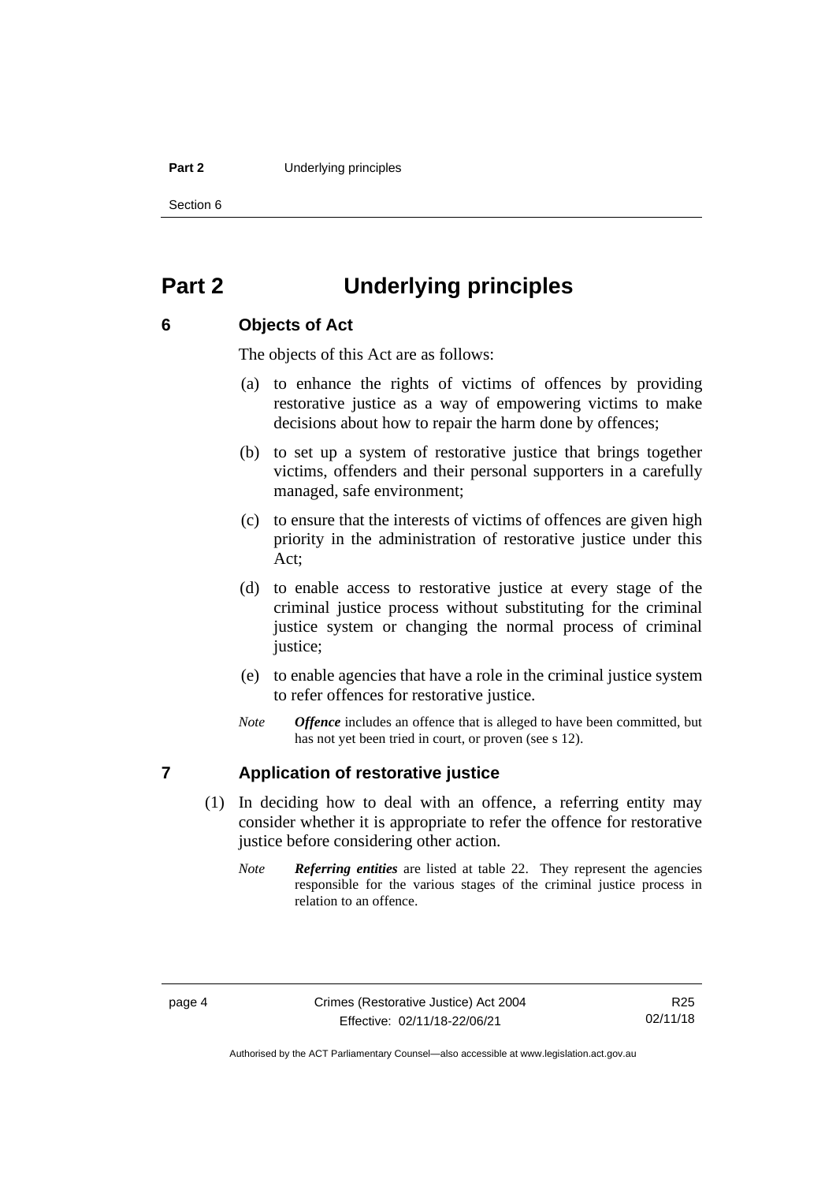# Part 2 Underlying principles

## 6 Objects of Act

The objects of this Act are as follows:

(a) to enhance the rights of victims of offences by providing restorative justice as a way of empowering victims to make decisions about how to repair the harm done by offences;

(b) to set up a system of restorative justice that brings together victims, offenders and their personal supporters in a carefully managed, safe environment;

(c) to ensure that the interests of victims of offences are given high priority in the administration of restorative justice under this Act;

(d) to enable access to restorative justice at every stage of the criminal justice process without substituting for the criminal justice system or changing the normal process of criminal justice;

(e) to enable agencies that have a role in the criminal justice system to refer offences for restorative justice.

*Note* ***Offence*** includes an offence that is alleged to have been committed, but has not yet been tried in court, or proven (see s 12).

## 7 Application of restorative justice

(1) In deciding how to deal with an offence, a referring entity may consider whether it is appropriate to refer the offence for restorative justice before considering other action.

*Note* ***Referring entities*** are listed at table 22. They represent the agencies responsible for the various stages of the criminal justice process in relation to an offence.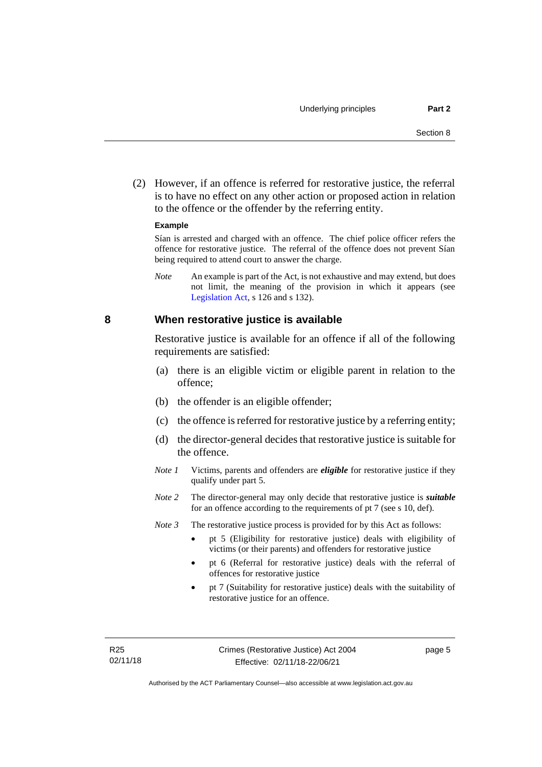(2) However, if an offence is referred for restorative justice, the referral is to have no effect on any other action or proposed action in relation to the offence or the offender by the referring entity.

**Example**

Sían is arrested and charged with an offence. The chief police officer refers the offence for restorative justice. The referral of the offence does not prevent Sían being required to attend court to answer the charge.

*Note* An example is part of the Act, is not exhaustive and may extend, but does not limit, the meaning of the provision in which it appears (see Legislation Act, s 126 and s 132).

## 8 When restorative justice is available

Restorative justice is available for an offence if all of the following requirements are satisfied:

(a) there is an eligible victim or eligible parent in relation to the offence;

(b) the offender is an eligible offender;

(c) the offence is referred for restorative justice by a referring entity;

(d) the director-general decides that restorative justice is suitable for the offence.

*Note 1* Victims, parents and offenders are ***eligible*** for restorative justice if they qualify under part 5.

*Note 2* The director-general may only decide that restorative justice is ***suitable*** for an offence according to the requirements of pt 7 (see s 10, def).

*Note 3* The restorative justice process is provided for by this Act as follows:

- pt 5 (Eligibility for restorative justice) deals with eligibility of victims (or their parents) and offenders for restorative justice
- pt 6 (Referral for restorative justice) deals with the referral of offences for restorative justice
- pt 7 (Suitability for restorative justice) deals with the suitability of restorative justice for an offence.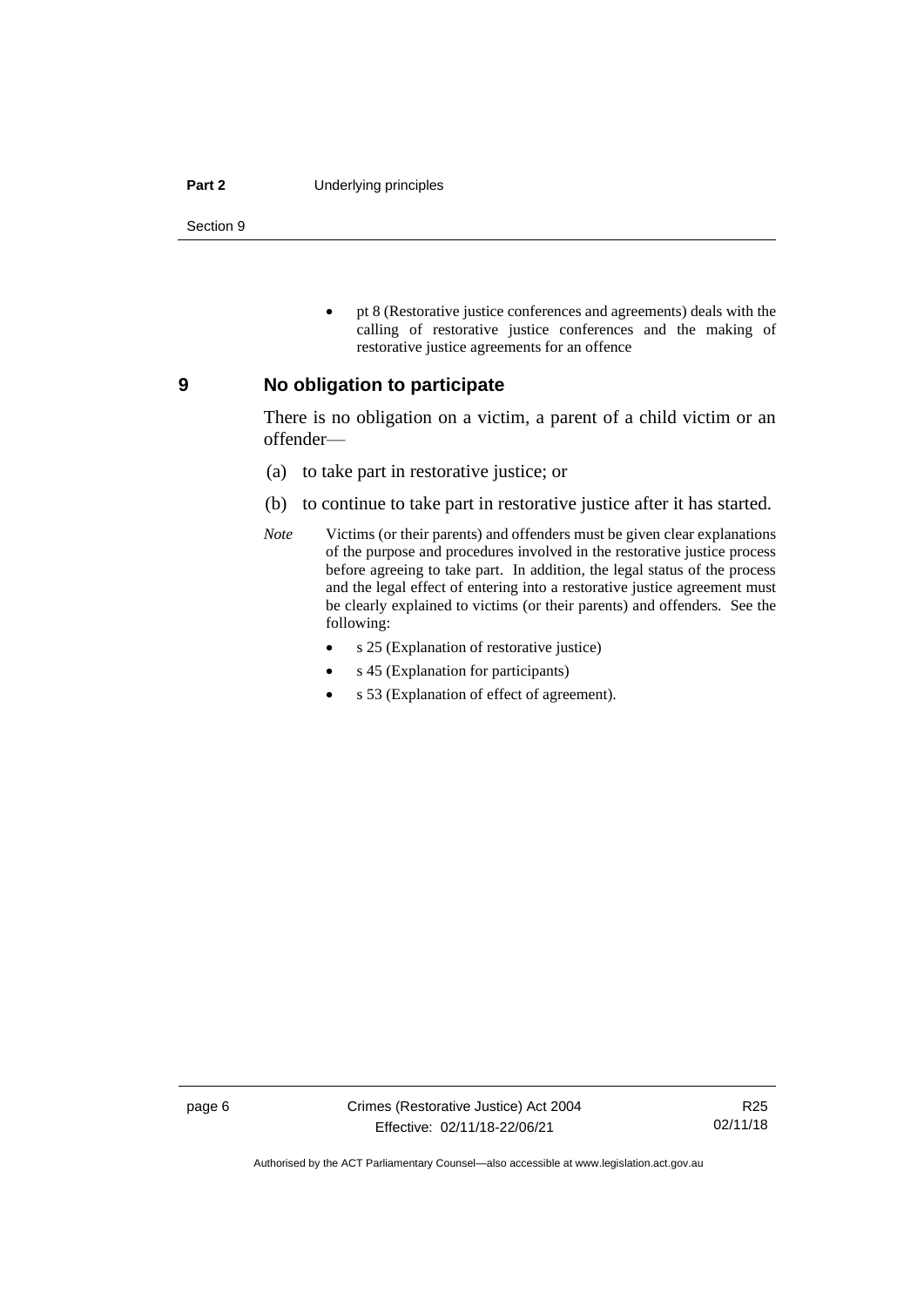- pt 8 (Restorative justice conferences and agreements) deals with the calling of restorative justice conferences and the making of restorative justice agreements for an offence

## 9 No obligation to participate

There is no obligation on a victim, a parent of a child victim or an offender—

(a) to take part in restorative justice; or

(b) to continue to take part in restorative justice after it has started.

*Note* Victims (or their parents) and offenders must be given clear explanations of the purpose and procedures involved in the restorative justice process before agreeing to take part. In addition, the legal status of the process and the legal effect of entering into a restorative justice agreement must be clearly explained to victims (or their parents) and offenders. See the following:

- s 25 (Explanation of restorative justice)
- s 45 (Explanation for participants)
- s 53 (Explanation of effect of agreement).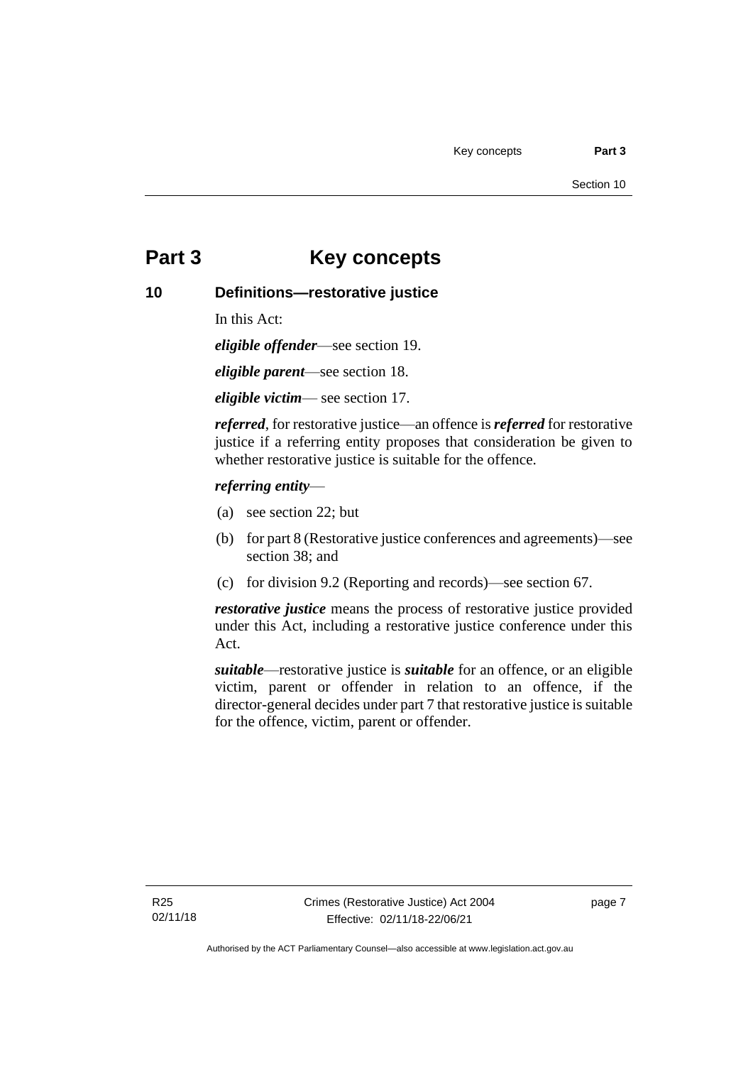# Part 3 Key concepts

## 10 Definitions—restorative justice

In this Act:

***eligible offender***—see section 19.

***eligible parent***—see section 18.

***eligible victim***— see section 17.

***referred***, for restorative justice—an offence is ***referred*** for restorative justice if a referring entity proposes that consideration be given to whether restorative justice is suitable for the offence.

***referring entity***—

(a) see section 22; but

(b) for part 8 (Restorative justice conferences and agreements)—see section 38; and

(c) for division 9.2 (Reporting and records)—see section 67.

***restorative justice*** means the process of restorative justice provided under this Act, including a restorative justice conference under this Act.

***suitable***—restorative justice is ***suitable*** for an offence, or an eligible victim, parent or offender in relation to an offence, if the director-general decides under part 7 that restorative justice is suitable for the offence, victim, parent or offender.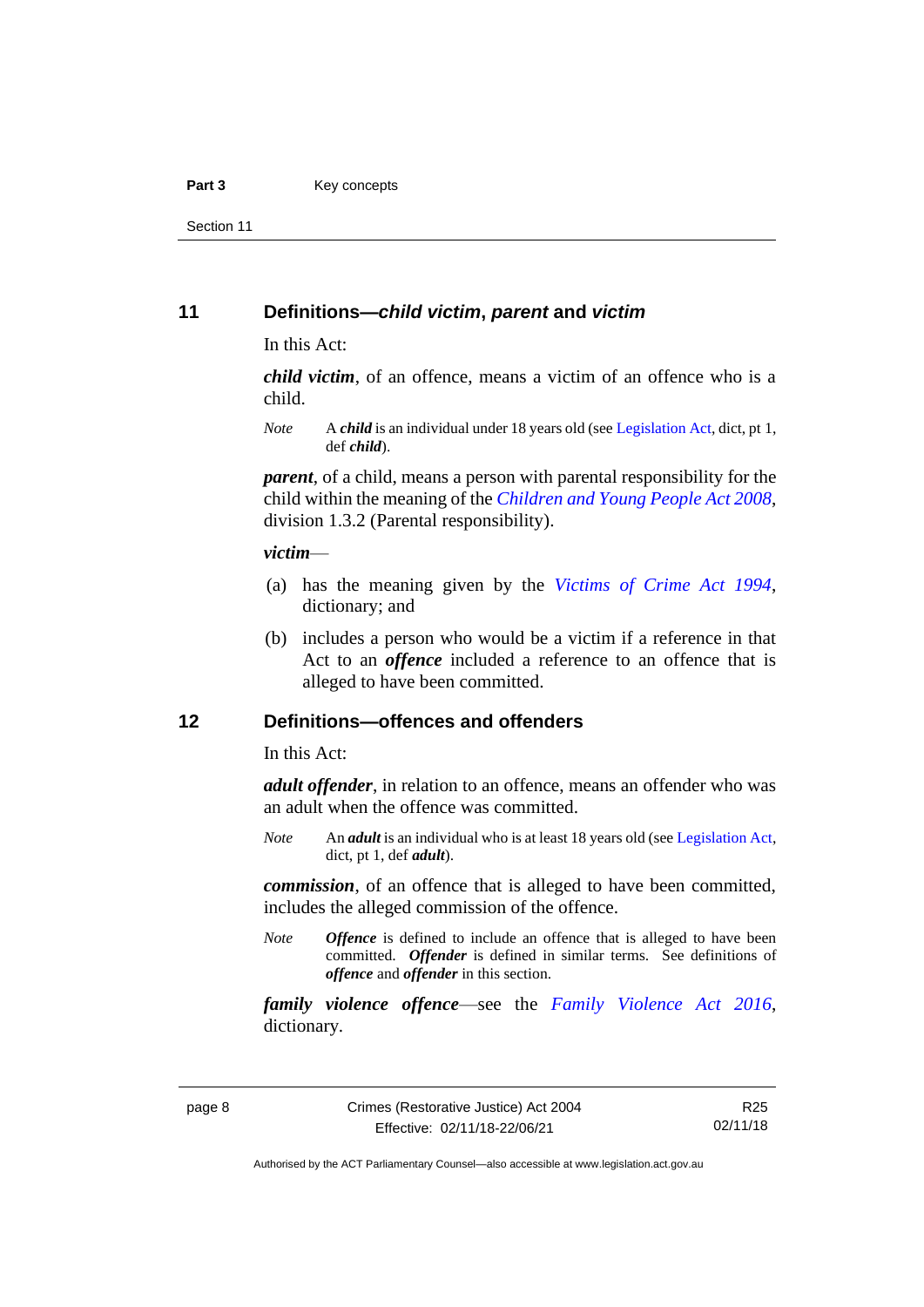## 11 Definitions—*child victim*, *parent* and *victim*

In this Act:

***child victim***, of an offence, means a victim of an offence who is a child.

*Note* A ***child*** is an individual under 18 years old (see Legislation Act, dict, pt 1, def ***child***).

***parent***, of a child, means a person with parental responsibility for the child within the meaning of the *Children and Young People Act 2008*, division 1.3.2 (Parental responsibility).

***victim***—

(a) has the meaning given by the *Victims of Crime Act 1994*, dictionary; and

(b) includes a person who would be a victim if a reference in that Act to an ***offence*** included a reference to an offence that is alleged to have been committed.

## 12 Definitions—offences and offenders

In this Act:

***adult offender***, in relation to an offence, means an offender who was an adult when the offence was committed.

*Note* An ***adult*** is an individual who is at least 18 years old (see Legislation Act, dict, pt 1, def ***adult***).

***commission***, of an offence that is alleged to have been committed, includes the alleged commission of the offence.

*Note* ***Offence*** is defined to include an offence that is alleged to have been committed. ***Offender*** is defined in similar terms. See definitions of ***offence*** and ***offender*** in this section.

***family violence offence***—see the *Family Violence Act 2016*, dictionary.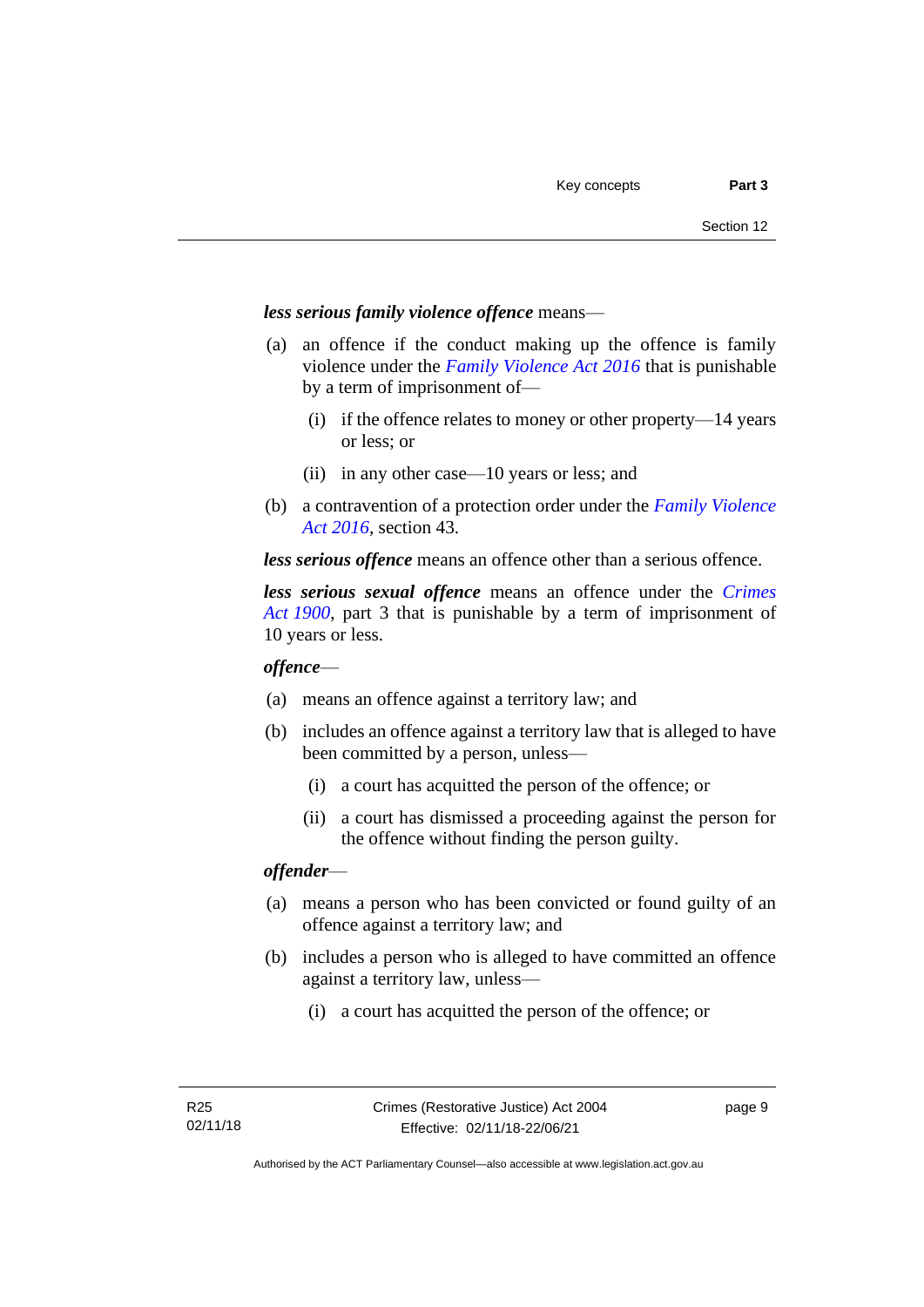***less serious family violence offence*** means—

(a) an offence if the conduct making up the offence is family violence under the *Family Violence Act 2016* that is punishable by a term of imprisonment of—

  (i) if the offence relates to money or other property—14 years or less; or

  (ii) in any other case—10 years or less; and

(b) a contravention of a protection order under the *Family Violence Act 2016*, section 43.

***less serious offence*** means an offence other than a serious offence.

***less serious sexual offence*** means an offence under the *Crimes Act 1900*, part 3 that is punishable by a term of imprisonment of 10 years or less.

***offence***—

(a) means an offence against a territory law; and

(b) includes an offence against a territory law that is alleged to have been committed by a person, unless—

  (i) a court has acquitted the person of the offence; or

  (ii) a court has dismissed a proceeding against the person for the offence without finding the person guilty.

***offender***—

(a) means a person who has been convicted or found guilty of an offence against a territory law; and

(b) includes a person who is alleged to have committed an offence against a territory law, unless—

  (i) a court has acquitted the person of the offence; or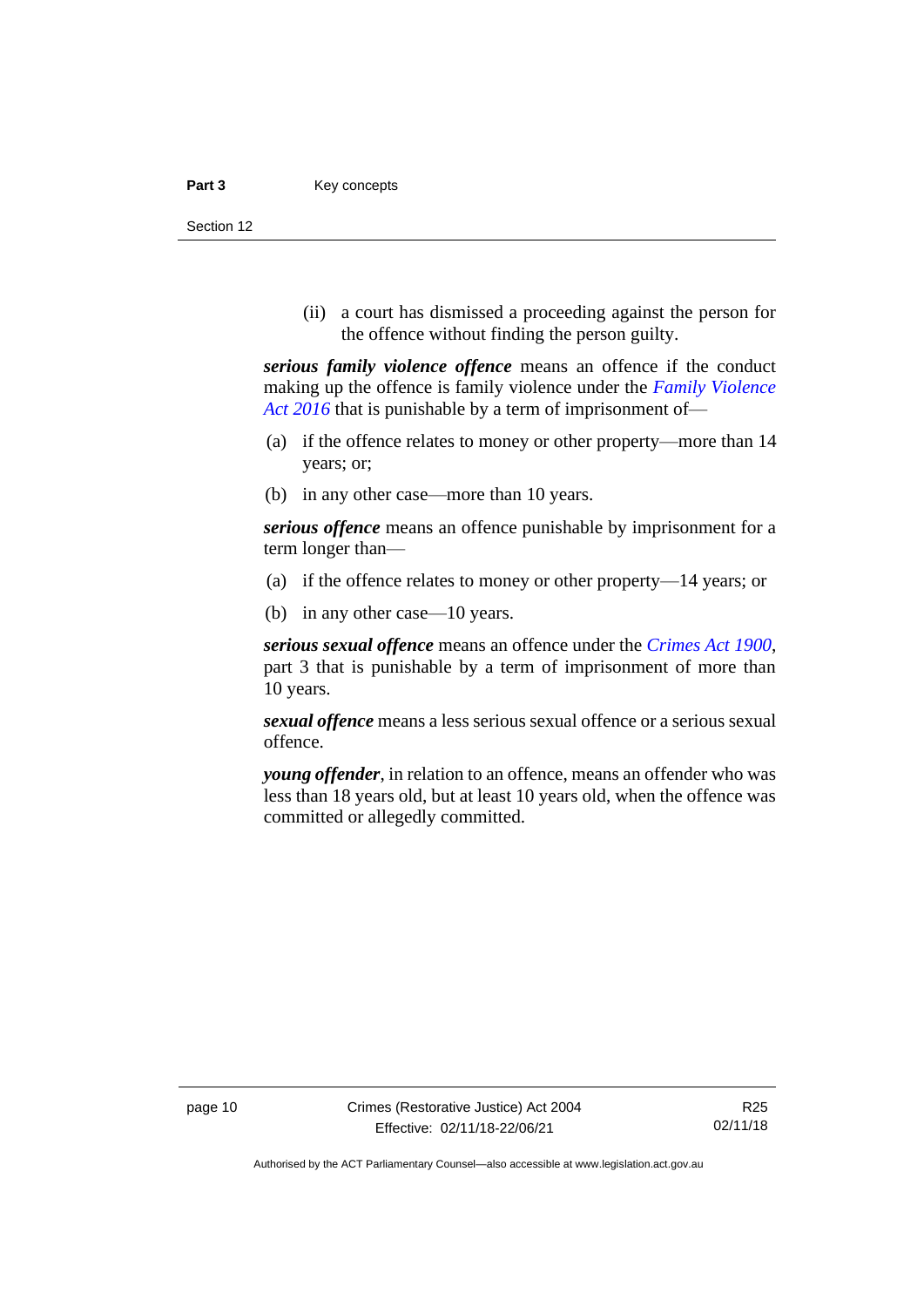(ii) a court has dismissed a proceeding against the person for the offence without finding the person guilty.

***serious family violence offence*** means an offence if the conduct making up the offence is family violence under the *Family Violence Act 2016* that is punishable by a term of imprisonment of—

(a) if the offence relates to money or other property—more than 14 years; or;

(b) in any other case—more than 10 years.

***serious offence*** means an offence punishable by imprisonment for a term longer than—

(a) if the offence relates to money or other property—14 years; or

(b) in any other case—10 years.

***serious sexual offence*** means an offence under the *Crimes Act 1900*, part 3 that is punishable by a term of imprisonment of more than 10 years.

***sexual offence*** means a less serious sexual offence or a serious sexual offence.

***young offender***, in relation to an offence, means an offender who was less than 18 years old, but at least 10 years old, when the offence was committed or allegedly committed.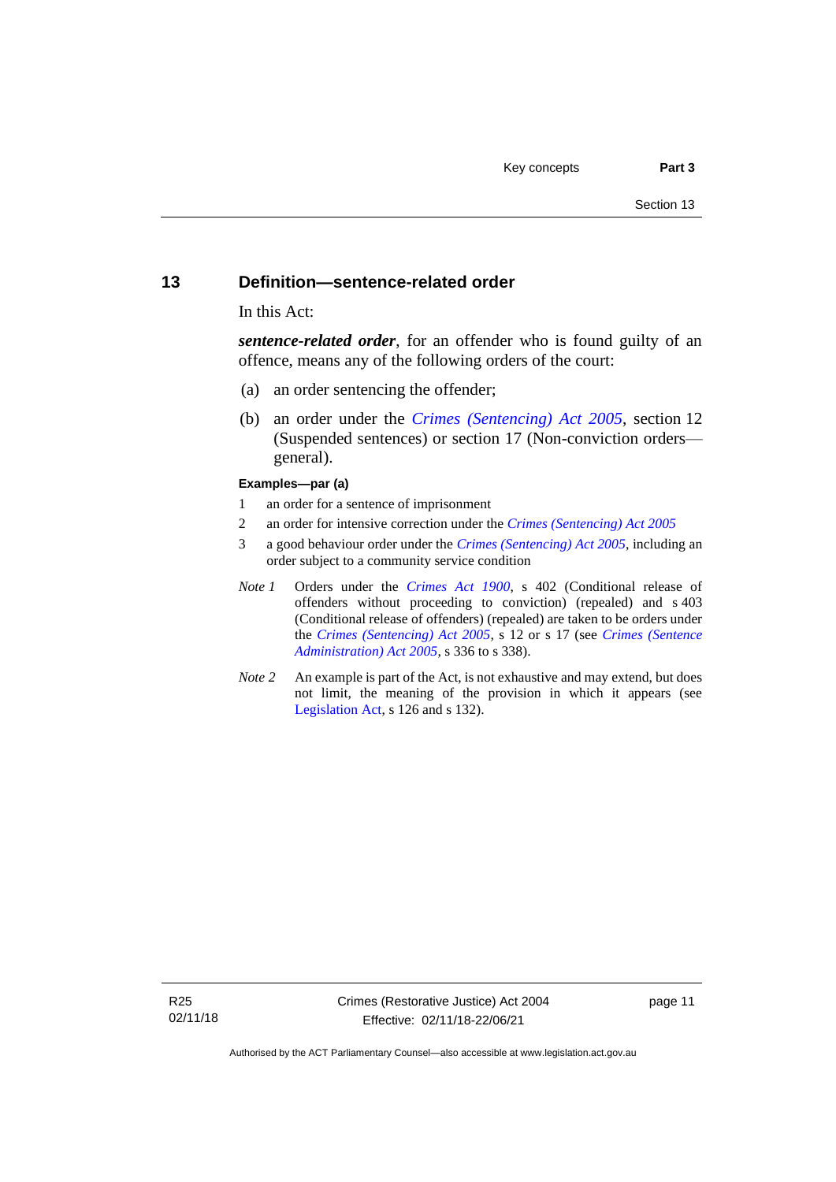## 13 Definition—sentence-related order

In this Act:

***sentence-related order***, for an offender who is found guilty of an offence, means any of the following orders of the court:

(a) an order sentencing the offender;

(b) an order under the *Crimes (Sentencing) Act 2005*, section 12 (Suspended sentences) or section 17 (Non-conviction orders—general).

**Examples—par (a)**

1 an order for a sentence of imprisonment

2 an order for intensive correction under the *Crimes (Sentencing) Act 2005*

3 a good behaviour order under the *Crimes (Sentencing) Act 2005*, including an order subject to a community service condition

*Note 1* Orders under the *Crimes Act 1900*, s 402 (Conditional release of offenders without proceeding to conviction) (repealed) and s 403 (Conditional release of offenders) (repealed) are taken to be orders under the *Crimes (Sentencing) Act 2005*, s 12 or s 17 (see *Crimes (Sentence Administration) Act 2005*, s 336 to s 338).

*Note 2* An example is part of the Act, is not exhaustive and may extend, but does not limit, the meaning of the provision in which it appears (see Legislation Act, s 126 and s 132).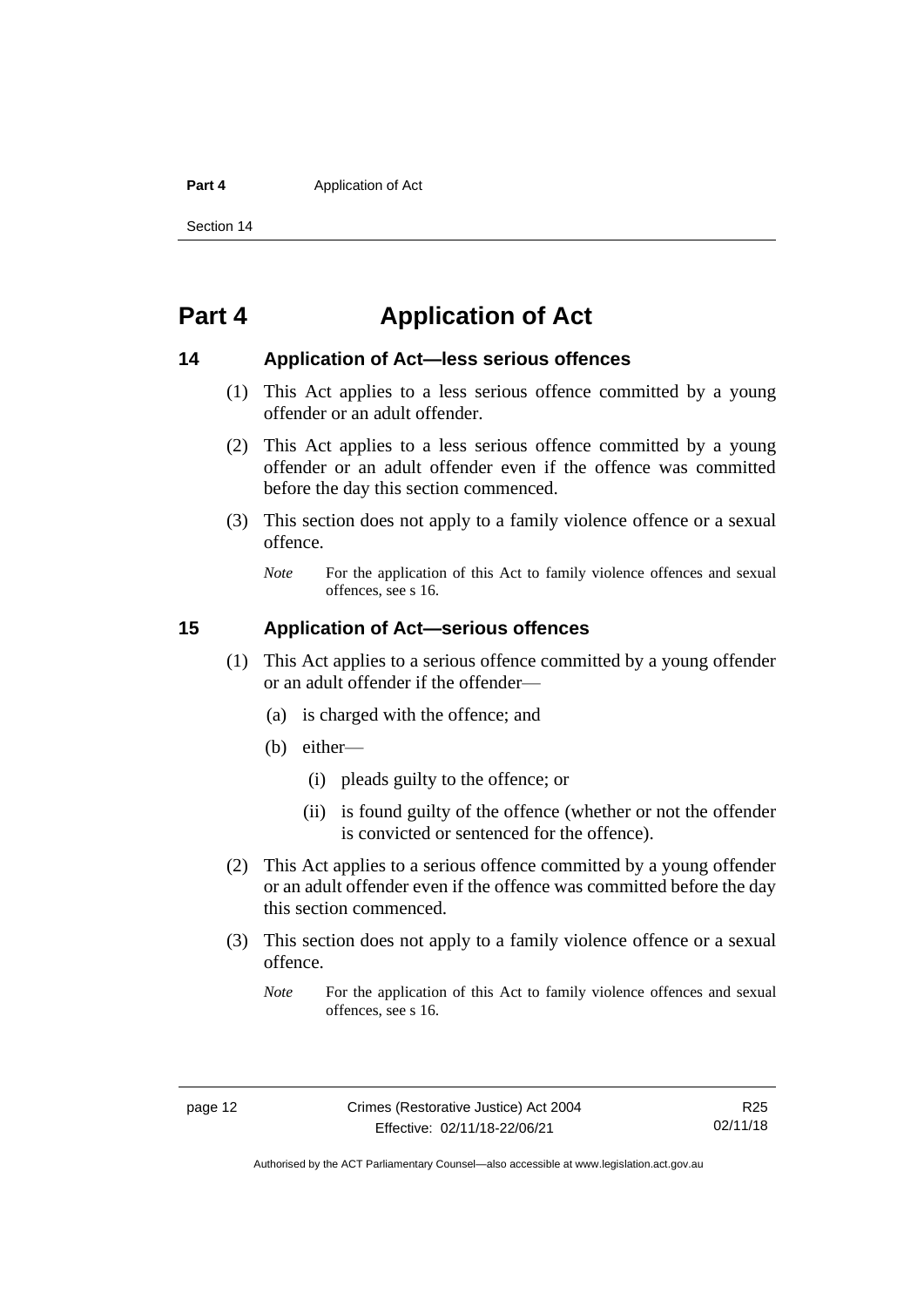# Part 4 Application of Act

## 14 Application of Act—less serious offences

(1) This Act applies to a less serious offence committed by a young offender or an adult offender.

(2) This Act applies to a less serious offence committed by a young offender or an adult offender even if the offence was committed before the day this section commenced.

(3) This section does not apply to a family violence offence or a sexual offence.

*Note* For the application of this Act to family violence offences and sexual offences, see s 16.

## 15 Application of Act—serious offences

(1) This Act applies to a serious offence committed by a young offender or an adult offender if the offender—

(a) is charged with the offence; and

(b) either—

(i) pleads guilty to the offence; or

(ii) is found guilty of the offence (whether or not the offender is convicted or sentenced for the offence).

(2) This Act applies to a serious offence committed by a young offender or an adult offender even if the offence was committed before the day this section commenced.

(3) This section does not apply to a family violence offence or a sexual offence.

*Note* For the application of this Act to family violence offences and sexual offences, see s 16.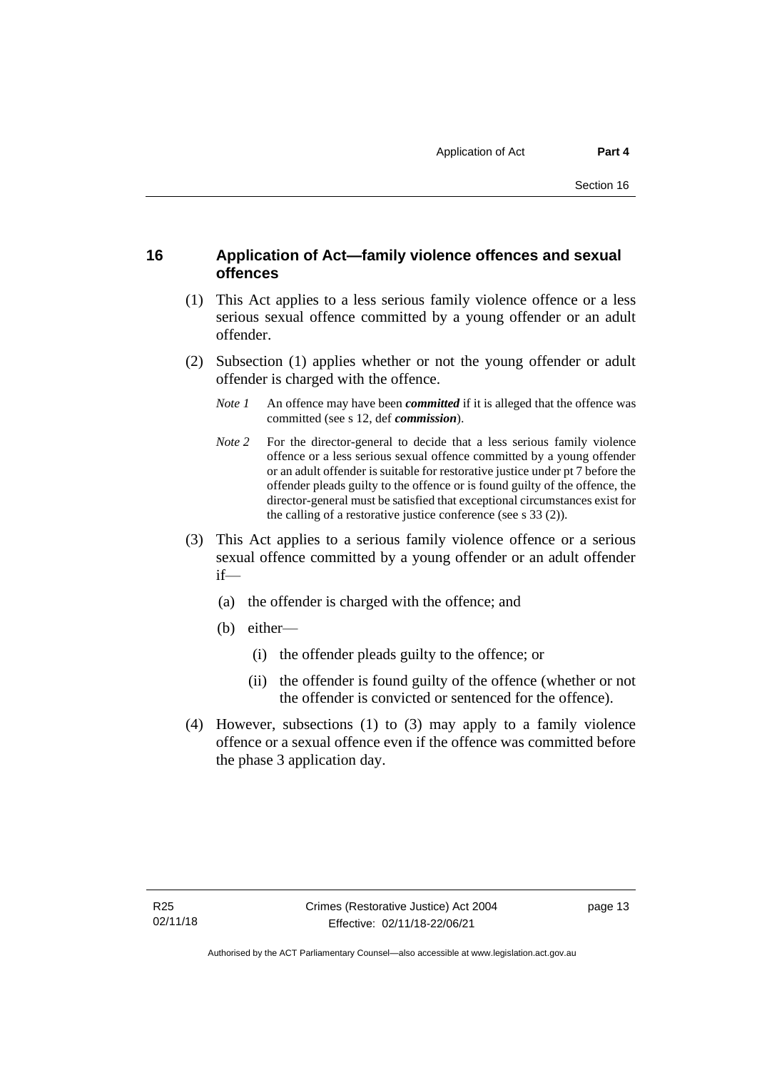## 16 Application of Act—family violence offences and sexual offences

(1) This Act applies to a less serious family violence offence or a less serious sexual offence committed by a young offender or an adult offender.

(2) Subsection (1) applies whether or not the young offender or adult offender is charged with the offence.

*Note 1* An offence may have been ***committed*** if it is alleged that the offence was committed (see s 12, def ***commission***).

*Note 2* For the director-general to decide that a less serious family violence offence or a less serious sexual offence committed by a young offender or an adult offender is suitable for restorative justice under pt 7 before the offender pleads guilty to the offence or is found guilty of the offence, the director-general must be satisfied that exceptional circumstances exist for the calling of a restorative justice conference (see s 33 (2)).

(3) This Act applies to a serious family violence offence or a serious sexual offence committed by a young offender or an adult offender if—

(a) the offender is charged with the offence; and

(b) either—

(i) the offender pleads guilty to the offence; or

(ii) the offender is found guilty of the offence (whether or not the offender is convicted or sentenced for the offence).

(4) However, subsections (1) to (3) may apply to a family violence offence or a sexual offence even if the offence was committed before the phase 3 application day.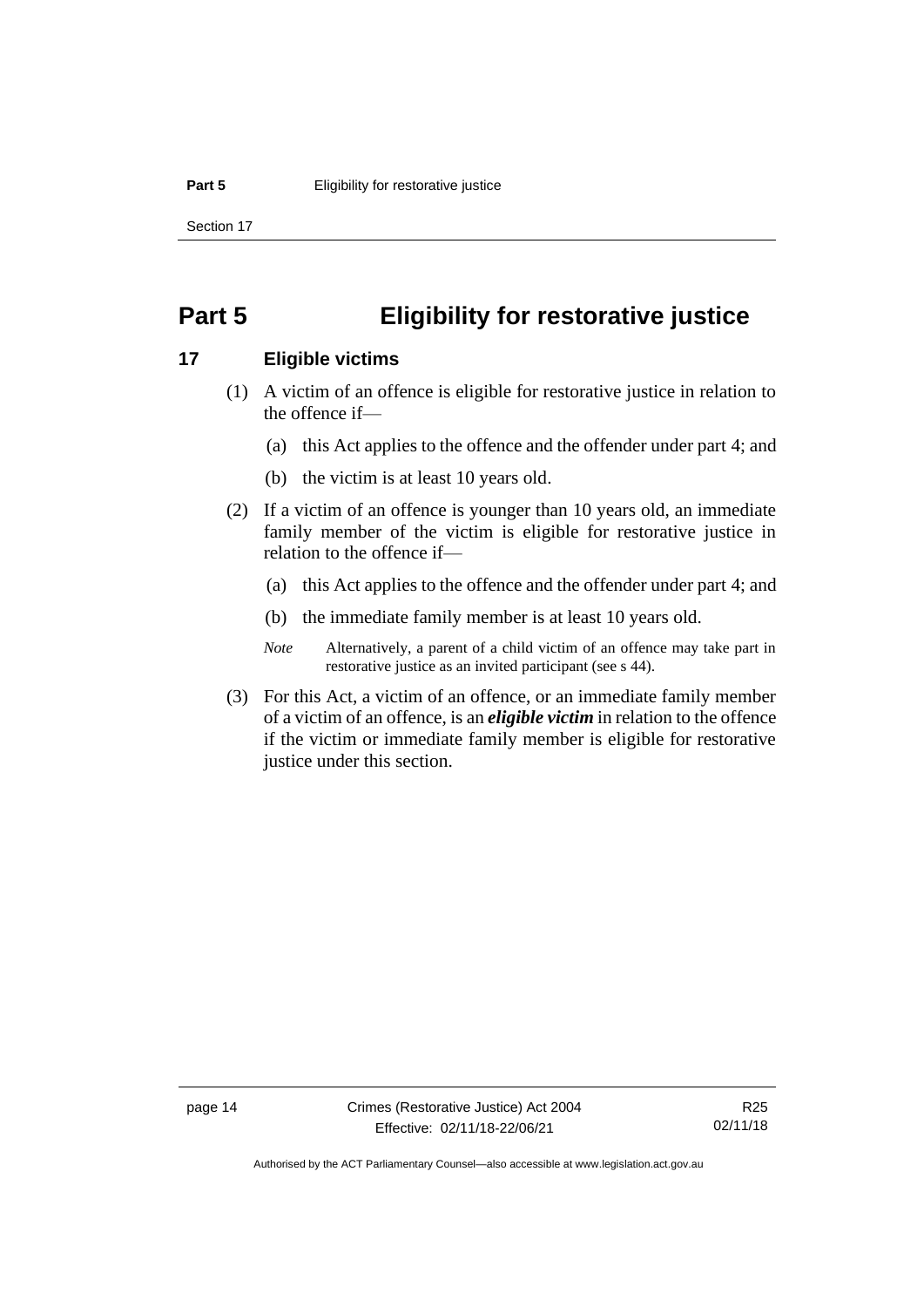# Part 5 Eligibility for restorative justice

## 17 Eligible victims

(1) A victim of an offence is eligible for restorative justice in relation to the offence if—

(a) this Act applies to the offence and the offender under part 4; and

(b) the victim is at least 10 years old.

(2) If a victim of an offence is younger than 10 years old, an immediate family member of the victim is eligible for restorative justice in relation to the offence if—

(a) this Act applies to the offence and the offender under part 4; and

(b) the immediate family member is at least 10 years old.

*Note* Alternatively, a parent of a child victim of an offence may take part in restorative justice as an invited participant (see s 44).

(3) For this Act, a victim of an offence, or an immediate family member of a victim of an offence, is an ***eligible victim*** in relation to the offence if the victim or immediate family member is eligible for restorative justice under this section.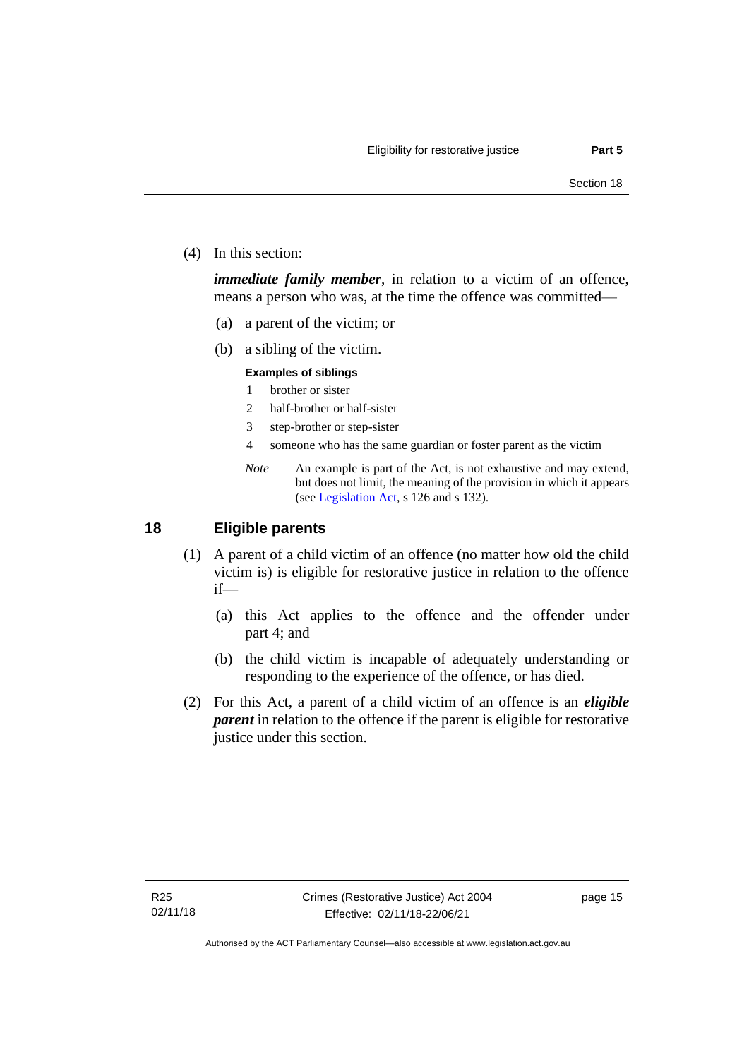(4) In this section:

***immediate family member***, in relation to a victim of an offence, means a person who was, at the time the offence was committed—

(a) a parent of the victim; or

(b) a sibling of the victim.

**Examples of siblings**

1 brother or sister

2 half-brother or half-sister

3 step-brother or step-sister

4 someone who has the same guardian or foster parent as the victim

*Note* An example is part of the Act, is not exhaustive and may extend, but does not limit, the meaning of the provision in which it appears (see Legislation Act, s 126 and s 132).

## 18 Eligible parents

(1) A parent of a child victim of an offence (no matter how old the child victim is) is eligible for restorative justice in relation to the offence if—

(a) this Act applies to the offence and the offender under part 4; and

(b) the child victim is incapable of adequately understanding or responding to the experience of the offence, or has died.

(2) For this Act, a parent of a child victim of an offence is an ***eligible parent*** in relation to the offence if the parent is eligible for restorative justice under this section.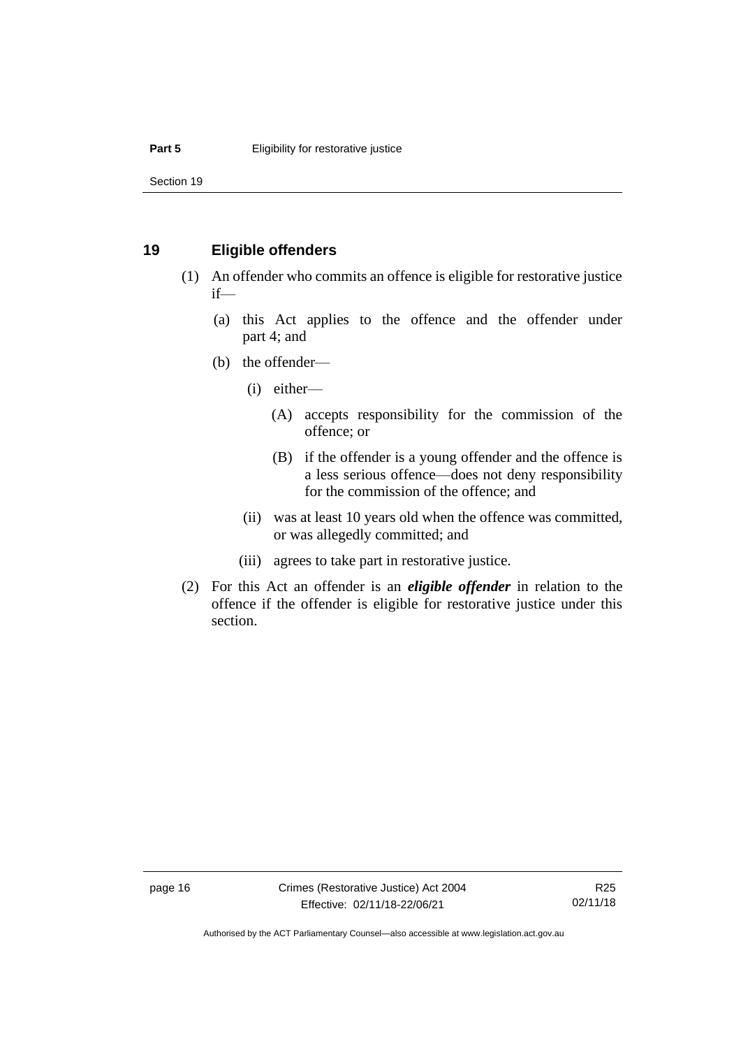## 19 Eligible offenders

(1) An offender who commits an offence is eligible for restorative justice if—

(a) this Act applies to the offence and the offender under part 4; and

(b) the offender—

(i) either—

(A) accepts responsibility for the commission of the offence; or

(B) if the offender is a young offender and the offence is a less serious offence—does not deny responsibility for the commission of the offence; and

(ii) was at least 10 years old when the offence was committed, or was allegedly committed; and

(iii) agrees to take part in restorative justice.

(2) For this Act an offender is an ***eligible offender*** in relation to the offence if the offender is eligible for restorative justice under this section.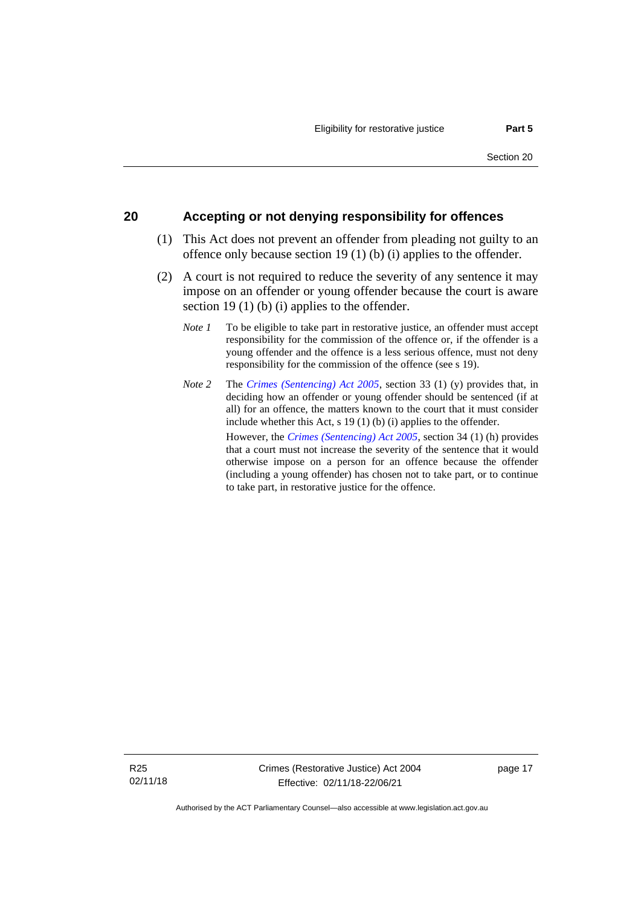## 20 Accepting or not denying responsibility for offences

(1) This Act does not prevent an offender from pleading not guilty to an offence only because section 19 (1) (b) (i) applies to the offender.

(2) A court is not required to reduce the severity of any sentence it may impose on an offender or young offender because the court is aware section 19 (1) (b) (i) applies to the offender.

*Note 1* To be eligible to take part in restorative justice, an offender must accept responsibility for the commission of the offence or, if the offender is a young offender and the offence is a less serious offence, must not deny responsibility for the commission of the offence (see s 19).

*Note 2* The *Crimes (Sentencing) Act 2005*, section 33 (1) (y) provides that, in deciding how an offender or young offender should be sentenced (if at all) for an offence, the matters known to the court that it must consider include whether this Act, s 19 (1) (b) (i) applies to the offender.

However, the *Crimes (Sentencing) Act 2005*, section 34 (1) (h) provides that a court must not increase the severity of the sentence that it would otherwise impose on a person for an offence because the offender (including a young offender) has chosen not to take part, or to continue to take part, in restorative justice for the offence.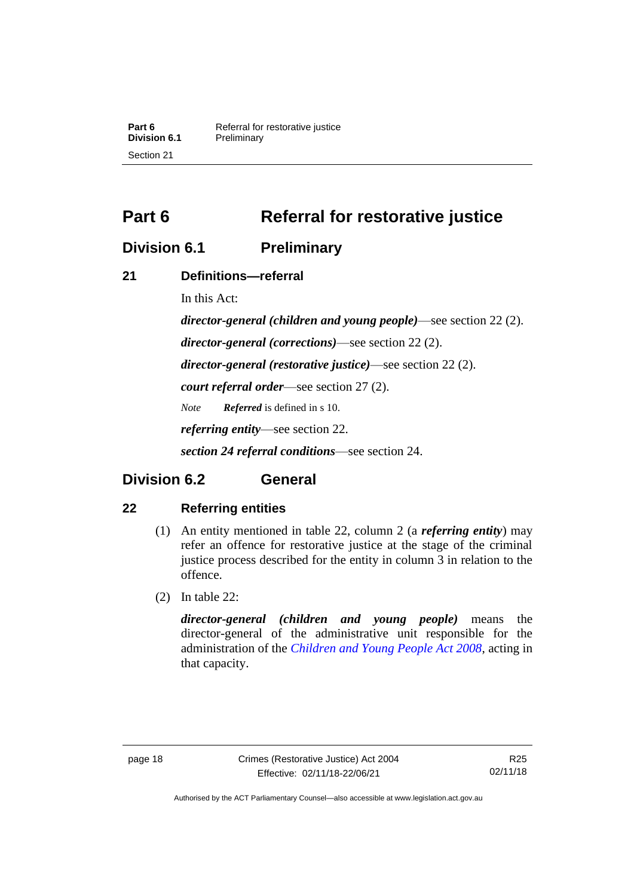# Part 6 Referral for restorative justice

## Division 6.1 Preliminary

### 21 Definitions—referral

In this Act:

***director-general (children and young people)***—see section 22 (2).

***director-general (corrections)***—see section 22 (2).

***director-general (restorative justice)***—see section 22 (2).

***court referral order***—see section 27 (2).

*Note* ***Referred*** is defined in s 10.

***referring entity***—see section 22.

***section 24 referral conditions***—see section 24.

## Division 6.2 General

### 22 Referring entities

(1) An entity mentioned in table 22, column 2 (a ***referring entity***) may refer an offence for restorative justice at the stage of the criminal justice process described for the entity in column 3 in relation to the offence.

(2) In table 22:

***director-general (children and young people)*** means the director-general of the administrative unit responsible for the administration of the *Children and Young People Act 2008*, acting in that capacity.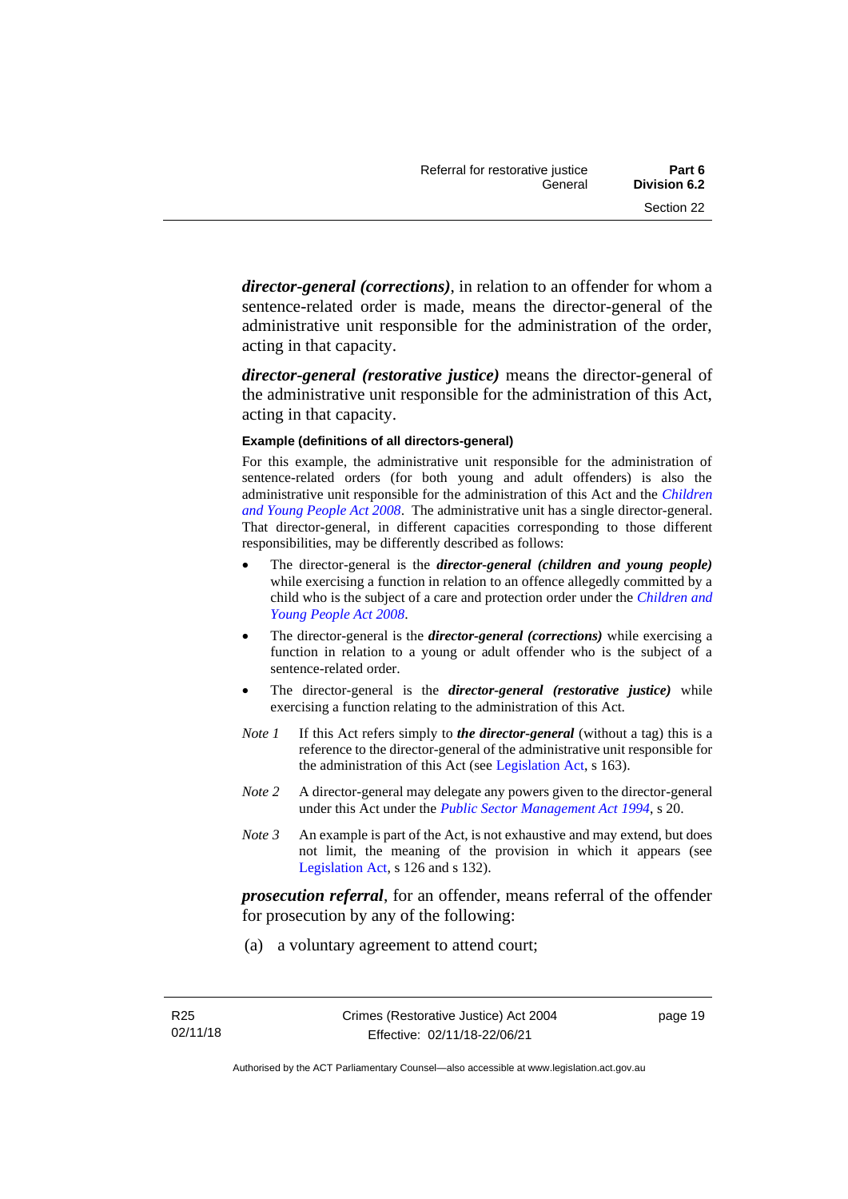***director-general (corrections)***, in relation to an offender for whom a sentence-related order is made, means the director-general of the administrative unit responsible for the administration of the order, acting in that capacity.

***director-general (restorative justice)*** means the director-general of the administrative unit responsible for the administration of this Act, acting in that capacity.

**Example (definitions of all directors-general)**

For this example, the administrative unit responsible for the administration of sentence-related orders (for both young and adult offenders) is also the administrative unit responsible for the administration of this Act and the *Children and Young People Act 2008*. The administrative unit has a single director-general. That director-general, in different capacities corresponding to those different responsibilities, may be differently described as follows:

- The director-general is the ***director-general (children and young people)*** while exercising a function in relation to an offence allegedly committed by a child who is the subject of a care and protection order under the *Children and Young People Act 2008*.
- The director-general is the ***director-general (corrections)*** while exercising a function in relation to a young or adult offender who is the subject of a sentence-related order.
- The director-general is the ***director-general (restorative justice)*** while exercising a function relating to the administration of this Act.

*Note 1* If this Act refers simply to ***the director-general*** (without a tag) this is a reference to the director-general of the administrative unit responsible for the administration of this Act (see Legislation Act, s 163).

*Note 2* A director-general may delegate any powers given to the director-general under this Act under the *Public Sector Management Act 1994*, s 20.

*Note 3* An example is part of the Act, is not exhaustive and may extend, but does not limit, the meaning of the provision in which it appears (see Legislation Act, s 126 and s 132).

***prosecution referral***, for an offender, means referral of the offender for prosecution by any of the following:

(a) a voluntary agreement to attend court;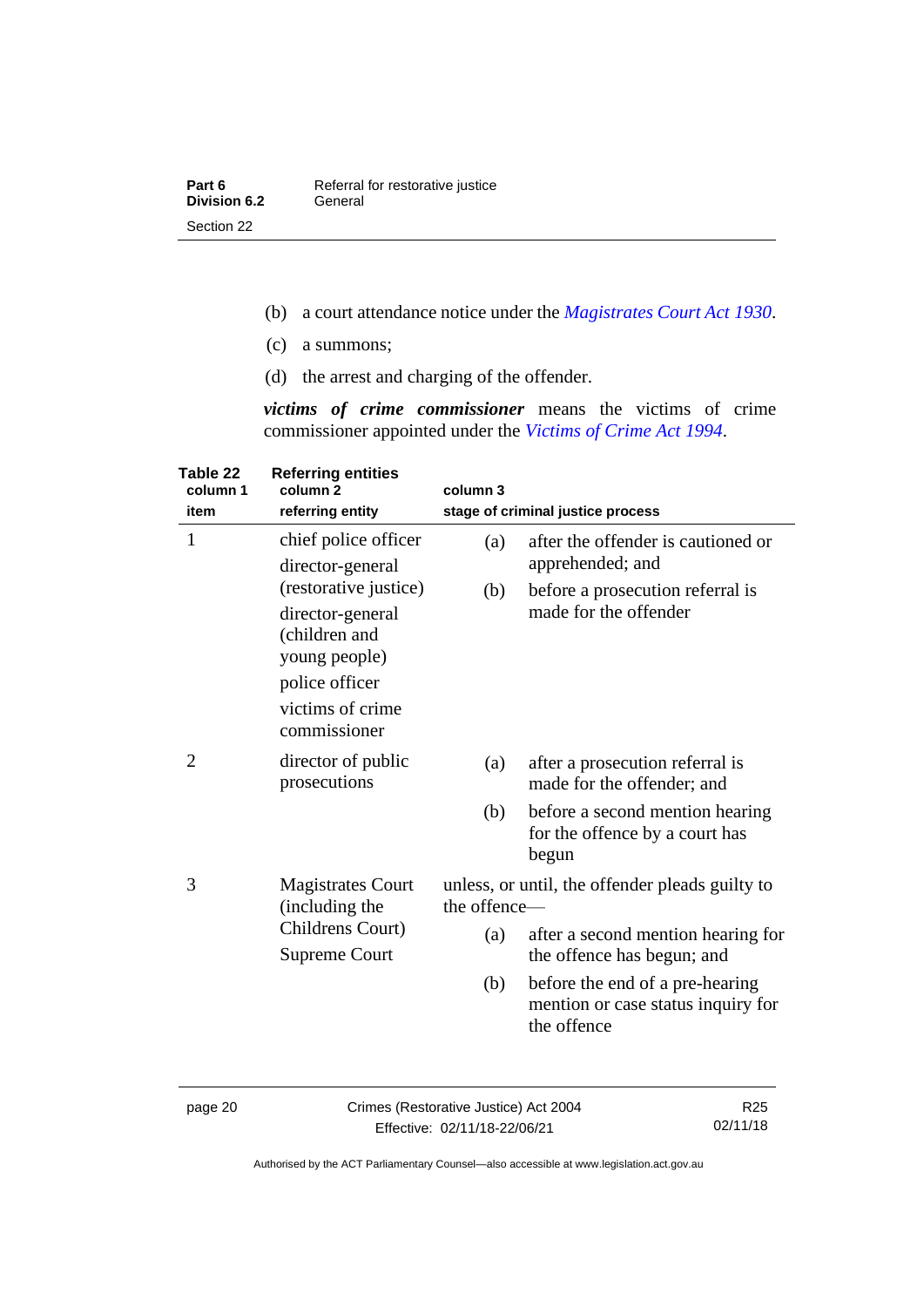(b) a court attendance notice under the *Magistrates Court Act 1930*.

(c) a summons;

(d) the arrest and charging of the offender.

***victims of crime commissioner*** means the victims of crime commissioner appointed under the *Victims of Crime Act 1994*.

**Table 22 Referring entities**

| column 1<br>item | column 2<br>referring entity | column 3<br>stage of criminal justice process |
|---|---|---|
| 1 | chief police officer<br>director-general (restorative justice)<br>director-general (children and young people)<br>police officer<br>victims of crime commissioner | (a) after the offender is cautioned or apprehended; and<br>(b) before a prosecution referral is made for the offender |
| 2 | director of public prosecutions | (a) after a prosecution referral is made for the offender; and<br>(b) before a second mention hearing for the offence by a court has begun |
| 3 | Magistrates Court (including the Childrens Court)<br>Supreme Court | unless, or until, the offender pleads guilty to the offence—<br>(a) after a second mention hearing for the offence has begun; and<br>(b) before the end of a pre-hearing mention or case status inquiry for the offence |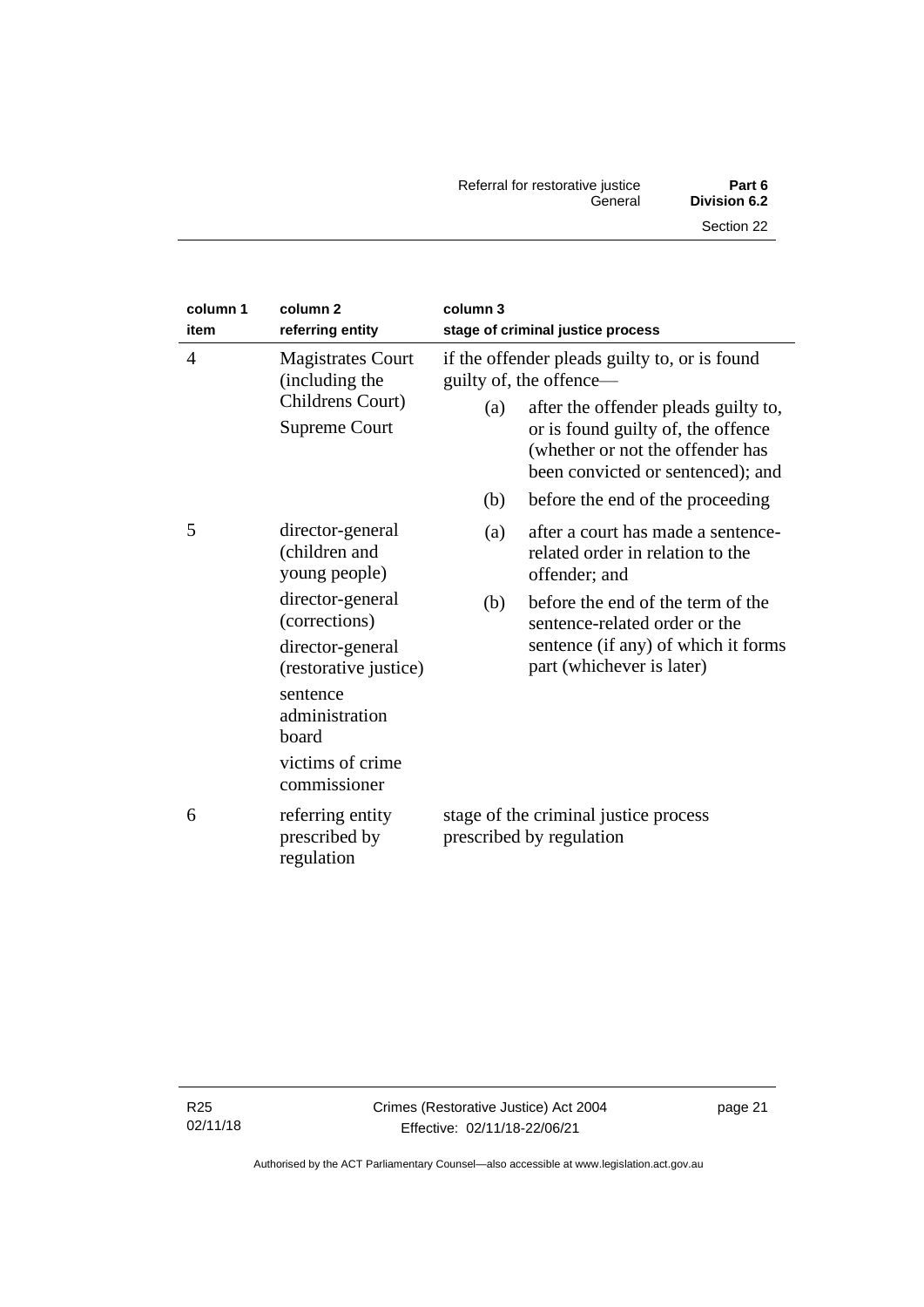| column 1 item | column 2 referring entity | column 3 stage of criminal justice process |
|---|---|---|
| 4 | Magistrates Court (including the Childrens Court)<br>Supreme Court | if the offender pleads guilty to, or is found guilty of, the offence—<br>(a) after the offender pleads guilty to, or is found guilty of, the offence (whether or not the offender has been convicted or sentenced); and<br>(b) before the end of the proceeding |
| 5 | director-general (children and young people)<br>director-general (corrections)<br>director-general (restorative justice)<br>sentence administration board<br>victims of crime commissioner | (a) after a court has made a sentence-related order in relation to the offender; and<br>(b) before the end of the term of the sentence-related order or the sentence (if any) of which it forms part (whichever is later) |
| 6 | referring entity prescribed by regulation | stage of the criminal justice process prescribed by regulation |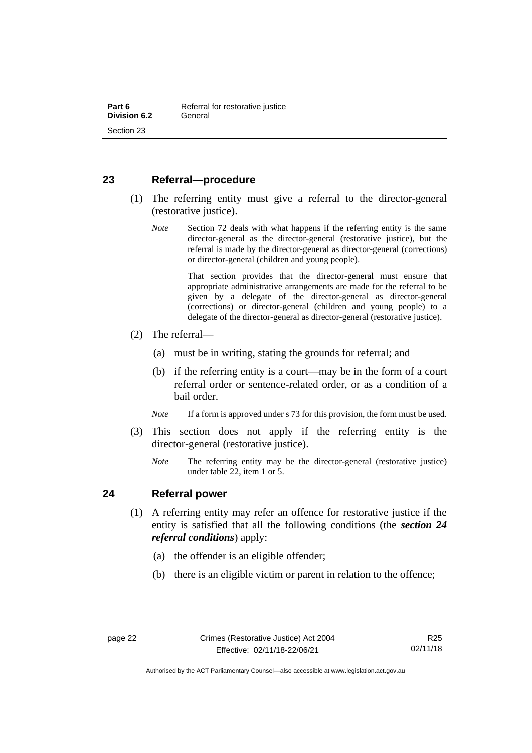## 23 Referral—procedure

(1) The referring entity must give a referral to the director-general (restorative justice).

*Note* Section 72 deals with what happens if the referring entity is the same director-general as the director-general (restorative justice), but the referral is made by the director-general as director-general (corrections) or director-general (children and young people).

That section provides that the director-general must ensure that appropriate administrative arrangements are made for the referral to be given by a delegate of the director-general as director-general (corrections) or director-general (children and young people) to a delegate of the director-general as director-general (restorative justice).

(2) The referral—

(a) must be in writing, stating the grounds for referral; and

(b) if the referring entity is a court—may be in the form of a court referral order or sentence-related order, or as a condition of a bail order.

*Note* If a form is approved under s 73 for this provision, the form must be used.

(3) This section does not apply if the referring entity is the director-general (restorative justice).

*Note* The referring entity may be the director-general (restorative justice) under table 22, item 1 or 5.

## 24 Referral power

(1) A referring entity may refer an offence for restorative justice if the entity is satisfied that all the following conditions (the ***section 24 referral conditions***) apply:

(a) the offender is an eligible offender;

(b) there is an eligible victim or parent in relation to the offence;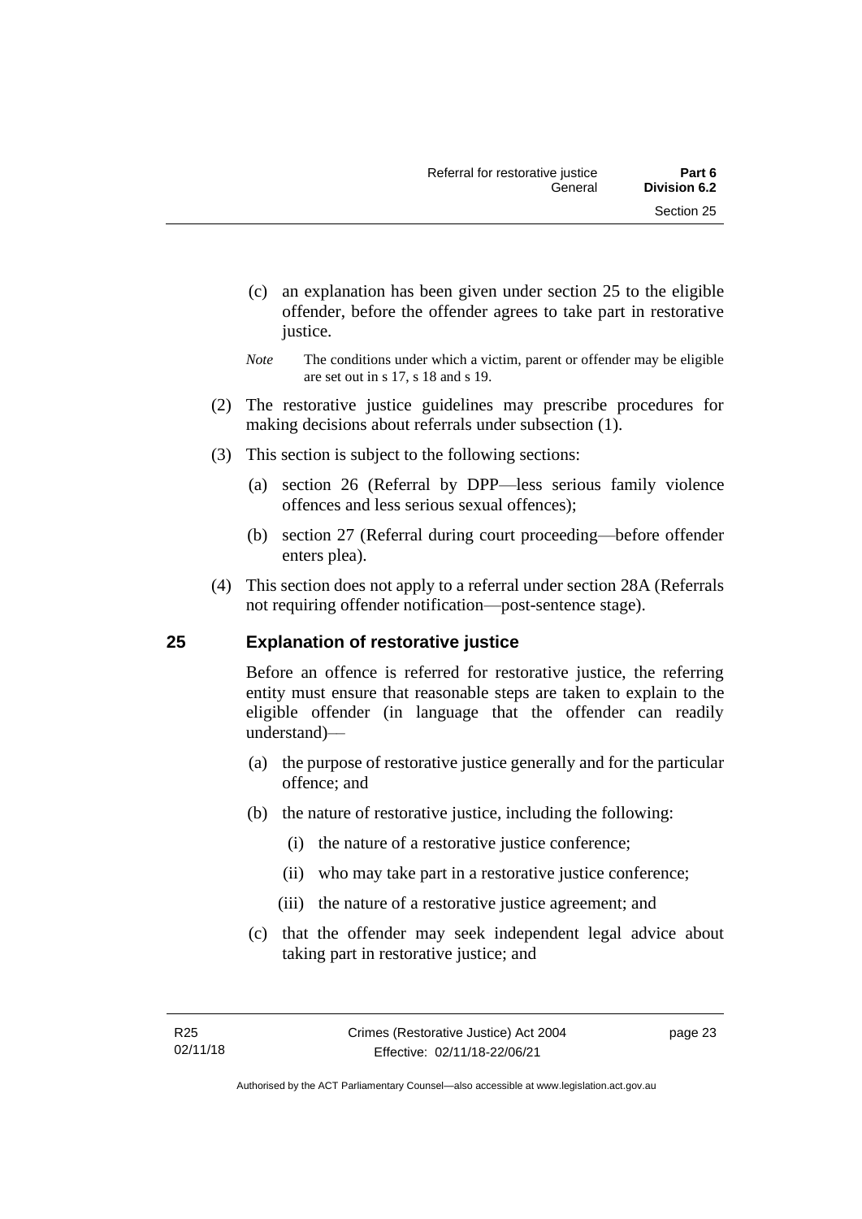(c) an explanation has been given under section 25 to the eligible offender, before the offender agrees to take part in restorative justice.

*Note* The conditions under which a victim, parent or offender may be eligible are set out in s 17, s 18 and s 19.

(2) The restorative justice guidelines may prescribe procedures for making decisions about referrals under subsection (1).

(3) This section is subject to the following sections:

(a) section 26 (Referral by DPP—less serious family violence offences and less serious sexual offences);

(b) section 27 (Referral during court proceeding—before offender enters plea).

(4) This section does not apply to a referral under section 28A (Referrals not requiring offender notification—post-sentence stage).

## 25 Explanation of restorative justice

Before an offence is referred for restorative justice, the referring entity must ensure that reasonable steps are taken to explain to the eligible offender (in language that the offender can readily understand)—

(a) the purpose of restorative justice generally and for the particular offence; and

(b) the nature of restorative justice, including the following:

(i) the nature of a restorative justice conference;

(ii) who may take part in a restorative justice conference;

(iii) the nature of a restorative justice agreement; and

(c) that the offender may seek independent legal advice about taking part in restorative justice; and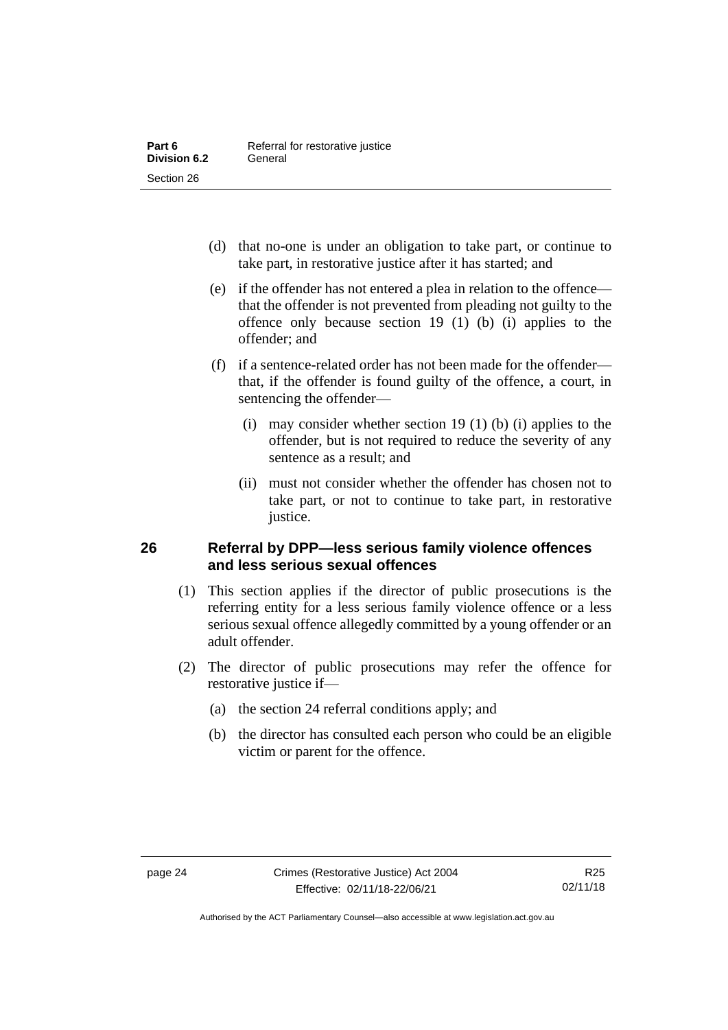(d) that no-one is under an obligation to take part, or continue to take part, in restorative justice after it has started; and

(e) if the offender has not entered a plea in relation to the offence—that the offender is not prevented from pleading not guilty to the offence only because section 19 (1) (b) (i) applies to the offender; and

(f) if a sentence-related order has not been made for the offender—that, if the offender is found guilty of the offence, a court, in sentencing the offender—

(i) may consider whether section 19 (1) (b) (i) applies to the offender, but is not required to reduce the severity of any sentence as a result; and

(ii) must not consider whether the offender has chosen not to take part, or not to continue to take part, in restorative justice.

## 26 Referral by DPP—less serious family violence offences and less serious sexual offences

(1) This section applies if the director of public prosecutions is the referring entity for a less serious family violence offence or a less serious sexual offence allegedly committed by a young offender or an adult offender.

(2) The director of public prosecutions may refer the offence for restorative justice if—

(a) the section 24 referral conditions apply; and

(b) the director has consulted each person who could be an eligible victim or parent for the offence.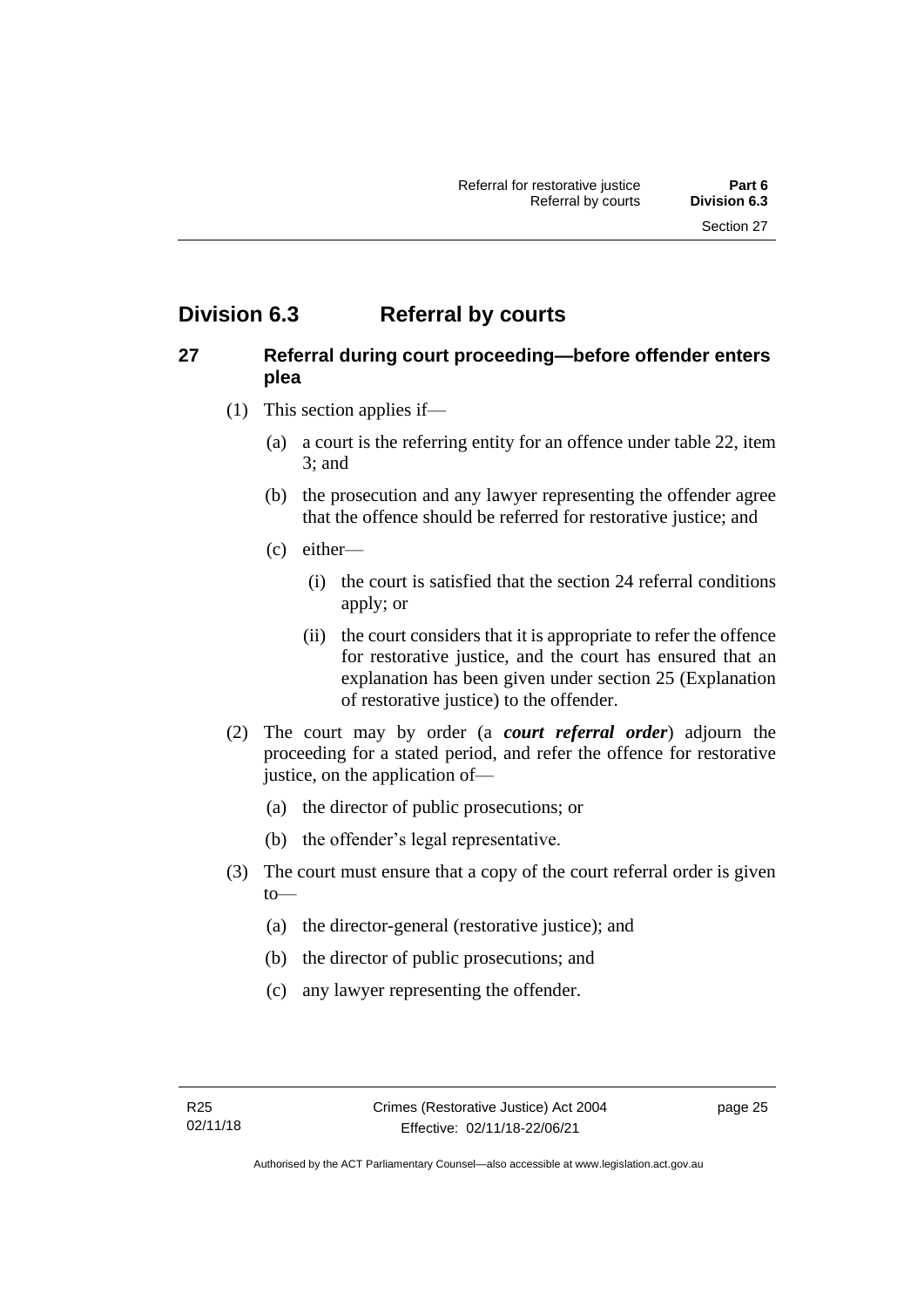## Division 6.3 Referral by courts

### 27 Referral during court proceeding—before offender enters plea

(1) This section applies if—

(a) a court is the referring entity for an offence under table 22, item 3; and

(b) the prosecution and any lawyer representing the offender agree that the offence should be referred for restorative justice; and

(c) either—

(i) the court is satisfied that the section 24 referral conditions apply; or

(ii) the court considers that it is appropriate to refer the offence for restorative justice, and the court has ensured that an explanation has been given under section 25 (Explanation of restorative justice) to the offender.

(2) The court may by order (a ***court referral order***) adjourn the proceeding for a stated period, and refer the offence for restorative justice, on the application of—

(a) the director of public prosecutions; or

(b) the offender's legal representative.

(3) The court must ensure that a copy of the court referral order is given to—

(a) the director-general (restorative justice); and

(b) the director of public prosecutions; and

(c) any lawyer representing the offender.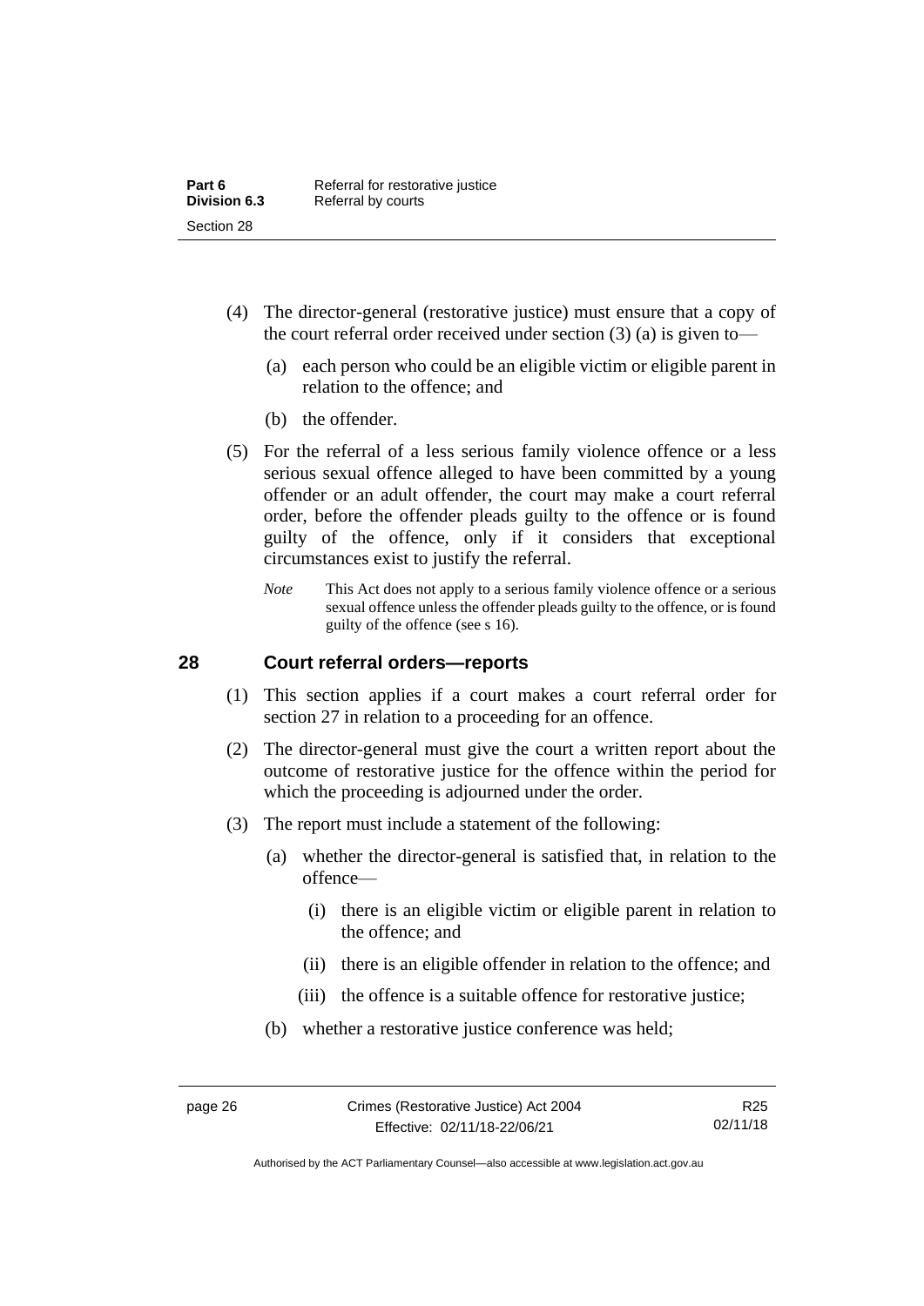(4) The director-general (restorative justice) must ensure that a copy of the court referral order received under section (3) (a) is given to—

(a) each person who could be an eligible victim or eligible parent in relation to the offence; and

(b) the offender.

(5) For the referral of a less serious family violence offence or a less serious sexual offence alleged to have been committed by a young offender or an adult offender, the court may make a court referral order, before the offender pleads guilty to the offence or is found guilty of the offence, only if it considers that exceptional circumstances exist to justify the referral.

*Note* This Act does not apply to a serious family violence offence or a serious sexual offence unless the offender pleads guilty to the offence, or is found guilty of the offence (see s 16).

## 28 Court referral orders—reports

(1) This section applies if a court makes a court referral order for section 27 in relation to a proceeding for an offence.

(2) The director-general must give the court a written report about the outcome of restorative justice for the offence within the period for which the proceeding is adjourned under the order.

(3) The report must include a statement of the following:

(a) whether the director-general is satisfied that, in relation to the offence—

(i) there is an eligible victim or eligible parent in relation to the offence; and

(ii) there is an eligible offender in relation to the offence; and

(iii) the offence is a suitable offence for restorative justice;

(b) whether a restorative justice conference was held;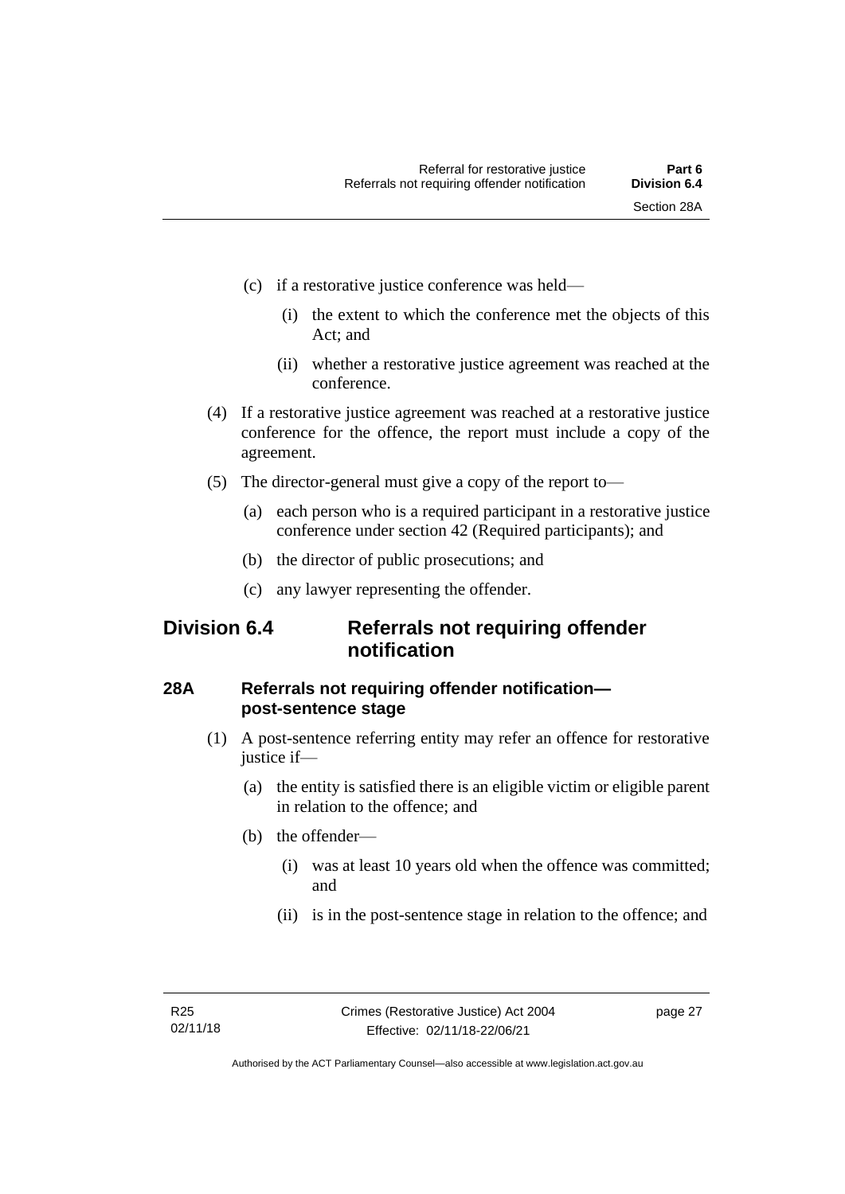(c) if a restorative justice conference was held—

(i) the extent to which the conference met the objects of this Act; and

(ii) whether a restorative justice agreement was reached at the conference.

(4) If a restorative justice agreement was reached at a restorative justice conference for the offence, the report must include a copy of the agreement.

(5) The director-general must give a copy of the report to—

(a) each person who is a required participant in a restorative justice conference under section 42 (Required participants); and

(b) the director of public prosecutions; and

(c) any lawyer representing the offender.

## Division 6.4 Referrals not requiring offender notification

### 28A Referrals not requiring offender notification—post-sentence stage

(1) A post-sentence referring entity may refer an offence for restorative justice if—

(a) the entity is satisfied there is an eligible victim or eligible parent in relation to the offence; and

(b) the offender—

(i) was at least 10 years old when the offence was committed; and

(ii) is in the post-sentence stage in relation to the offence; and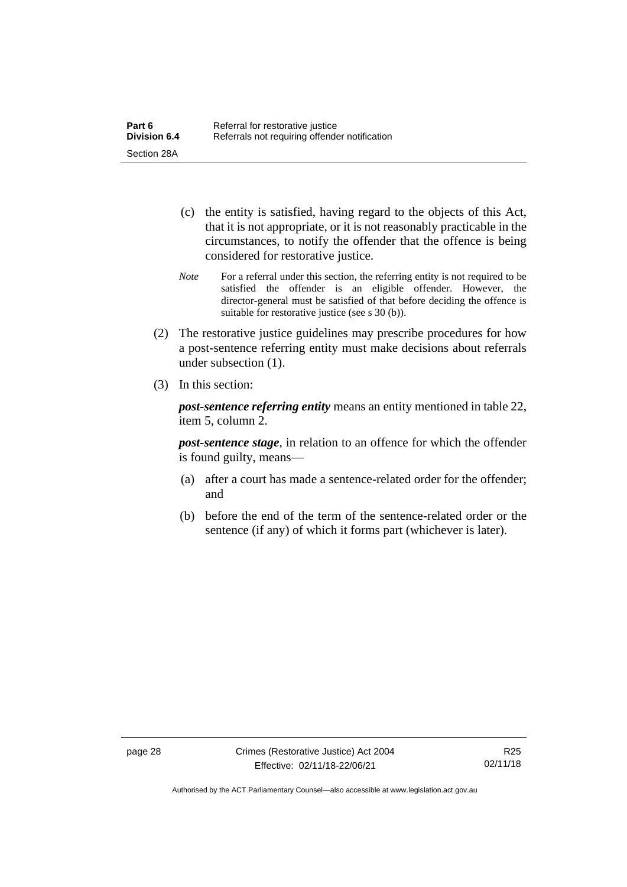(c) the entity is satisfied, having regard to the objects of this Act, that it is not appropriate, or it is not reasonably practicable in the circumstances, to notify the offender that the offence is being considered for restorative justice.

*Note* For a referral under this section, the referring entity is not required to be satisfied the offender is an eligible offender. However, the director-general must be satisfied of that before deciding the offence is suitable for restorative justice (see s 30 (b)).

(2) The restorative justice guidelines may prescribe procedures for how a post-sentence referring entity must make decisions about referrals under subsection (1).

(3) In this section:

***post-sentence referring entity*** means an entity mentioned in table 22, item 5, column 2.

***post-sentence stage***, in relation to an offence for which the offender is found guilty, means—

(a) after a court has made a sentence-related order for the offender; and

(b) before the end of the term of the sentence-related order or the sentence (if any) of which it forms part (whichever is later).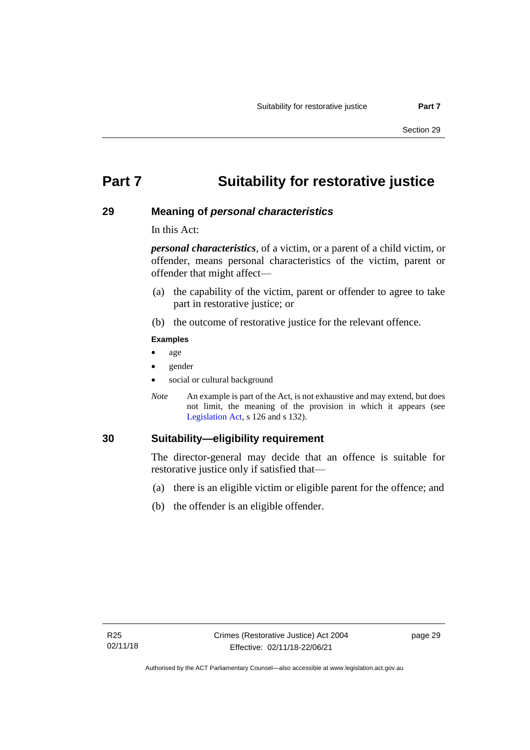# Part 7 Suitability for restorative justice

## 29 Meaning of *personal characteristics*

In this Act:

***personal characteristics***, of a victim, or a parent of a child victim, or offender, means personal characteristics of the victim, parent or offender that might affect—

(a) the capability of the victim, parent or offender to agree to take part in restorative justice; or

(b) the outcome of restorative justice for the relevant offence.

**Examples**

- age
- gender
- social or cultural background

*Note* An example is part of the Act, is not exhaustive and may extend, but does not limit, the meaning of the provision in which it appears (see Legislation Act, s 126 and s 132).

## 30 Suitability—eligibility requirement

The director-general may decide that an offence is suitable for restorative justice only if satisfied that—

(a) there is an eligible victim or eligible parent for the offence; and

(b) the offender is an eligible offender.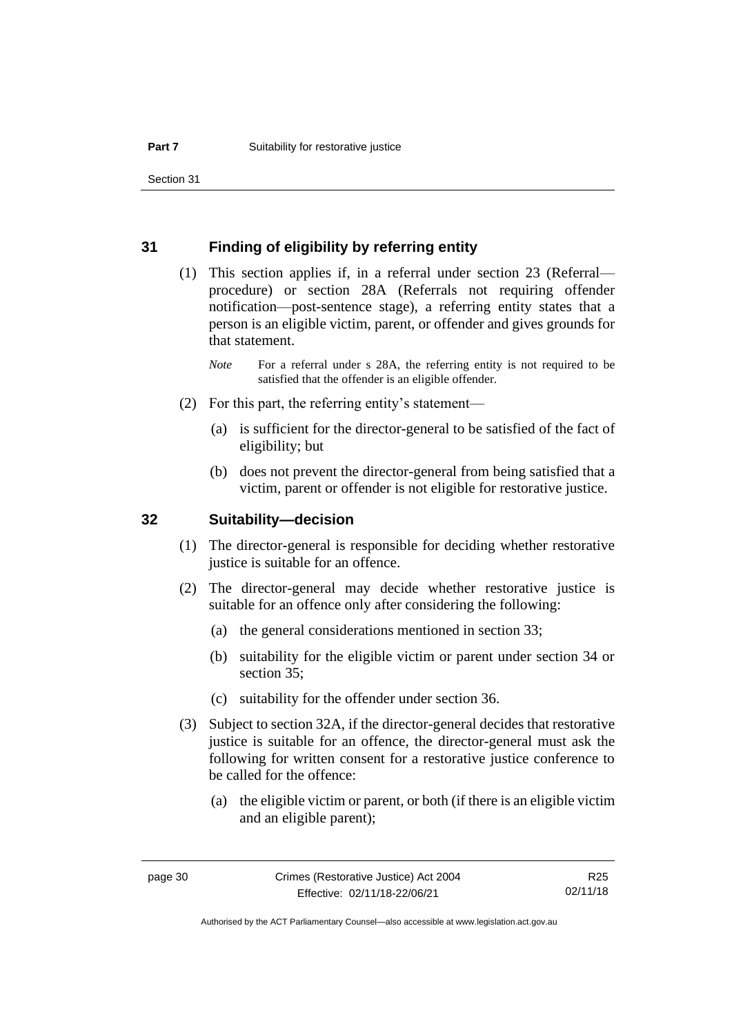## 31 Finding of eligibility by referring entity

(1) This section applies if, in a referral under section 23 (Referral—procedure) or section 28A (Referrals not requiring offender notification—post-sentence stage), a referring entity states that a person is an eligible victim, parent, or offender and gives grounds for that statement.

*Note* For a referral under s 28A, the referring entity is not required to be satisfied that the offender is an eligible offender.

(2) For this part, the referring entity's statement—

(a) is sufficient for the director-general to be satisfied of the fact of eligibility; but

(b) does not prevent the director-general from being satisfied that a victim, parent or offender is not eligible for restorative justice.

## 32 Suitability—decision

(1) The director-general is responsible for deciding whether restorative justice is suitable for an offence.

(2) The director-general may decide whether restorative justice is suitable for an offence only after considering the following:

(a) the general considerations mentioned in section 33;

(b) suitability for the eligible victim or parent under section 34 or section 35;

(c) suitability for the offender under section 36.

(3) Subject to section 32A, if the director-general decides that restorative justice is suitable for an offence, the director-general must ask the following for written consent for a restorative justice conference to be called for the offence:

(a) the eligible victim or parent, or both (if there is an eligible victim and an eligible parent);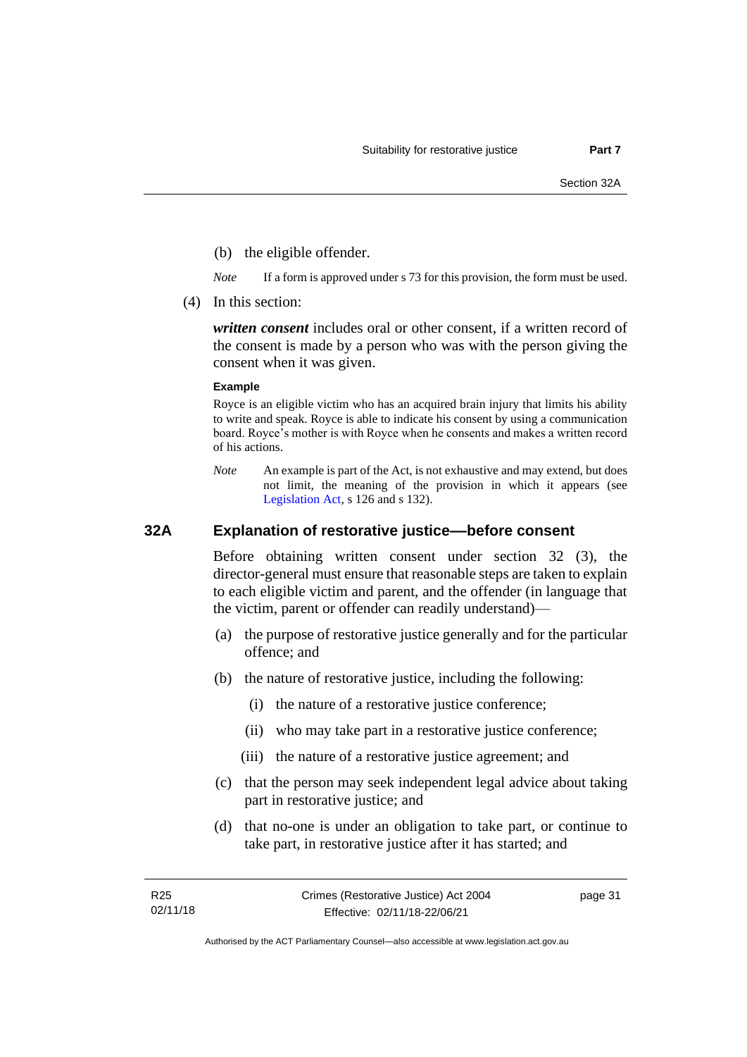(b) the eligible offender.

*Note* If a form is approved under s 73 for this provision, the form must be used.

(4) In this section:

***written consent*** includes oral or other consent, if a written record of the consent is made by a person who was with the person giving the consent when it was given.

**Example**

Royce is an eligible victim who has an acquired brain injury that limits his ability to write and speak. Royce is able to indicate his consent by using a communication board. Royce's mother is with Royce when he consents and makes a written record of his actions.

*Note* An example is part of the Act, is not exhaustive and may extend, but does not limit, the meaning of the provision in which it appears (see Legislation Act, s 126 and s 132).

## 32A Explanation of restorative justice—before consent

Before obtaining written consent under section 32 (3), the director-general must ensure that reasonable steps are taken to explain to each eligible victim and parent, and the offender (in language that the victim, parent or offender can readily understand)—

(a) the purpose of restorative justice generally and for the particular offence; and

(b) the nature of restorative justice, including the following:

(i) the nature of a restorative justice conference;

(ii) who may take part in a restorative justice conference;

(iii) the nature of a restorative justice agreement; and

(c) that the person may seek independent legal advice about taking part in restorative justice; and

(d) that no-one is under an obligation to take part, or continue to take part, in restorative justice after it has started; and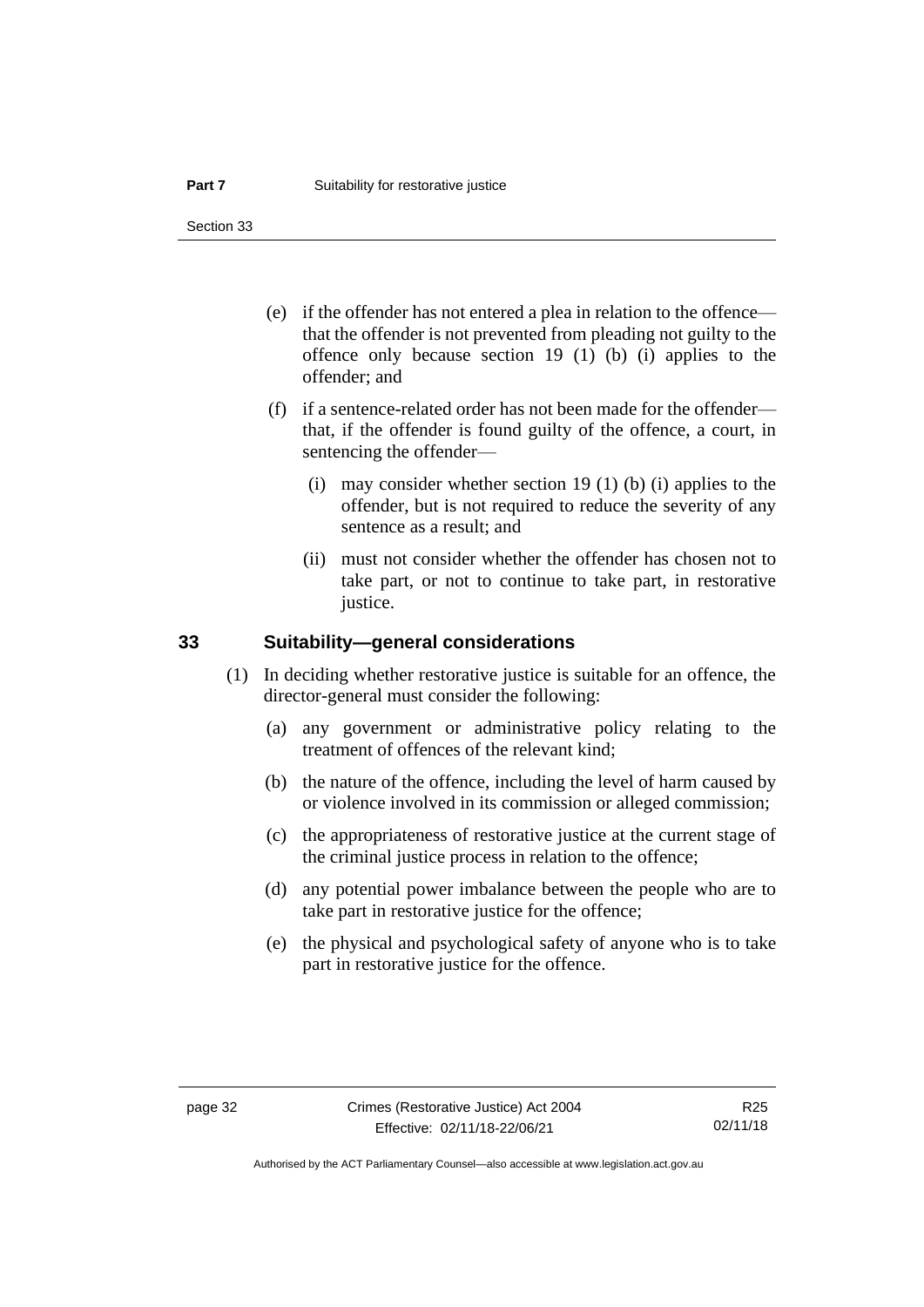(e) if the offender has not entered a plea in relation to the offence—that the offender is not prevented from pleading not guilty to the offence only because section 19 (1) (b) (i) applies to the offender; and

(f) if a sentence-related order has not been made for the offender—that, if the offender is found guilty of the offence, a court, in sentencing the offender—

  (i) may consider whether section 19 (1) (b) (i) applies to the offender, but is not required to reduce the severity of any sentence as a result; and

  (ii) must not consider whether the offender has chosen not to take part, or not to continue to take part, in restorative justice.

## 33 Suitability—general considerations

(1) In deciding whether restorative justice is suitable for an offence, the director-general must consider the following:

  (a) any government or administrative policy relating to the treatment of offences of the relevant kind;

  (b) the nature of the offence, including the level of harm caused by or violence involved in its commission or alleged commission;

  (c) the appropriateness of restorative justice at the current stage of the criminal justice process in relation to the offence;

  (d) any potential power imbalance between the people who are to take part in restorative justice for the offence;

  (e) the physical and psychological safety of anyone who is to take part in restorative justice for the offence.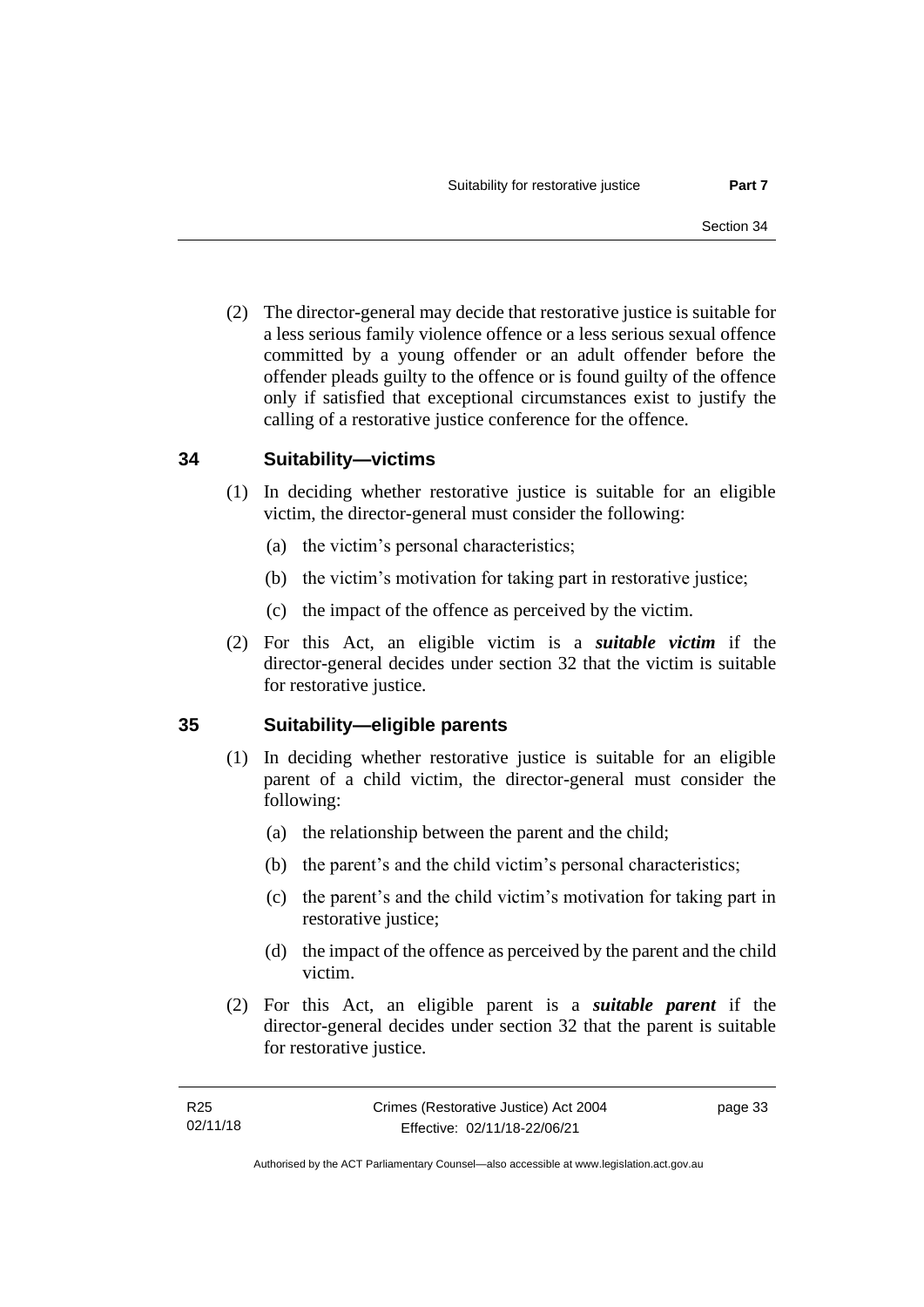(2) The director-general may decide that restorative justice is suitable for a less serious family violence offence or a less serious sexual offence committed by a young offender or an adult offender before the offender pleads guilty to the offence or is found guilty of the offence only if satisfied that exceptional circumstances exist to justify the calling of a restorative justice conference for the offence.

## 34 Suitability—victims

(1) In deciding whether restorative justice is suitable for an eligible victim, the director-general must consider the following:

(a) the victim's personal characteristics;

(b) the victim's motivation for taking part in restorative justice;

(c) the impact of the offence as perceived by the victim.

(2) For this Act, an eligible victim is a ***suitable victim*** if the director-general decides under section 32 that the victim is suitable for restorative justice.

## 35 Suitability—eligible parents

(1) In deciding whether restorative justice is suitable for an eligible parent of a child victim, the director-general must consider the following:

(a) the relationship between the parent and the child;

(b) the parent's and the child victim's personal characteristics;

(c) the parent's and the child victim's motivation for taking part in restorative justice;

(d) the impact of the offence as perceived by the parent and the child victim.

(2) For this Act, an eligible parent is a ***suitable parent*** if the director-general decides under section 32 that the parent is suitable for restorative justice.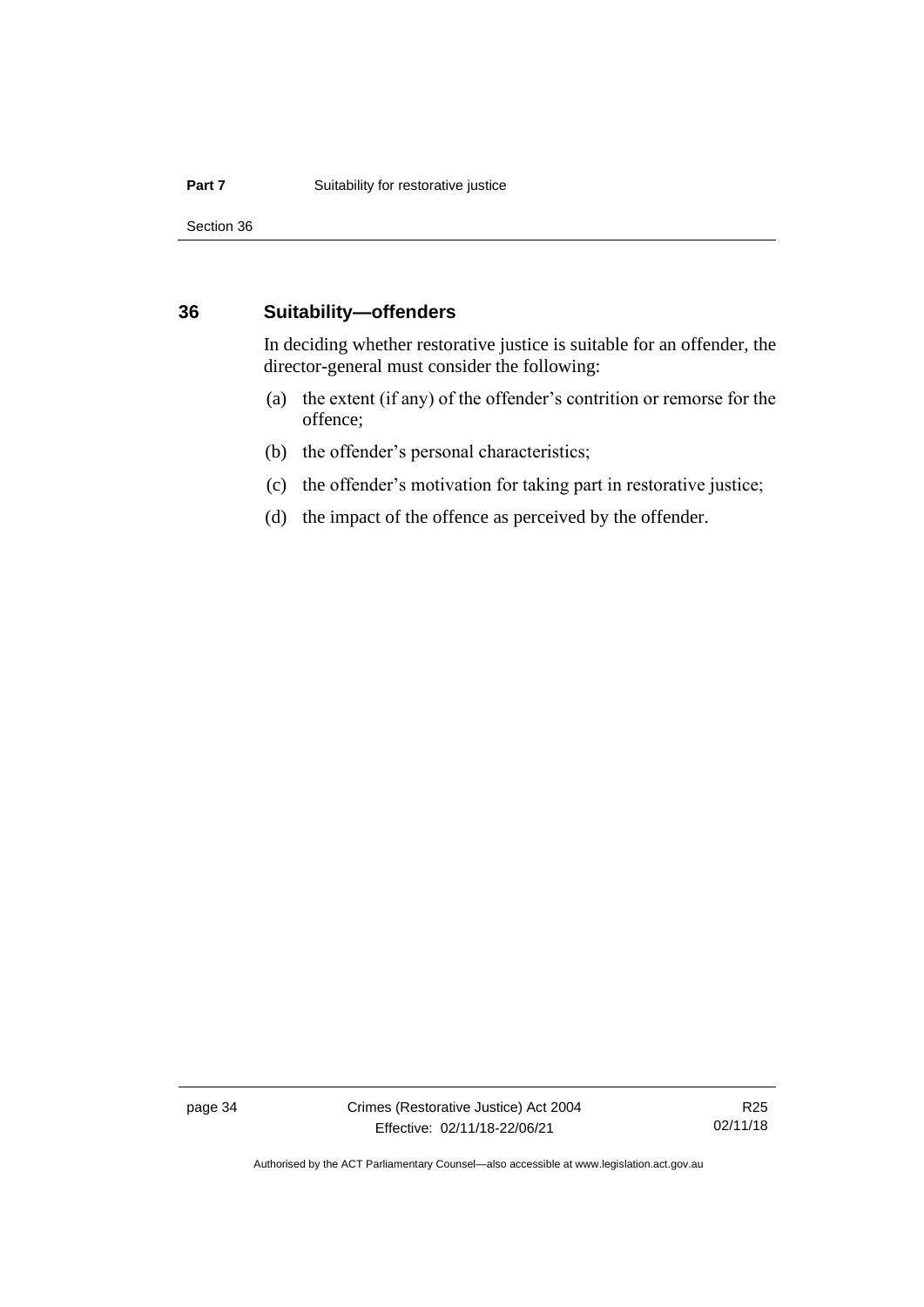## 36 Suitability—offenders

In deciding whether restorative justice is suitable for an offender, the director-general must consider the following:

(a) the extent (if any) of the offender's contrition or remorse for the offence;

(b) the offender's personal characteristics;

(c) the offender's motivation for taking part in restorative justice;

(d) the impact of the offence as perceived by the offender.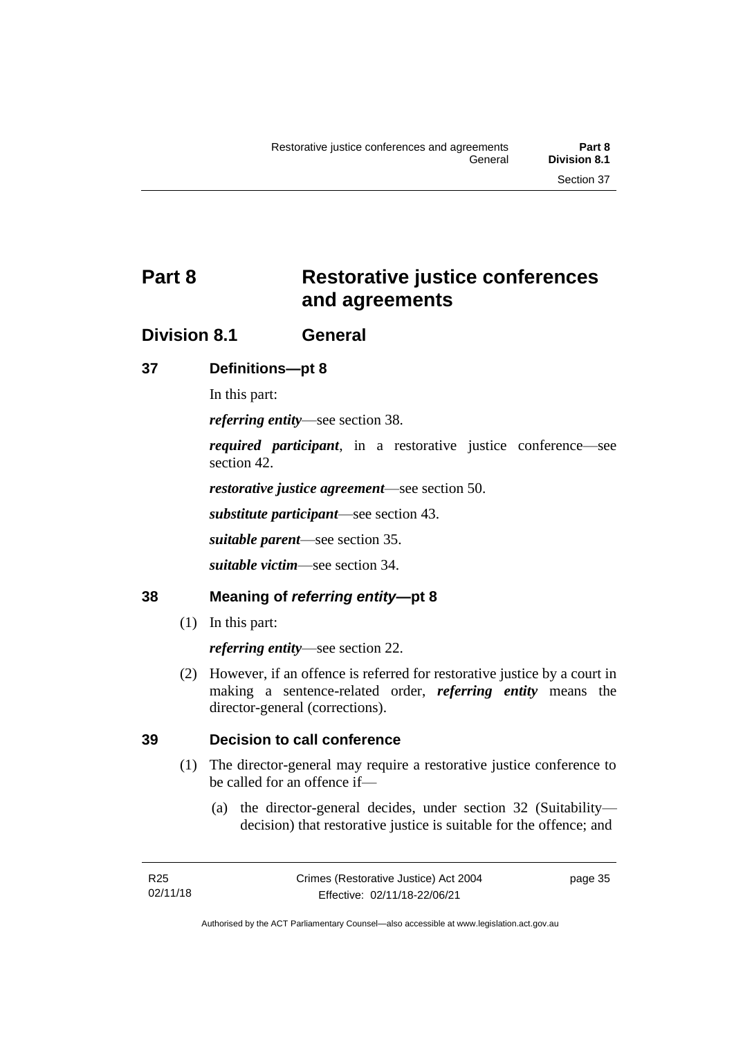# Part 8 Restorative justice conferences and agreements

## Division 8.1 General

### 37 Definitions—pt 8

In this part:

***referring entity***—see section 38.

***required participant***, in a restorative justice conference—see section 42.

***restorative justice agreement***—see section 50.

***substitute participant***—see section 43.

***suitable parent***—see section 35.

***suitable victim***—see section 34.

### 38 Meaning of *referring entity*—pt 8

(1) In this part:

***referring entity***—see section 22.

(2) However, if an offence is referred for restorative justice by a court in making a sentence-related order, ***referring entity*** means the director-general (corrections).

### 39 Decision to call conference

(1) The director-general may require a restorative justice conference to be called for an offence if—

(a) the director-general decides, under section 32 (Suitability—decision) that restorative justice is suitable for the offence; and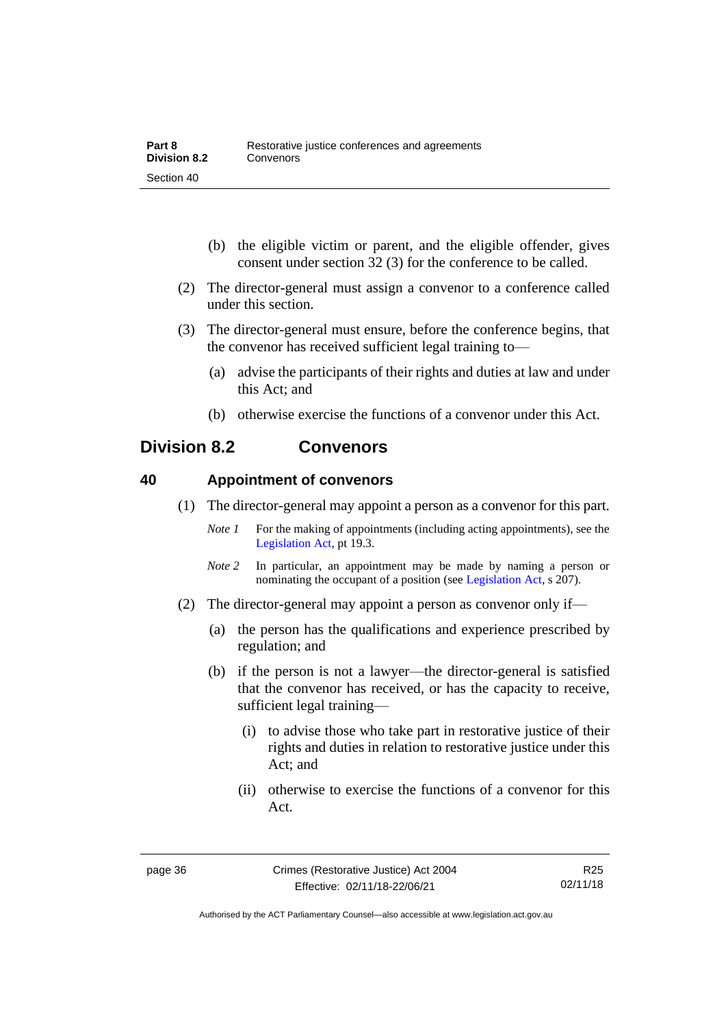(b) the eligible victim or parent, and the eligible offender, gives consent under section 32 (3) for the conference to be called.

(2) The director-general must assign a convenor to a conference called under this section.

(3) The director-general must ensure, before the conference begins, that the convenor has received sufficient legal training to—

(a) advise the participants of their rights and duties at law and under this Act; and

(b) otherwise exercise the functions of a convenor under this Act.

## Division 8.2 Convenors

### 40 Appointment of convenors

(1) The director-general may appoint a person as a convenor for this part.

*Note 1* For the making of appointments (including acting appointments), see the Legislation Act, pt 19.3.

*Note 2* In particular, an appointment may be made by naming a person or nominating the occupant of a position (see Legislation Act, s 207).

(2) The director-general may appoint a person as convenor only if—

(a) the person has the qualifications and experience prescribed by regulation; and

(b) if the person is not a lawyer—the director-general is satisfied that the convenor has received, or has the capacity to receive, sufficient legal training—

(i) to advise those who take part in restorative justice of their rights and duties in relation to restorative justice under this Act; and

(ii) otherwise to exercise the functions of a convenor for this Act.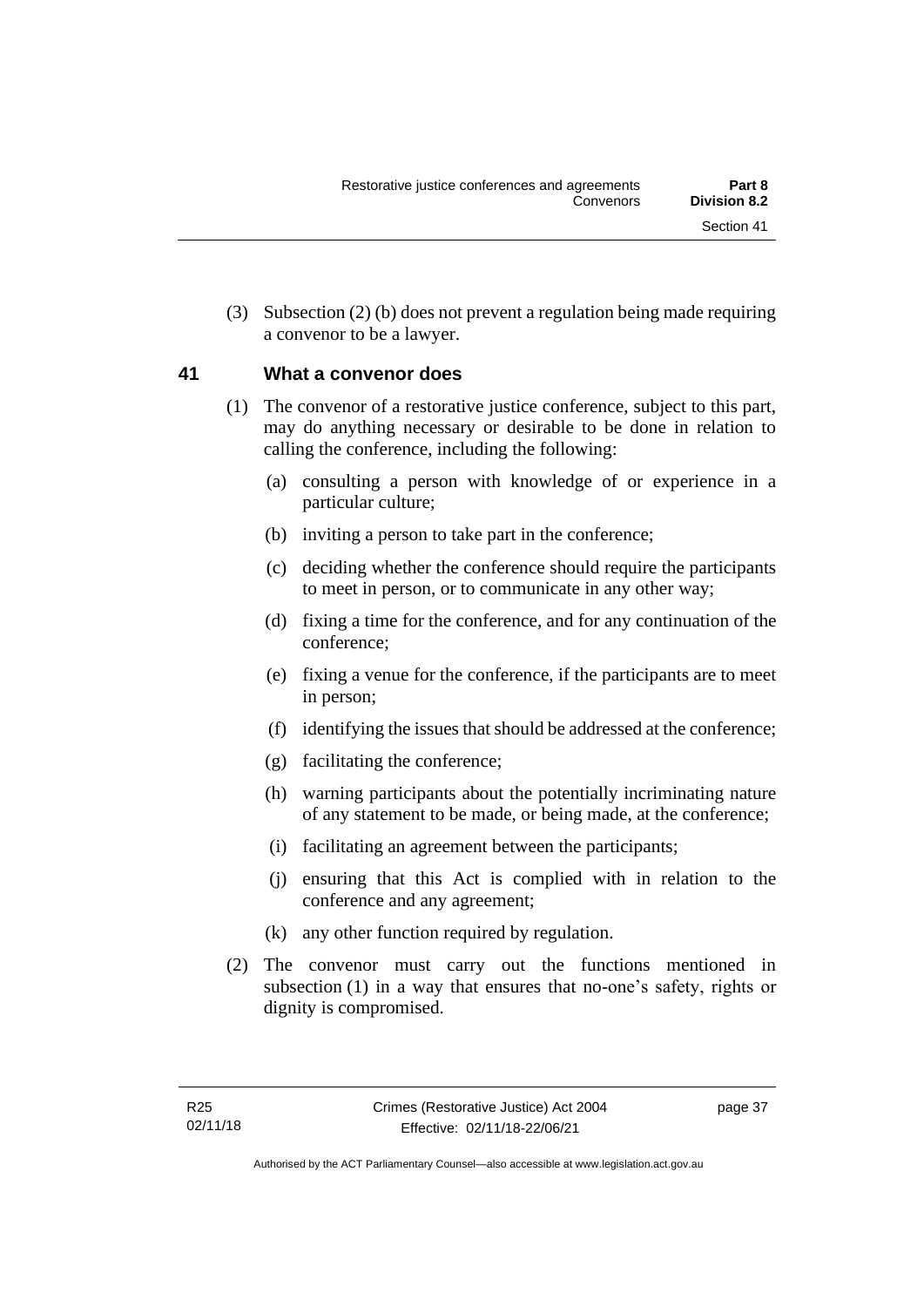(3) Subsection (2) (b) does not prevent a regulation being made requiring a convenor to be a lawyer.

## 41 What a convenor does

(1) The convenor of a restorative justice conference, subject to this part, may do anything necessary or desirable to be done in relation to calling the conference, including the following:

   (a) consulting a person with knowledge of or experience in a particular culture;

   (b) inviting a person to take part in the conference;

   (c) deciding whether the conference should require the participants to meet in person, or to communicate in any other way;

   (d) fixing a time for the conference, and for any continuation of the conference;

   (e) fixing a venue for the conference, if the participants are to meet in person;

   (f) identifying the issues that should be addressed at the conference;

   (g) facilitating the conference;

   (h) warning participants about the potentially incriminating nature of any statement to be made, or being made, at the conference;

   (i) facilitating an agreement between the participants;

   (j) ensuring that this Act is complied with in relation to the conference and any agreement;

   (k) any other function required by regulation.

(2) The convenor must carry out the functions mentioned in subsection (1) in a way that ensures that no-one's safety, rights or dignity is compromised.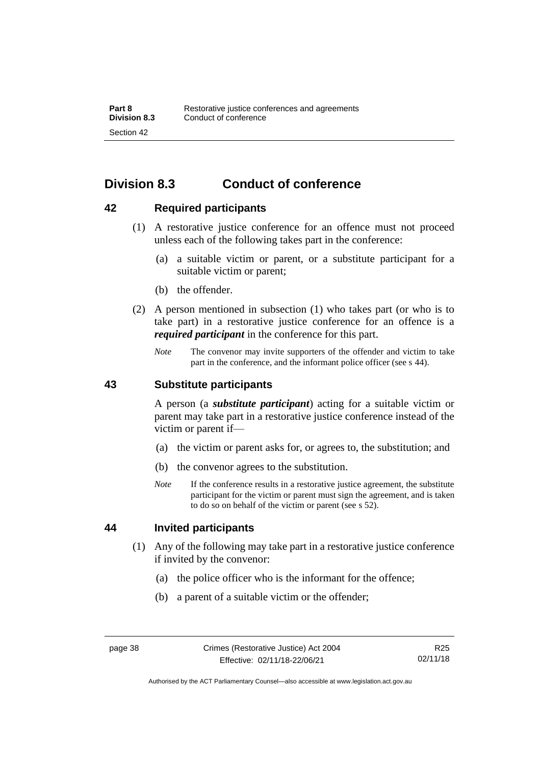## Division 8.3 Conduct of conference

### 42 Required participants

(1) A restorative justice conference for an offence must not proceed unless each of the following takes part in the conference:

(a) a suitable victim or parent, or a substitute participant for a suitable victim or parent;

(b) the offender.

(2) A person mentioned in subsection (1) who takes part (or who is to take part) in a restorative justice conference for an offence is a ***required participant*** in the conference for this part.

*Note* The convenor may invite supporters of the offender and victim to take part in the conference, and the informant police officer (see s 44).

### 43 Substitute participants

A person (a ***substitute participant***) acting for a suitable victim or parent may take part in a restorative justice conference instead of the victim or parent if—

(a) the victim or parent asks for, or agrees to, the substitution; and

(b) the convenor agrees to the substitution.

*Note* If the conference results in a restorative justice agreement, the substitute participant for the victim or parent must sign the agreement, and is taken to do so on behalf of the victim or parent (see s 52).

### 44 Invited participants

(1) Any of the following may take part in a restorative justice conference if invited by the convenor:

(a) the police officer who is the informant for the offence;

(b) a parent of a suitable victim or the offender;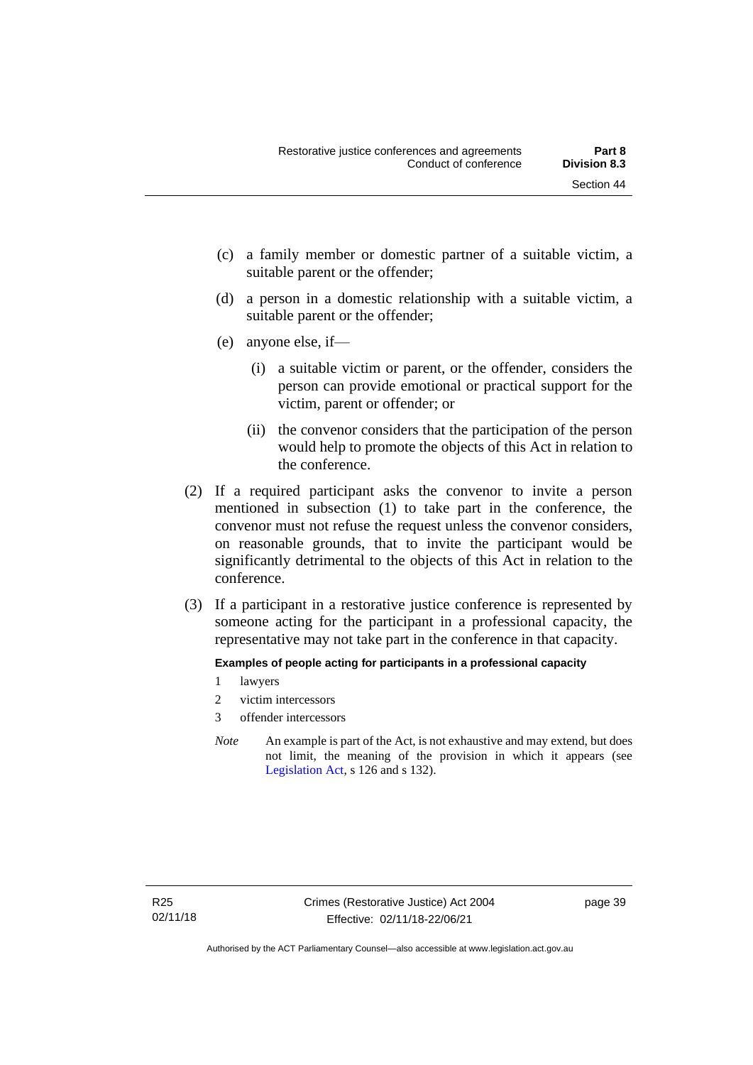(c) a family member or domestic partner of a suitable victim, a suitable parent or the offender;

(d) a person in a domestic relationship with a suitable victim, a suitable parent or the offender;

(e) anyone else, if—

(i) a suitable victim or parent, or the offender, considers the person can provide emotional or practical support for the victim, parent or offender; or

(ii) the convenor considers that the participation of the person would help to promote the objects of this Act in relation to the conference.

(2) If a required participant asks the convenor to invite a person mentioned in subsection (1) to take part in the conference, the convenor must not refuse the request unless the convenor considers, on reasonable grounds, that to invite the participant would be significantly detrimental to the objects of this Act in relation to the conference.

(3) If a participant in a restorative justice conference is represented by someone acting for the participant in a professional capacity, the representative may not take part in the conference in that capacity.

**Examples of people acting for participants in a professional capacity**

1 lawyers

2 victim intercessors

3 offender intercessors

*Note* An example is part of the Act, is not exhaustive and may extend, but does not limit, the meaning of the provision in which it appears (see Legislation Act, s 126 and s 132).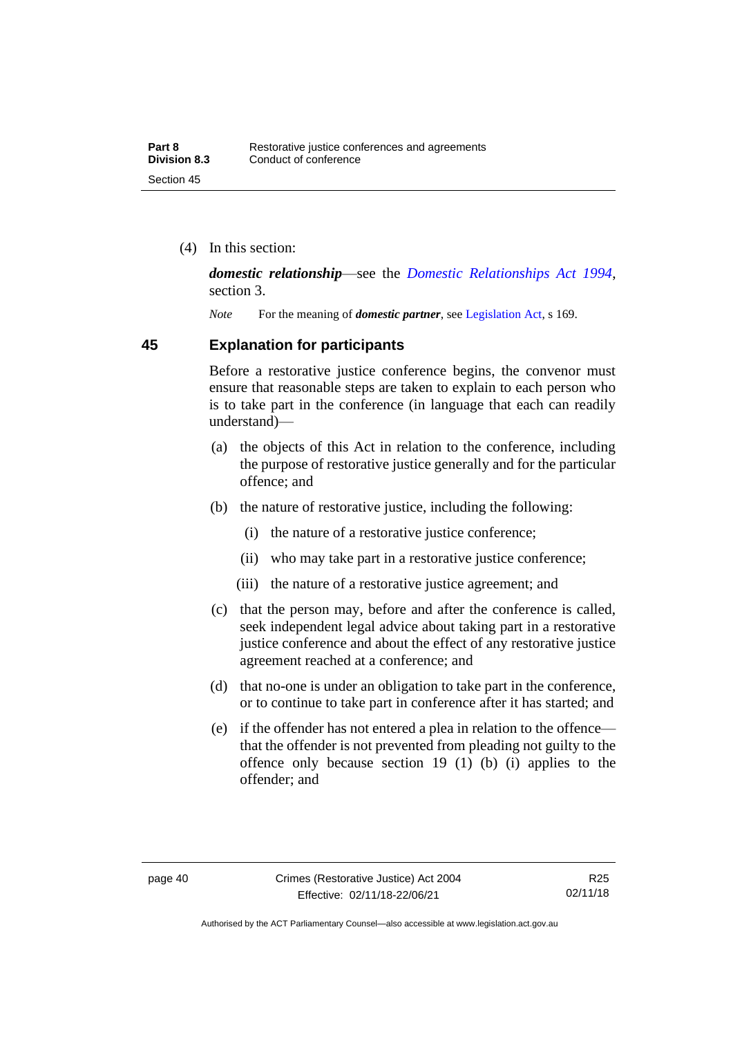(4) In this section:

***domestic relationship***—see the *Domestic Relationships Act 1994*, section 3.

*Note* For the meaning of ***domestic partner***, see Legislation Act, s 169.

## 45 Explanation for participants

Before a restorative justice conference begins, the convenor must ensure that reasonable steps are taken to explain to each person who is to take part in the conference (in language that each can readily understand)—

(a) the objects of this Act in relation to the conference, including the purpose of restorative justice generally and for the particular offence; and

(b) the nature of restorative justice, including the following:

(i) the nature of a restorative justice conference;

(ii) who may take part in a restorative justice conference;

(iii) the nature of a restorative justice agreement; and

(c) that the person may, before and after the conference is called, seek independent legal advice about taking part in a restorative justice conference and about the effect of any restorative justice agreement reached at a conference; and

(d) that no-one is under an obligation to take part in the conference, or to continue to take part in conference after it has started; and

(e) if the offender has not entered a plea in relation to the offence—that the offender is not prevented from pleading not guilty to the offence only because section 19 (1) (b) (i) applies to the offender; and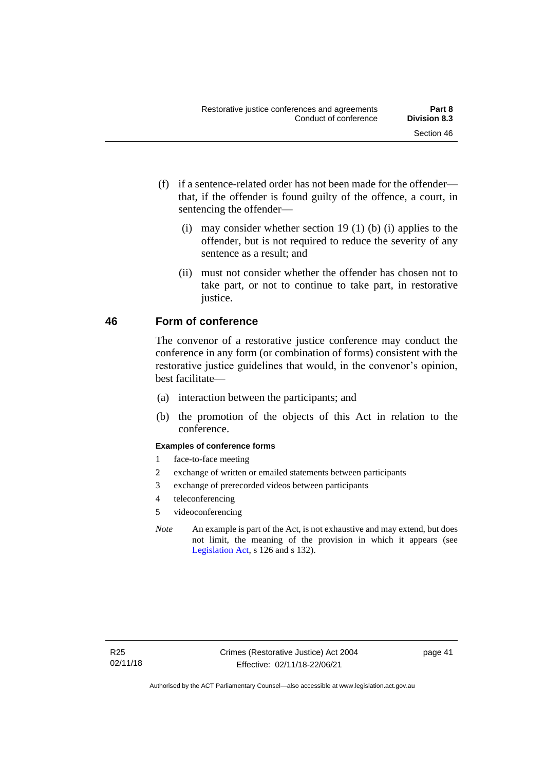(f) if a sentence-related order has not been made for the offender—that, if the offender is found guilty of the offence, a court, in sentencing the offender—

(i) may consider whether section 19 (1) (b) (i) applies to the offender, but is not required to reduce the severity of any sentence as a result; and

(ii) must not consider whether the offender has chosen not to take part, or not to continue to take part, in restorative justice.

## 46 Form of conference

The convenor of a restorative justice conference may conduct the conference in any form (or combination of forms) consistent with the restorative justice guidelines that would, in the convenor's opinion, best facilitate—

(a) interaction between the participants; and

(b) the promotion of the objects of this Act in relation to the conference.

**Examples of conference forms**

1 face-to-face meeting

2 exchange of written or emailed statements between participants

3 exchange of prerecorded videos between participants

4 teleconferencing

5 videoconferencing

*Note* An example is part of the Act, is not exhaustive and may extend, but does not limit, the meaning of the provision in which it appears (see Legislation Act, s 126 and s 132).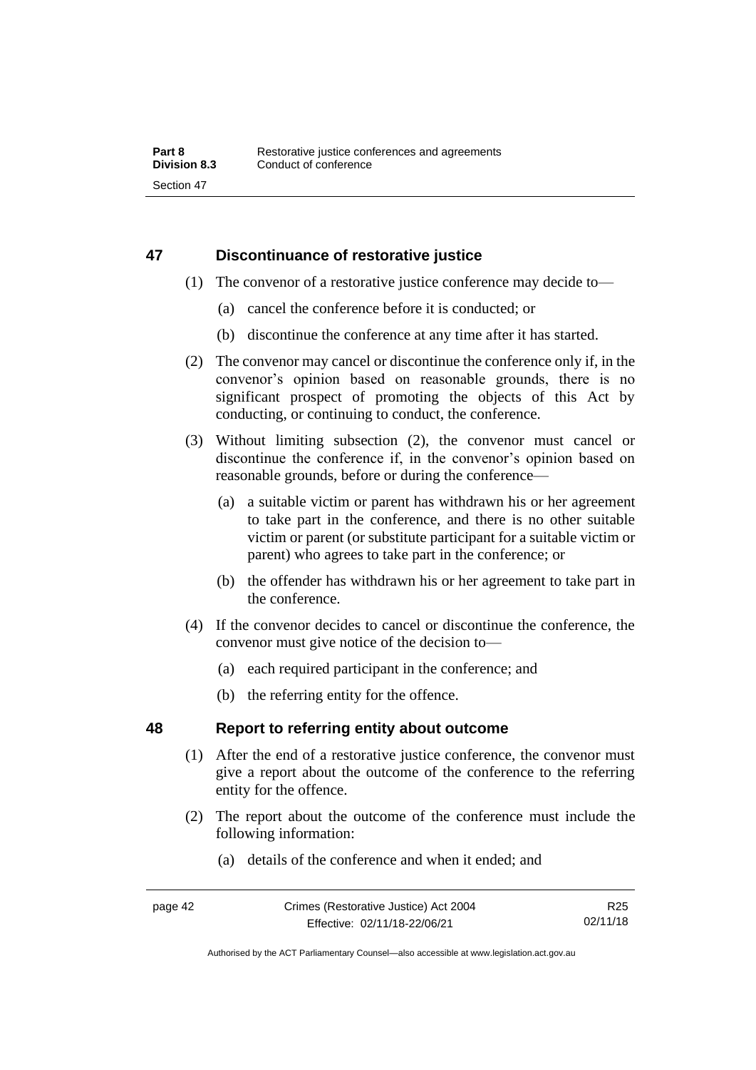## 47 Discontinuance of restorative justice

(1) The convenor of a restorative justice conference may decide to—

(a) cancel the conference before it is conducted; or

(b) discontinue the conference at any time after it has started.

(2) The convenor may cancel or discontinue the conference only if, in the convenor's opinion based on reasonable grounds, there is no significant prospect of promoting the objects of this Act by conducting, or continuing to conduct, the conference.

(3) Without limiting subsection (2), the convenor must cancel or discontinue the conference if, in the convenor's opinion based on reasonable grounds, before or during the conference—

(a) a suitable victim or parent has withdrawn his or her agreement to take part in the conference, and there is no other suitable victim or parent (or substitute participant for a suitable victim or parent) who agrees to take part in the conference; or

(b) the offender has withdrawn his or her agreement to take part in the conference.

(4) If the convenor decides to cancel or discontinue the conference, the convenor must give notice of the decision to—

(a) each required participant in the conference; and

(b) the referring entity for the offence.

## 48 Report to referring entity about outcome

(1) After the end of a restorative justice conference, the convenor must give a report about the outcome of the conference to the referring entity for the offence.

(2) The report about the outcome of the conference must include the following information:

(a) details of the conference and when it ended; and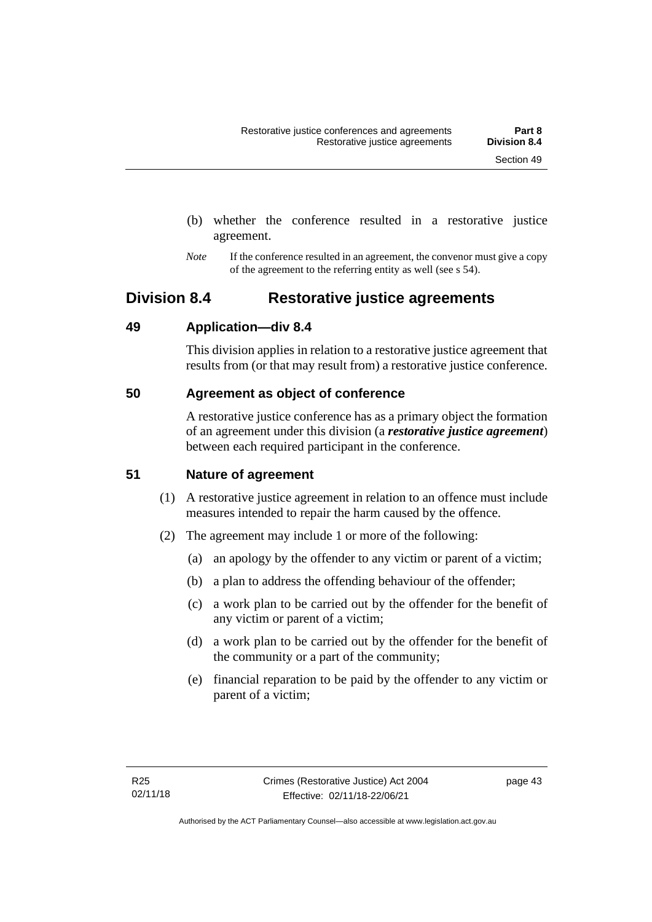(b) whether the conference resulted in a restorative justice agreement.

*Note* If the conference resulted in an agreement, the convenor must give a copy of the agreement to the referring entity as well (see s 54).

## Division 8.4 Restorative justice agreements

### 49 Application—div 8.4

This division applies in relation to a restorative justice agreement that results from (or that may result from) a restorative justice conference.

### 50 Agreement as object of conference

A restorative justice conference has as a primary object the formation of an agreement under this division (a ***restorative justice agreement***) between each required participant in the conference.

### 51 Nature of agreement

(1) A restorative justice agreement in relation to an offence must include measures intended to repair the harm caused by the offence.

(2) The agreement may include 1 or more of the following:

(a) an apology by the offender to any victim or parent of a victim;

(b) a plan to address the offending behaviour of the offender;

(c) a work plan to be carried out by the offender for the benefit of any victim or parent of a victim;

(d) a work plan to be carried out by the offender for the benefit of the community or a part of the community;

(e) financial reparation to be paid by the offender to any victim or parent of a victim;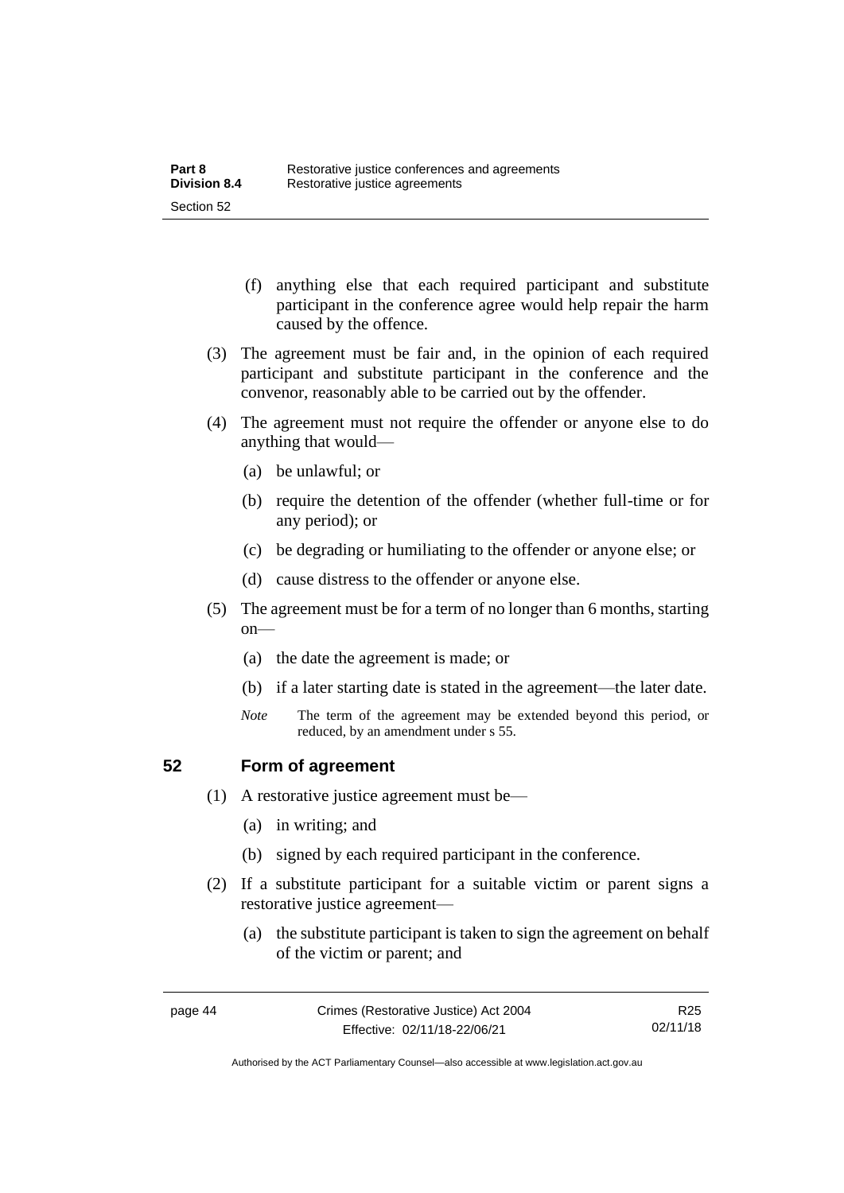(f) anything else that each required participant and substitute participant in the conference agree would help repair the harm caused by the offence.

(3) The agreement must be fair and, in the opinion of each required participant and substitute participant in the conference and the convenor, reasonably able to be carried out by the offender.

(4) The agreement must not require the offender or anyone else to do anything that would—

(a) be unlawful; or

(b) require the detention of the offender (whether full-time or for any period); or

(c) be degrading or humiliating to the offender or anyone else; or

(d) cause distress to the offender or anyone else.

(5) The agreement must be for a term of no longer than 6 months, starting on—

(a) the date the agreement is made; or

(b) if a later starting date is stated in the agreement—the later date.

*Note* The term of the agreement may be extended beyond this period, or reduced, by an amendment under s 55.

## 52 Form of agreement

(1) A restorative justice agreement must be—

(a) in writing; and

(b) signed by each required participant in the conference.

(2) If a substitute participant for a suitable victim or parent signs a restorative justice agreement—

(a) the substitute participant is taken to sign the agreement on behalf of the victim or parent; and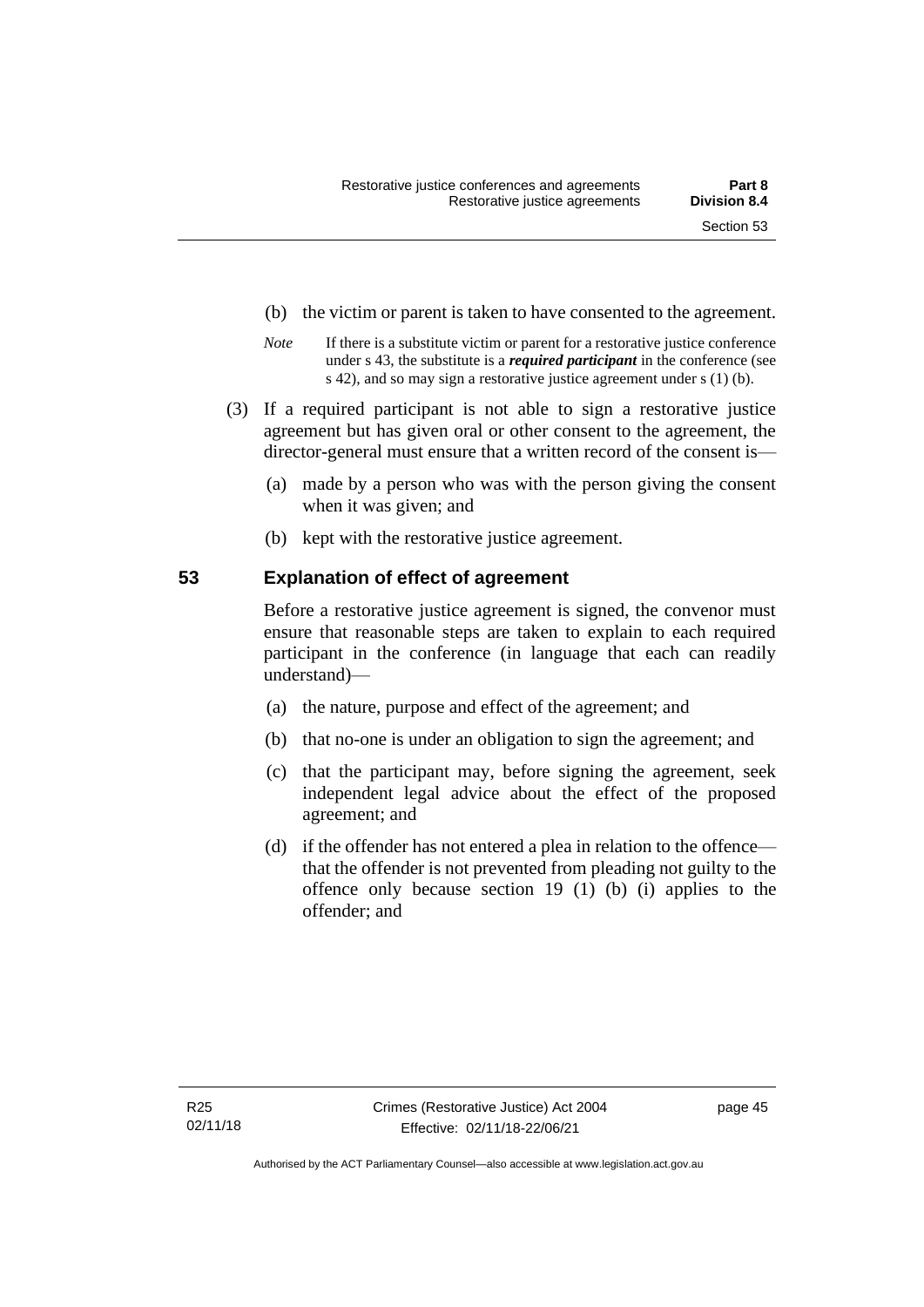(b) the victim or parent is taken to have consented to the agreement.

*Note* If there is a substitute victim or parent for a restorative justice conference under s 43, the substitute is a ***required participant*** in the conference (see s 42), and so may sign a restorative justice agreement under s (1) (b).

(3) If a required participant is not able to sign a restorative justice agreement but has given oral or other consent to the agreement, the director-general must ensure that a written record of the consent is—

(a) made by a person who was with the person giving the consent when it was given; and

(b) kept with the restorative justice agreement.

## 53 Explanation of effect of agreement

Before a restorative justice agreement is signed, the convenor must ensure that reasonable steps are taken to explain to each required participant in the conference (in language that each can readily understand)—

(a) the nature, purpose and effect of the agreement; and

(b) that no-one is under an obligation to sign the agreement; and

(c) that the participant may, before signing the agreement, seek independent legal advice about the effect of the proposed agreement; and

(d) if the offender has not entered a plea in relation to the offence—that the offender is not prevented from pleading not guilty to the offence only because section 19 (1) (b) (i) applies to the offender; and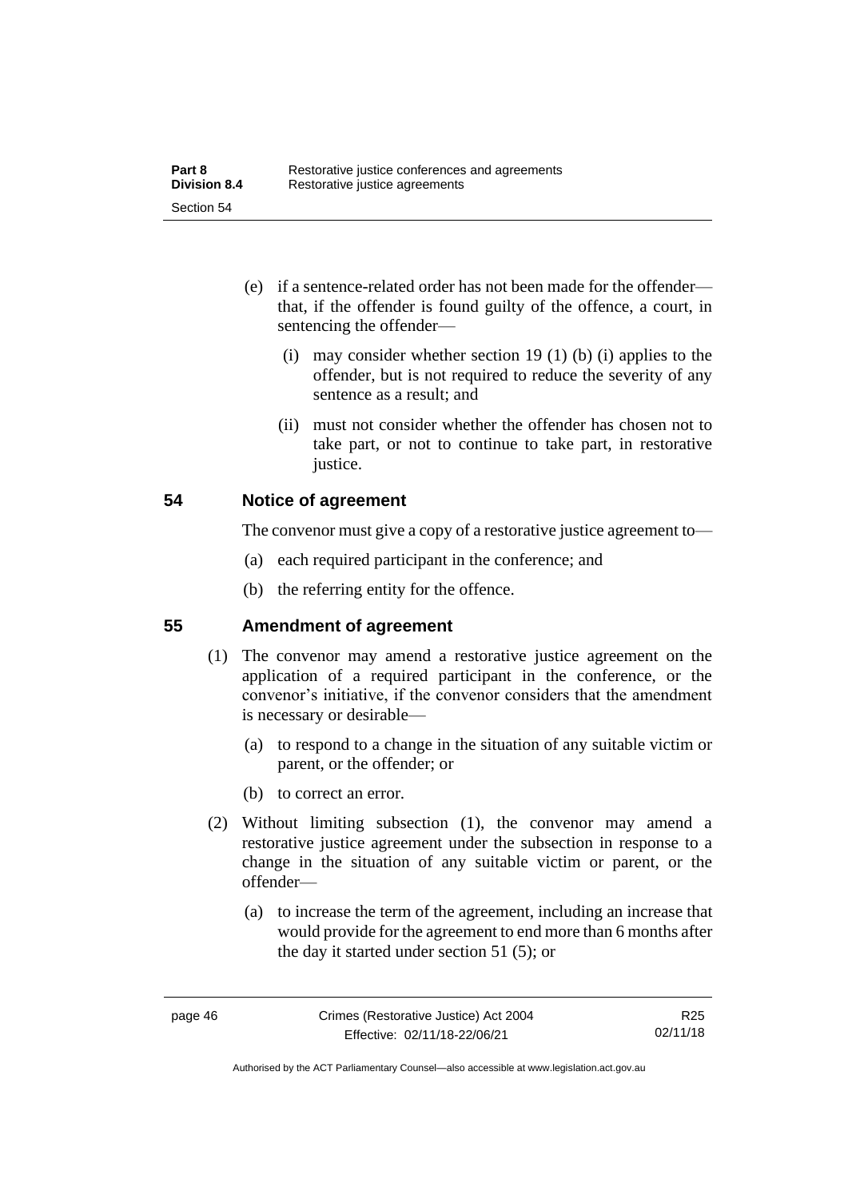(e) if a sentence-related order has not been made for the offender—that, if the offender is found guilty of the offence, a court, in sentencing the offender—

(i) may consider whether section 19 (1) (b) (i) applies to the offender, but is not required to reduce the severity of any sentence as a result; and

(ii) must not consider whether the offender has chosen not to take part, or not to continue to take part, in restorative justice.

## 54 Notice of agreement

The convenor must give a copy of a restorative justice agreement to—

(a) each required participant in the conference; and

(b) the referring entity for the offence.

## 55 Amendment of agreement

(1) The convenor may amend a restorative justice agreement on the application of a required participant in the conference, or the convenor's initiative, if the convenor considers that the amendment is necessary or desirable—

(a) to respond to a change in the situation of any suitable victim or parent, or the offender; or

(b) to correct an error.

(2) Without limiting subsection (1), the convenor may amend a restorative justice agreement under the subsection in response to a change in the situation of any suitable victim or parent, or the offender—

(a) to increase the term of the agreement, including an increase that would provide for the agreement to end more than 6 months after the day it started under section 51 (5); or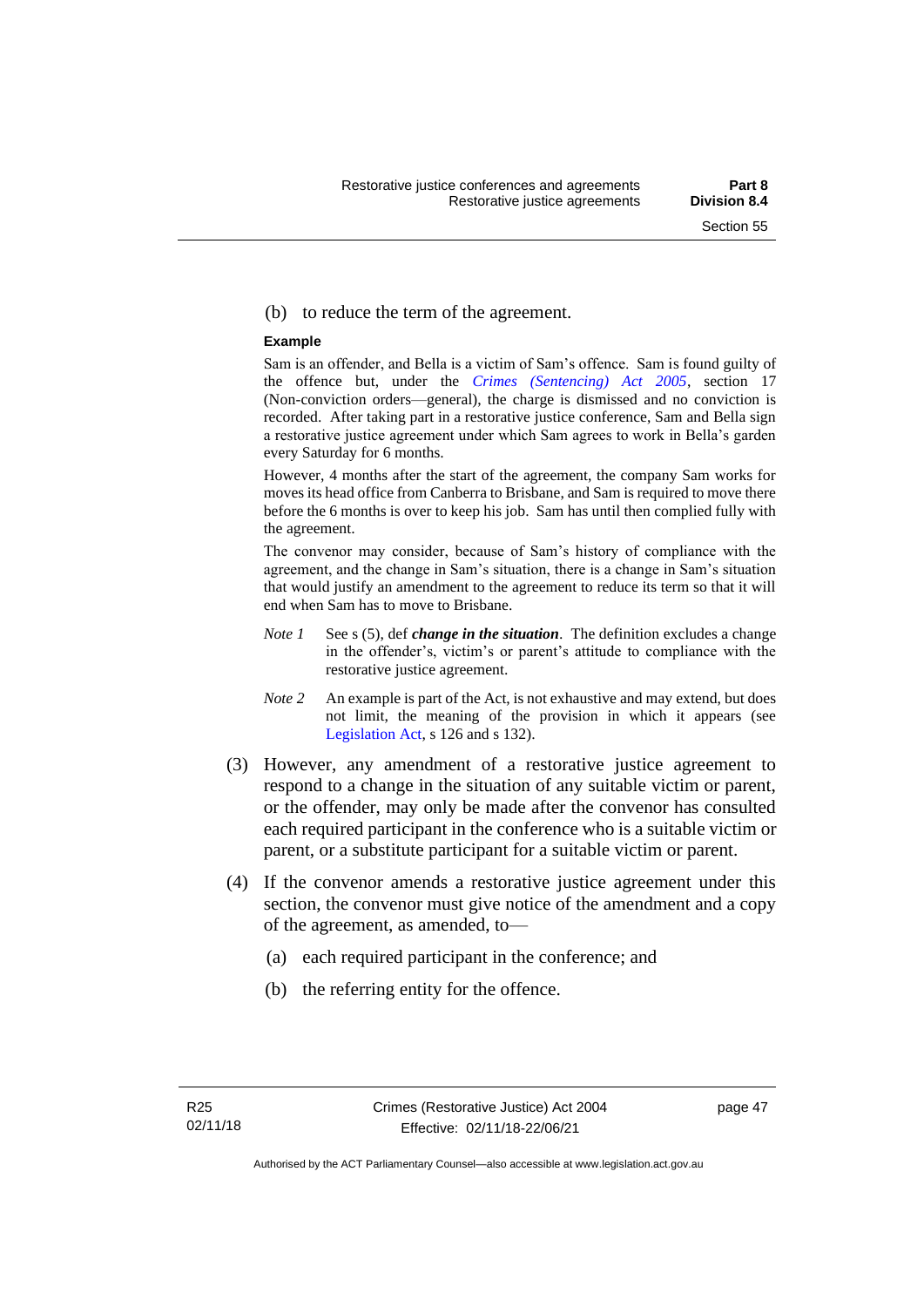(b) to reduce the term of the agreement.

**Example**

Sam is an offender, and Bella is a victim of Sam's offence. Sam is found guilty of the offence but, under the *Crimes (Sentencing) Act 2005*, section 17 (Non-conviction orders—general), the charge is dismissed and no conviction is recorded. After taking part in a restorative justice conference, Sam and Bella sign a restorative justice agreement under which Sam agrees to work in Bella's garden every Saturday for 6 months.

However, 4 months after the start of the agreement, the company Sam works for moves its head office from Canberra to Brisbane, and Sam is required to move there before the 6 months is over to keep his job. Sam has until then complied fully with the agreement.

The convenor may consider, because of Sam's history of compliance with the agreement, and the change in Sam's situation, there is a change in Sam's situation that would justify an amendment to the agreement to reduce its term so that it will end when Sam has to move to Brisbane.

*Note 1* See s (5), def ***change in the situation***. The definition excludes a change in the offender's, victim's or parent's attitude to compliance with the restorative justice agreement.

*Note 2* An example is part of the Act, is not exhaustive and may extend, but does not limit, the meaning of the provision in which it appears (see Legislation Act, s 126 and s 132).

(3) However, any amendment of a restorative justice agreement to respond to a change in the situation of any suitable victim or parent, or the offender, may only be made after the convenor has consulted each required participant in the conference who is a suitable victim or parent, or a substitute participant for a suitable victim or parent.

(4) If the convenor amends a restorative justice agreement under this section, the convenor must give notice of the amendment and a copy of the agreement, as amended, to—

(a) each required participant in the conference; and

(b) the referring entity for the offence.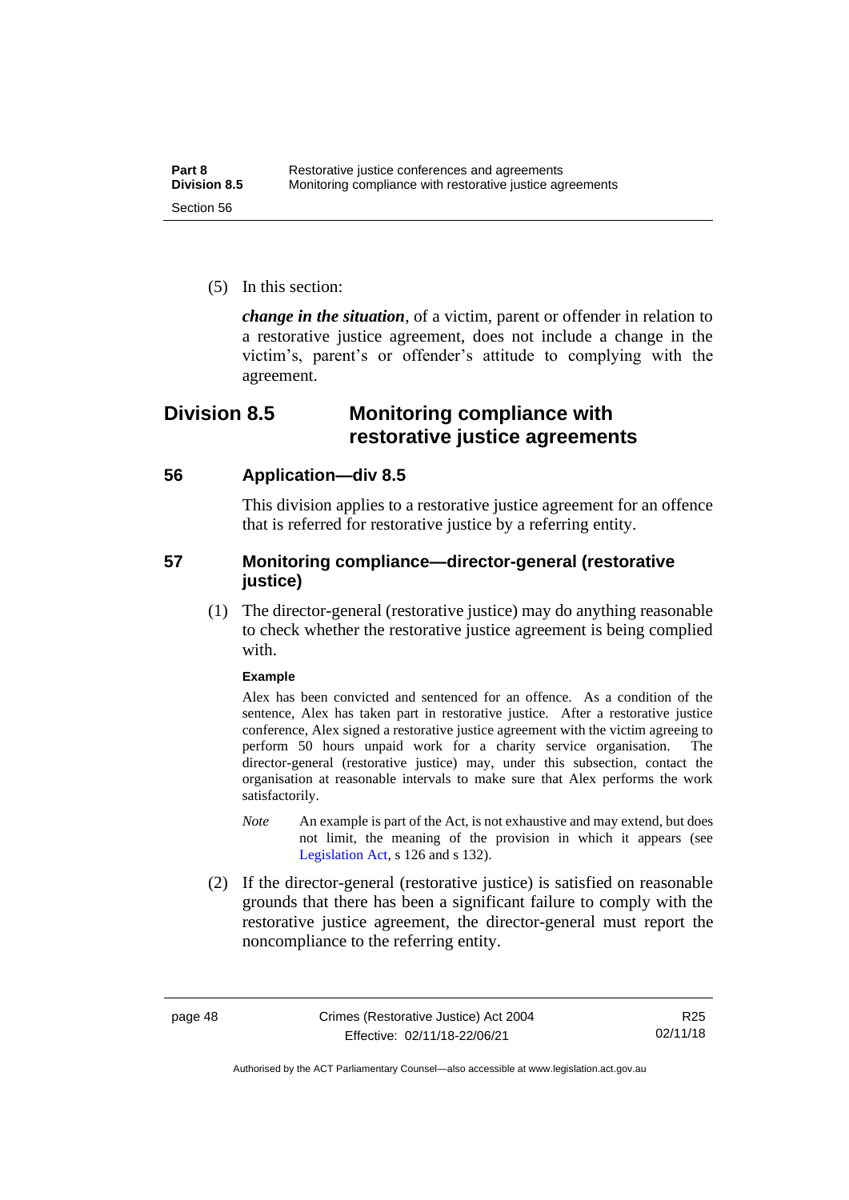(5) In this section:

***change in the situation***, of a victim, parent or offender in relation to a restorative justice agreement, does not include a change in the victim's, parent's or offender's attitude to complying with the agreement.

## Division 8.5 Monitoring compliance with restorative justice agreements

### 56 Application—div 8.5

This division applies to a restorative justice agreement for an offence that is referred for restorative justice by a referring entity.

### 57 Monitoring compliance—director-general (restorative justice)

(1) The director-general (restorative justice) may do anything reasonable to check whether the restorative justice agreement is being complied with.

**Example**

Alex has been convicted and sentenced for an offence. As a condition of the sentence, Alex has taken part in restorative justice. After a restorative justice conference, Alex signed a restorative justice agreement with the victim agreeing to perform 50 hours unpaid work for a charity service organisation. The director-general (restorative justice) may, under this subsection, contact the organisation at reasonable intervals to make sure that Alex performs the work satisfactorily.

*Note* An example is part of the Act, is not exhaustive and may extend, but does not limit, the meaning of the provision in which it appears (see Legislation Act, s 126 and s 132).

(2) If the director-general (restorative justice) is satisfied on reasonable grounds that there has been a significant failure to comply with the restorative justice agreement, the director-general must report the noncompliance to the referring entity.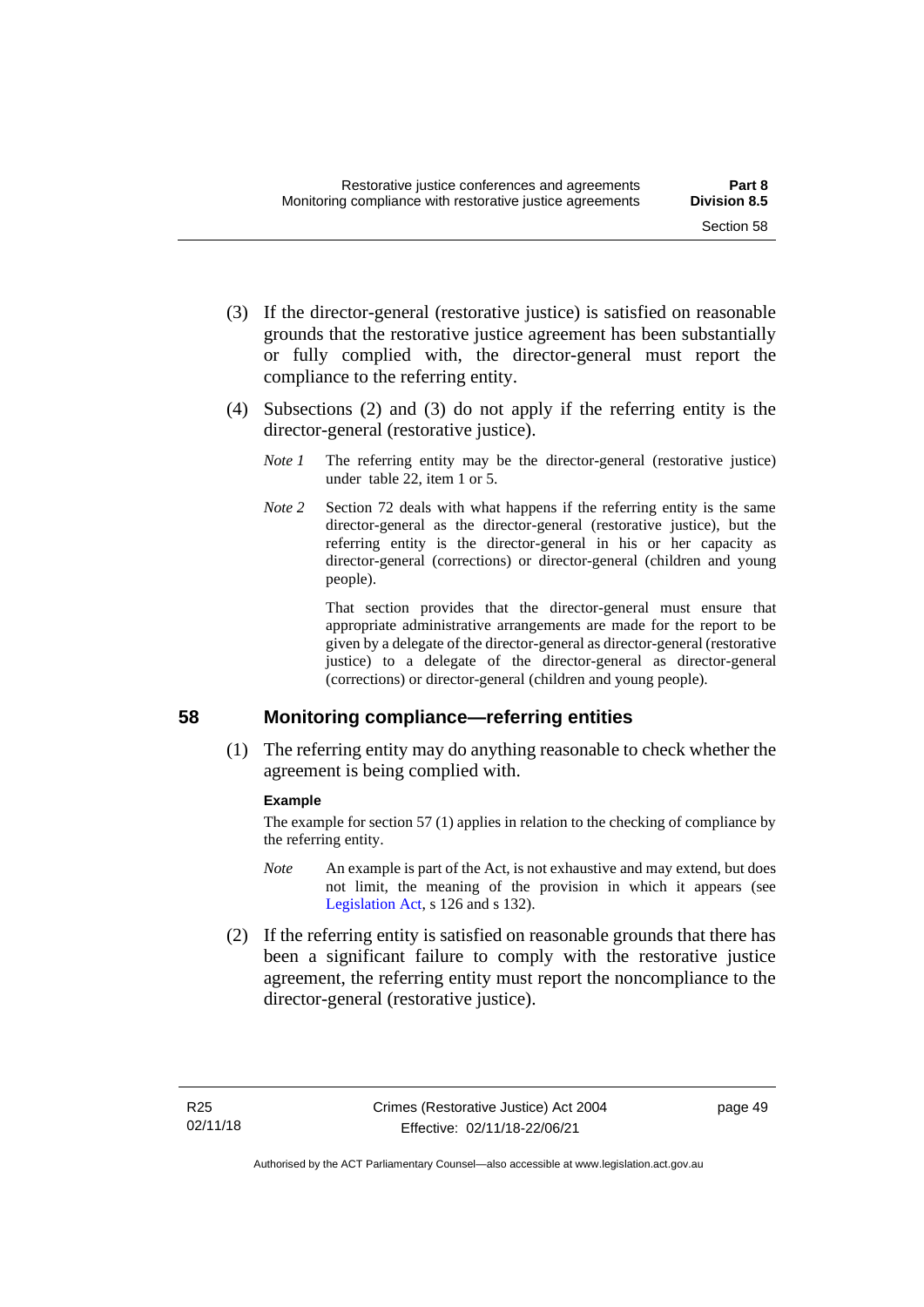(3) If the director-general (restorative justice) is satisfied on reasonable grounds that the restorative justice agreement has been substantially or fully complied with, the director-general must report the compliance to the referring entity.

(4) Subsections (2) and (3) do not apply if the referring entity is the director-general (restorative justice).

*Note 1* The referring entity may be the director-general (restorative justice) under table 22, item 1 or 5.

*Note 2* Section 72 deals with what happens if the referring entity is the same director-general as the director-general (restorative justice), but the referring entity is the director-general in his or her capacity as director-general (corrections) or director-general (children and young people).

That section provides that the director-general must ensure that appropriate administrative arrangements are made for the report to be given by a delegate of the director-general as director-general (restorative justice) to a delegate of the director-general as director-general (corrections) or director-general (children and young people).

## 58 Monitoring compliance—referring entities

(1) The referring entity may do anything reasonable to check whether the agreement is being complied with.

**Example**

The example for section 57 (1) applies in relation to the checking of compliance by the referring entity.

*Note* An example is part of the Act, is not exhaustive and may extend, but does not limit, the meaning of the provision in which it appears (see Legislation Act, s 126 and s 132).

(2) If the referring entity is satisfied on reasonable grounds that there has been a significant failure to comply with the restorative justice agreement, the referring entity must report the noncompliance to the director-general (restorative justice).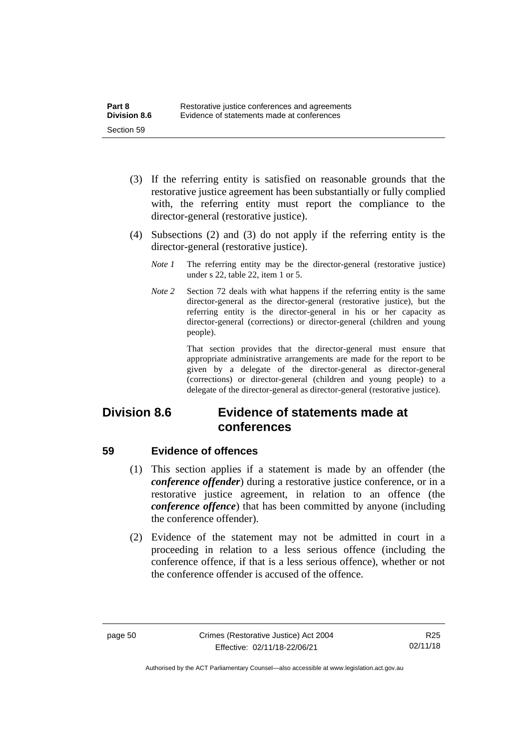(3) If the referring entity is satisfied on reasonable grounds that the restorative justice agreement has been substantially or fully complied with, the referring entity must report the compliance to the director-general (restorative justice).

(4) Subsections (2) and (3) do not apply if the referring entity is the director-general (restorative justice).

*Note 1* The referring entity may be the director-general (restorative justice) under s 22, table 22, item 1 or 5.

*Note 2* Section 72 deals with what happens if the referring entity is the same director-general as the director-general (restorative justice), but the referring entity is the director-general in his or her capacity as director-general (corrections) or director-general (children and young people).

That section provides that the director-general must ensure that appropriate administrative arrangements are made for the report to be given by a delegate of the director-general as director-general (corrections) or director-general (children and young people) to a delegate of the director-general as director-general (restorative justice).

## Division 8.6 Evidence of statements made at conferences

### 59 Evidence of offences

(1) This section applies if a statement is made by an offender (the ***conference offender***) during a restorative justice conference, or in a restorative justice agreement, in relation to an offence (the ***conference offence***) that has been committed by anyone (including the conference offender).

(2) Evidence of the statement may not be admitted in court in a proceeding in relation to a less serious offence (including the conference offence, if that is a less serious offence), whether or not the conference offender is accused of the offence.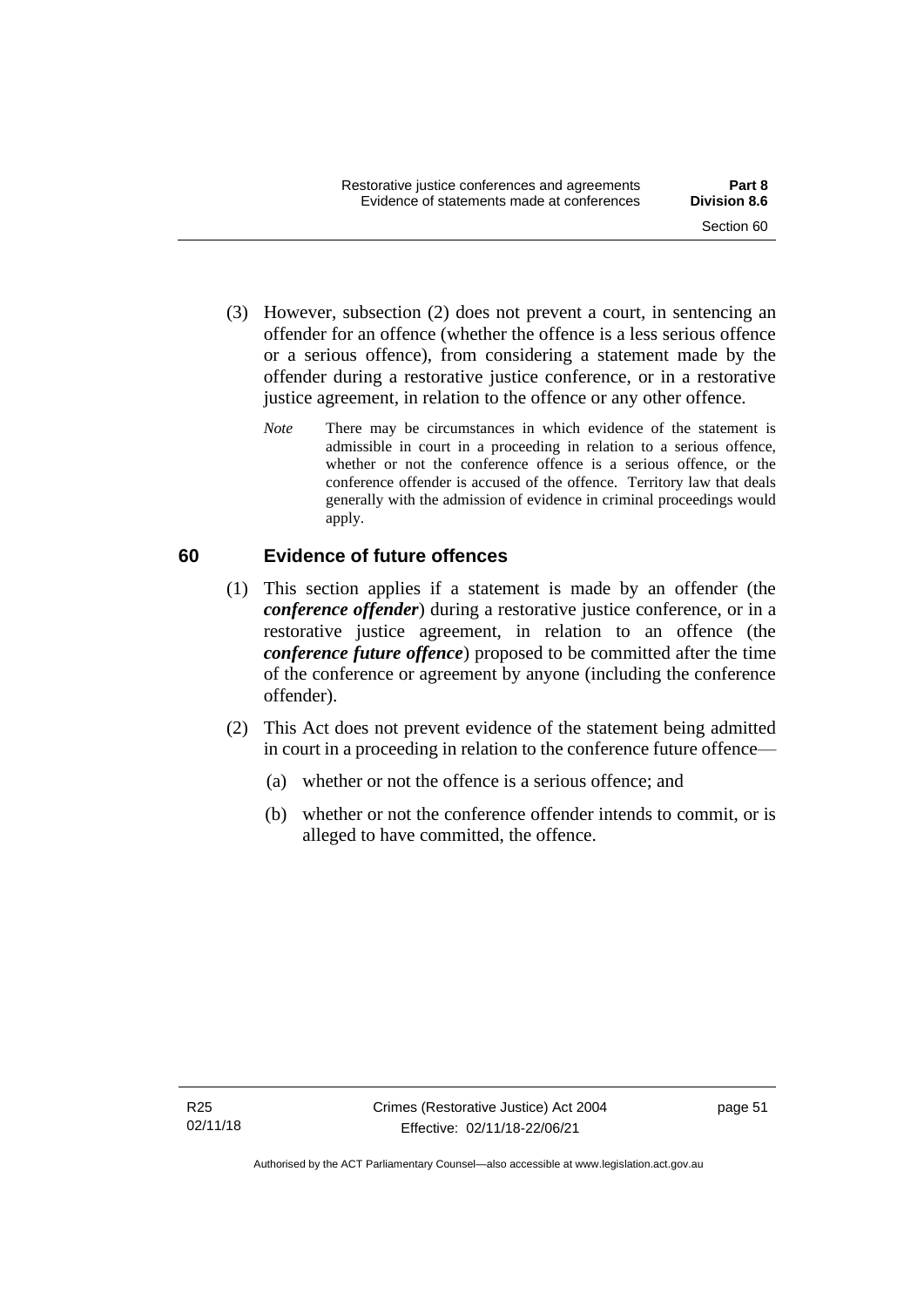(3) However, subsection (2) does not prevent a court, in sentencing an offender for an offence (whether the offence is a less serious offence or a serious offence), from considering a statement made by the offender during a restorative justice conference, or in a restorative justice agreement, in relation to the offence or any other offence.

*Note* There may be circumstances in which evidence of the statement is admissible in court in a proceeding in relation to a serious offence, whether or not the conference offence is a serious offence, or the conference offender is accused of the offence. Territory law that deals generally with the admission of evidence in criminal proceedings would apply.

## 60 Evidence of future offences

(1) This section applies if a statement is made by an offender (the ***conference offender***) during a restorative justice conference, or in a restorative justice agreement, in relation to an offence (the ***conference future offence***) proposed to be committed after the time of the conference or agreement by anyone (including the conference offender).

(2) This Act does not prevent evidence of the statement being admitted in court in a proceeding in relation to the conference future offence—

(a) whether or not the offence is a serious offence; and

(b) whether or not the conference offender intends to commit, or is alleged to have committed, the offence.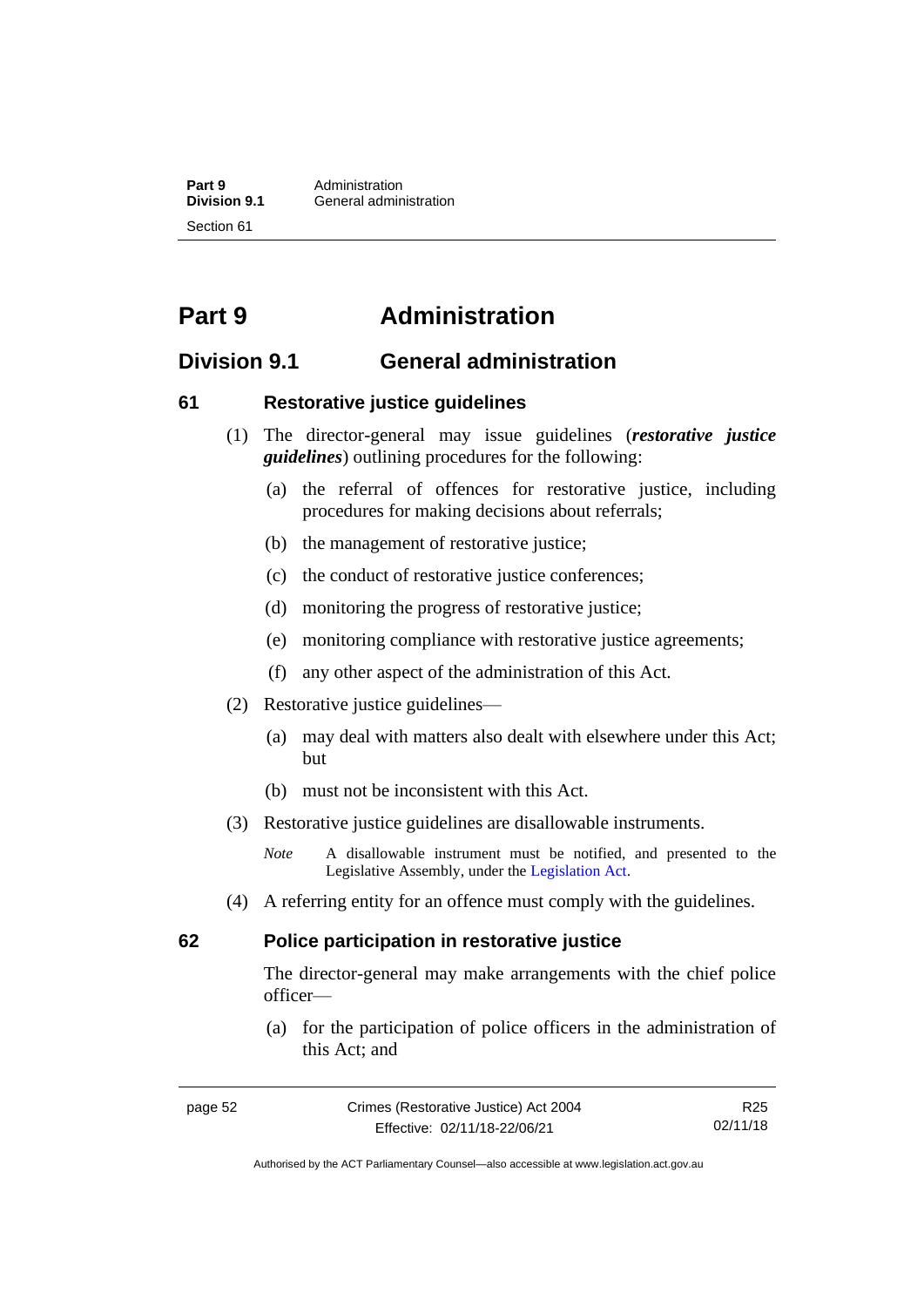# Part 9 Administration

## Division 9.1 General administration

### 61 Restorative justice guidelines

(1) The director-general may issue guidelines (***restorative justice guidelines***) outlining procedures for the following:

(a) the referral of offences for restorative justice, including procedures for making decisions about referrals;

(b) the management of restorative justice;

(c) the conduct of restorative justice conferences;

(d) monitoring the progress of restorative justice;

(e) monitoring compliance with restorative justice agreements;

(f) any other aspect of the administration of this Act.

(2) Restorative justice guidelines—

(a) may deal with matters also dealt with elsewhere under this Act; but

(b) must not be inconsistent with this Act.

(3) Restorative justice guidelines are disallowable instruments.

*Note* A disallowable instrument must be notified, and presented to the Legislative Assembly, under the Legislation Act.

(4) A referring entity for an offence must comply with the guidelines.

### 62 Police participation in restorative justice

The director-general may make arrangements with the chief police officer—

(a) for the participation of police officers in the administration of this Act; and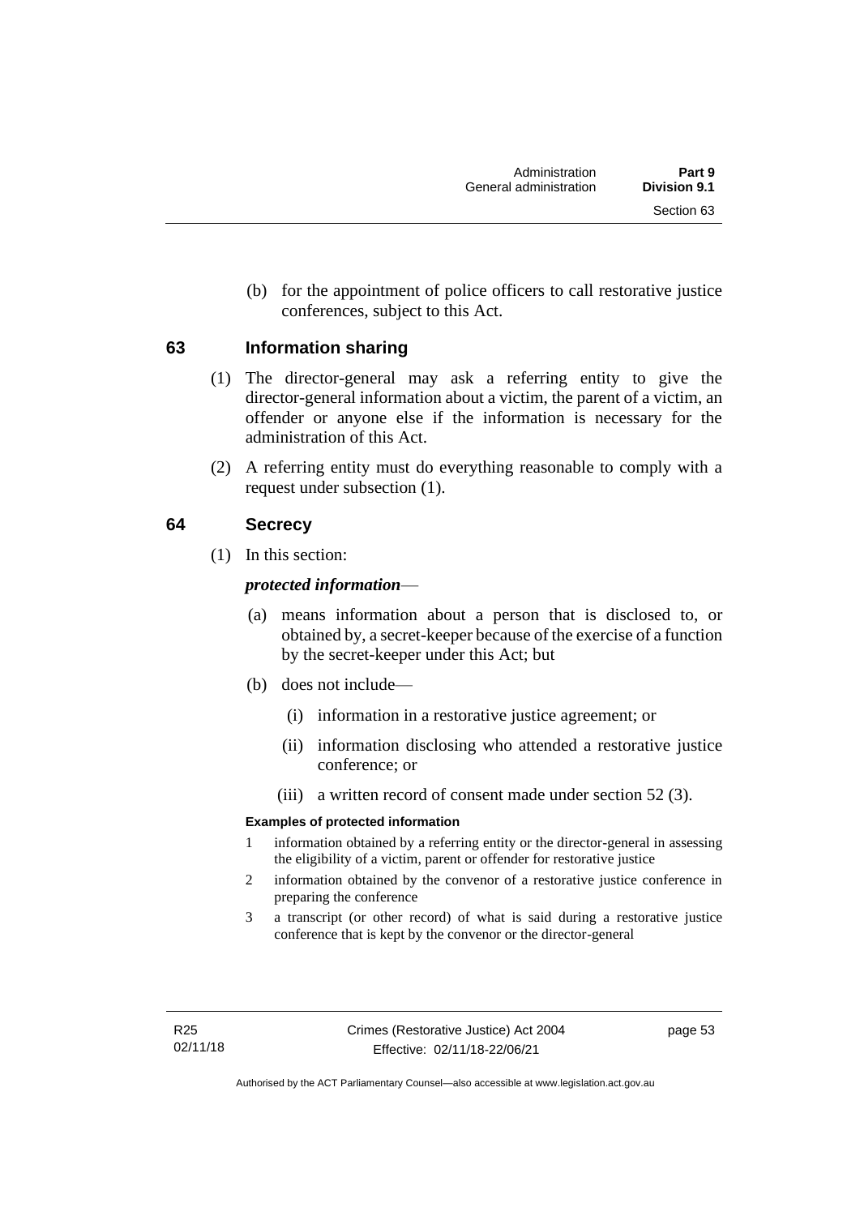(b) for the appointment of police officers to call restorative justice conferences, subject to this Act.

## 63 Information sharing

(1) The director-general may ask a referring entity to give the director-general information about a victim, the parent of a victim, an offender or anyone else if the information is necessary for the administration of this Act.

(2) A referring entity must do everything reasonable to comply with a request under subsection (1).

## 64 Secrecy

(1) In this section:

***protected information***—

(a) means information about a person that is disclosed to, or obtained by, a secret-keeper because of the exercise of a function by the secret-keeper under this Act; but

(b) does not include—

(i) information in a restorative justice agreement; or

(ii) information disclosing who attended a restorative justice conference; or

(iii) a written record of consent made under section 52 (3).

**Examples of protected information**

1 information obtained by a referring entity or the director-general in assessing the eligibility of a victim, parent or offender for restorative justice

2 information obtained by the convenor of a restorative justice conference in preparing the conference

3 a transcript (or other record) of what is said during a restorative justice conference that is kept by the convenor or the director-general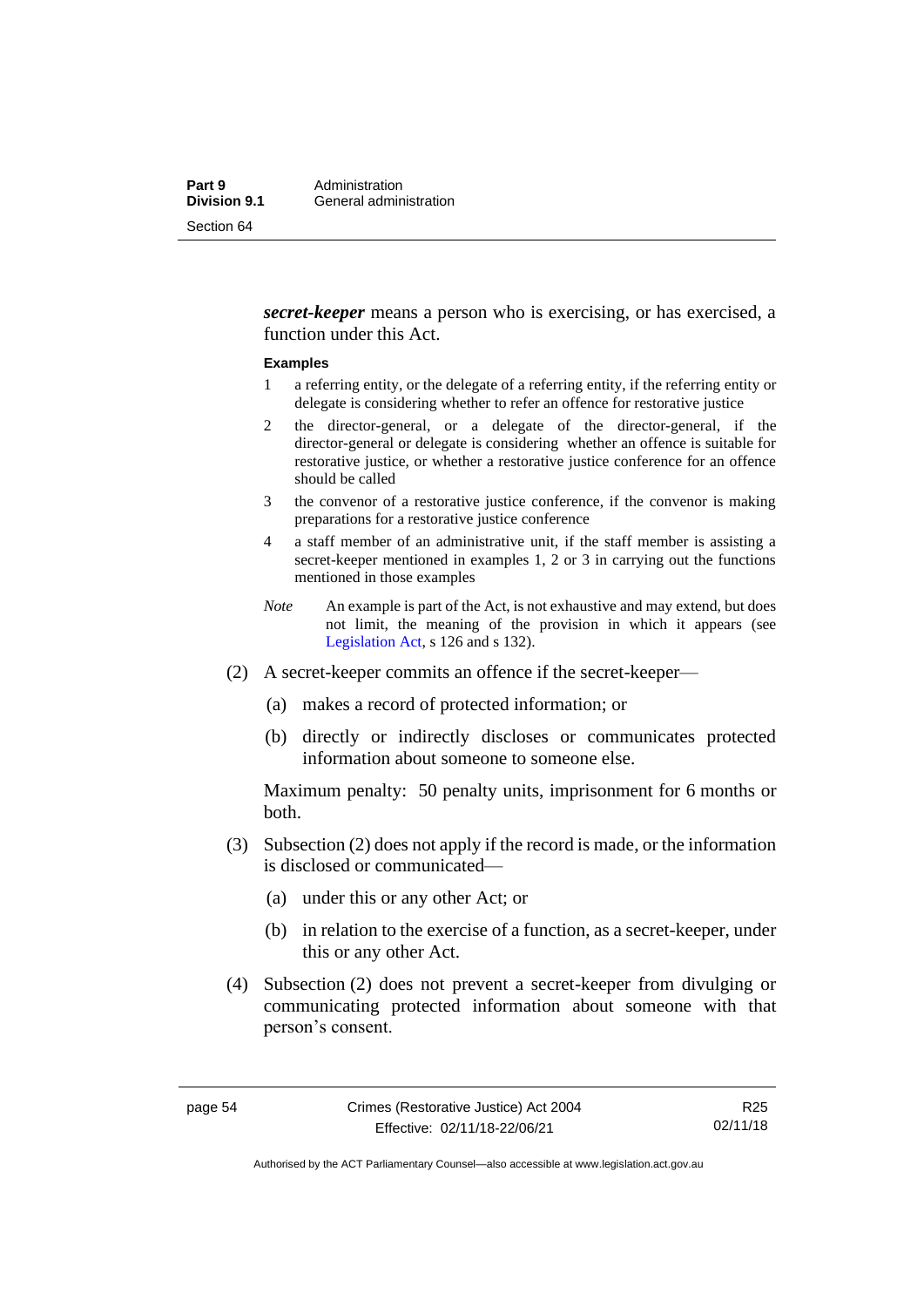***secret-keeper*** means a person who is exercising, or has exercised, a function under this Act.

**Examples**

1. a referring entity, or the delegate of a referring entity, if the referring entity or delegate is considering whether to refer an offence for restorative justice
2. the director-general, or a delegate of the director-general, if the director-general or delegate is considering whether an offence is suitable for restorative justice, or whether a restorative justice conference for an offence should be called
3. the convenor of a restorative justice conference, if the convenor is making preparations for a restorative justice conference
4. a staff member of an administrative unit, if the staff member is assisting a secret-keeper mentioned in examples 1, 2 or 3 in carrying out the functions mentioned in those examples

*Note* An example is part of the Act, is not exhaustive and may extend, but does not limit, the meaning of the provision in which it appears (see Legislation Act, s 126 and s 132).

(2) A secret-keeper commits an offence if the secret-keeper—

(a) makes a record of protected information; or

(b) directly or indirectly discloses or communicates protected information about someone to someone else.

Maximum penalty: 50 penalty units, imprisonment for 6 months or both.

(3) Subsection (2) does not apply if the record is made, or the information is disclosed or communicated—

(a) under this or any other Act; or

(b) in relation to the exercise of a function, as a secret-keeper, under this or any other Act.

(4) Subsection (2) does not prevent a secret-keeper from divulging or communicating protected information about someone with that person's consent.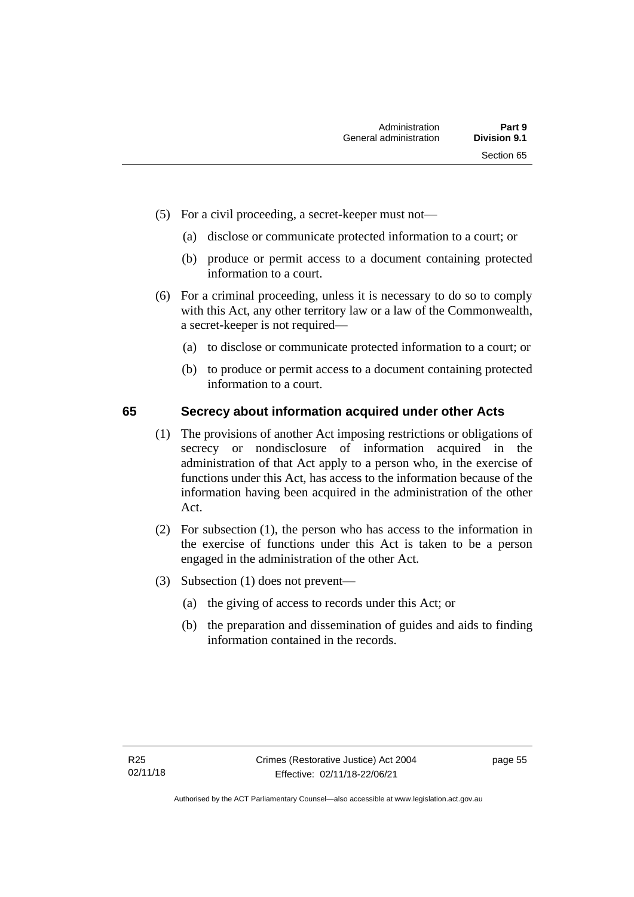(5) For a civil proceeding, a secret-keeper must not—

  (a) disclose or communicate protected information to a court; or

  (b) produce or permit access to a document containing protected information to a court.

(6) For a criminal proceeding, unless it is necessary to do so to comply with this Act, any other territory law or a law of the Commonwealth, a secret-keeper is not required—

  (a) to disclose or communicate protected information to a court; or

  (b) to produce or permit access to a document containing protected information to a court.

## 65 Secrecy about information acquired under other Acts

(1) The provisions of another Act imposing restrictions or obligations of secrecy or nondisclosure of information acquired in the administration of that Act apply to a person who, in the exercise of functions under this Act, has access to the information because of the information having been acquired in the administration of the other Act.

(2) For subsection (1), the person who has access to the information in the exercise of functions under this Act is taken to be a person engaged in the administration of the other Act.

(3) Subsection (1) does not prevent—

  (a) the giving of access to records under this Act; or

  (b) the preparation and dissemination of guides and aids to finding information contained in the records.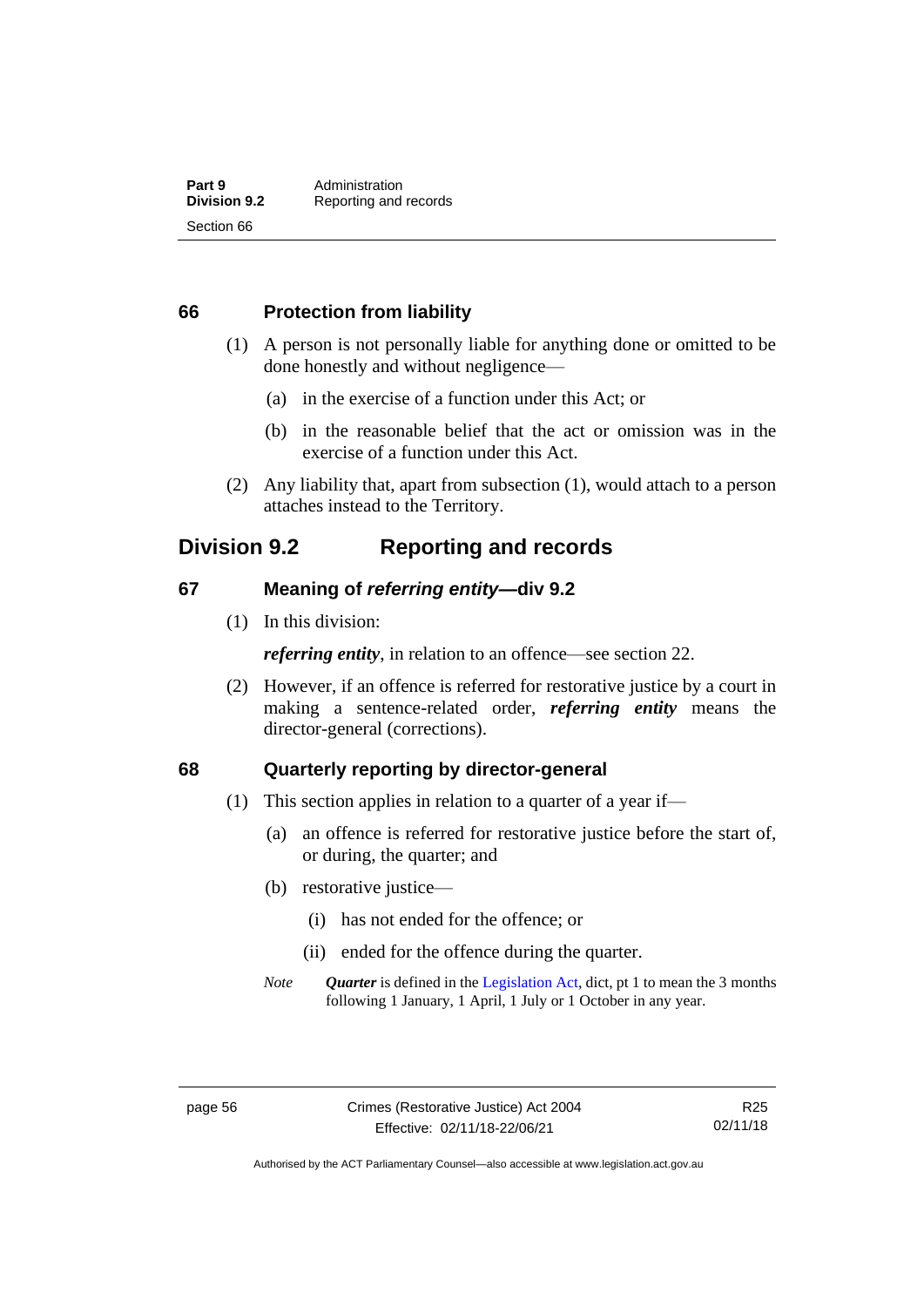### 66 Protection from liability

(1) A person is not personally liable for anything done or omitted to be done honestly and without negligence—

(a) in the exercise of a function under this Act; or

(b) in the reasonable belief that the act or omission was in the exercise of a function under this Act.

(2) Any liability that, apart from subsection (1), would attach to a person attaches instead to the Territory.

## Division 9.2 Reporting and records

### 67 Meaning of *referring entity*—div 9.2

(1) In this division:

***referring entity***, in relation to an offence—see section 22.

(2) However, if an offence is referred for restorative justice by a court in making a sentence-related order, ***referring entity*** means the director-general (corrections).

### 68 Quarterly reporting by director-general

(1) This section applies in relation to a quarter of a year if—

(a) an offence is referred for restorative justice before the start of, or during, the quarter; and

(b) restorative justice—

(i) has not ended for the offence; or

(ii) ended for the offence during the quarter.

*Note* ***Quarter*** is defined in the Legislation Act, dict, pt 1 to mean the 3 months following 1 January, 1 April, 1 July or 1 October in any year.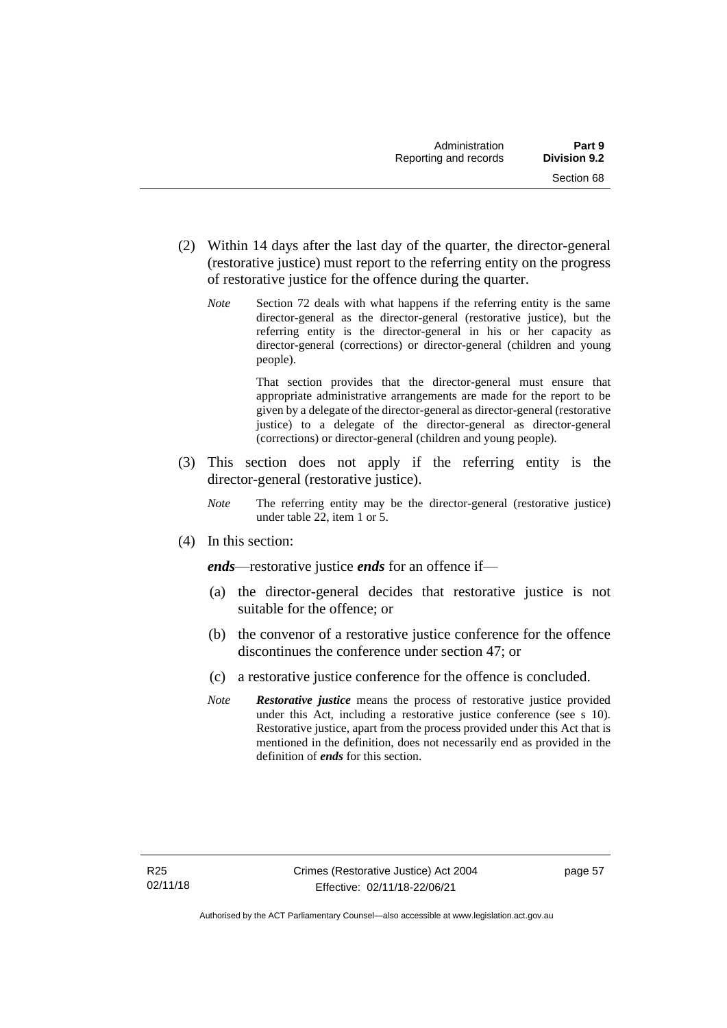(2) Within 14 days after the last day of the quarter, the director-general (restorative justice) must report to the referring entity on the progress of restorative justice for the offence during the quarter.

*Note* Section 72 deals with what happens if the referring entity is the same director-general as the director-general (restorative justice), but the referring entity is the director-general in his or her capacity as director-general (corrections) or director-general (children and young people).

That section provides that the director-general must ensure that appropriate administrative arrangements are made for the report to be given by a delegate of the director-general as director-general (restorative justice) to a delegate of the director-general as director-general (corrections) or director-general (children and young people).

(3) This section does not apply if the referring entity is the director-general (restorative justice).

*Note* The referring entity may be the director-general (restorative justice) under table 22, item 1 or 5.

(4) In this section:

***ends***—restorative justice ***ends*** for an offence if—

(a) the director-general decides that restorative justice is not suitable for the offence; or

(b) the convenor of a restorative justice conference for the offence discontinues the conference under section 47; or

(c) a restorative justice conference for the offence is concluded.

*Note* ***Restorative justice*** means the process of restorative justice provided under this Act, including a restorative justice conference (see s 10). Restorative justice, apart from the process provided under this Act that is mentioned in the definition, does not necessarily end as provided in the definition of ***ends*** for this section.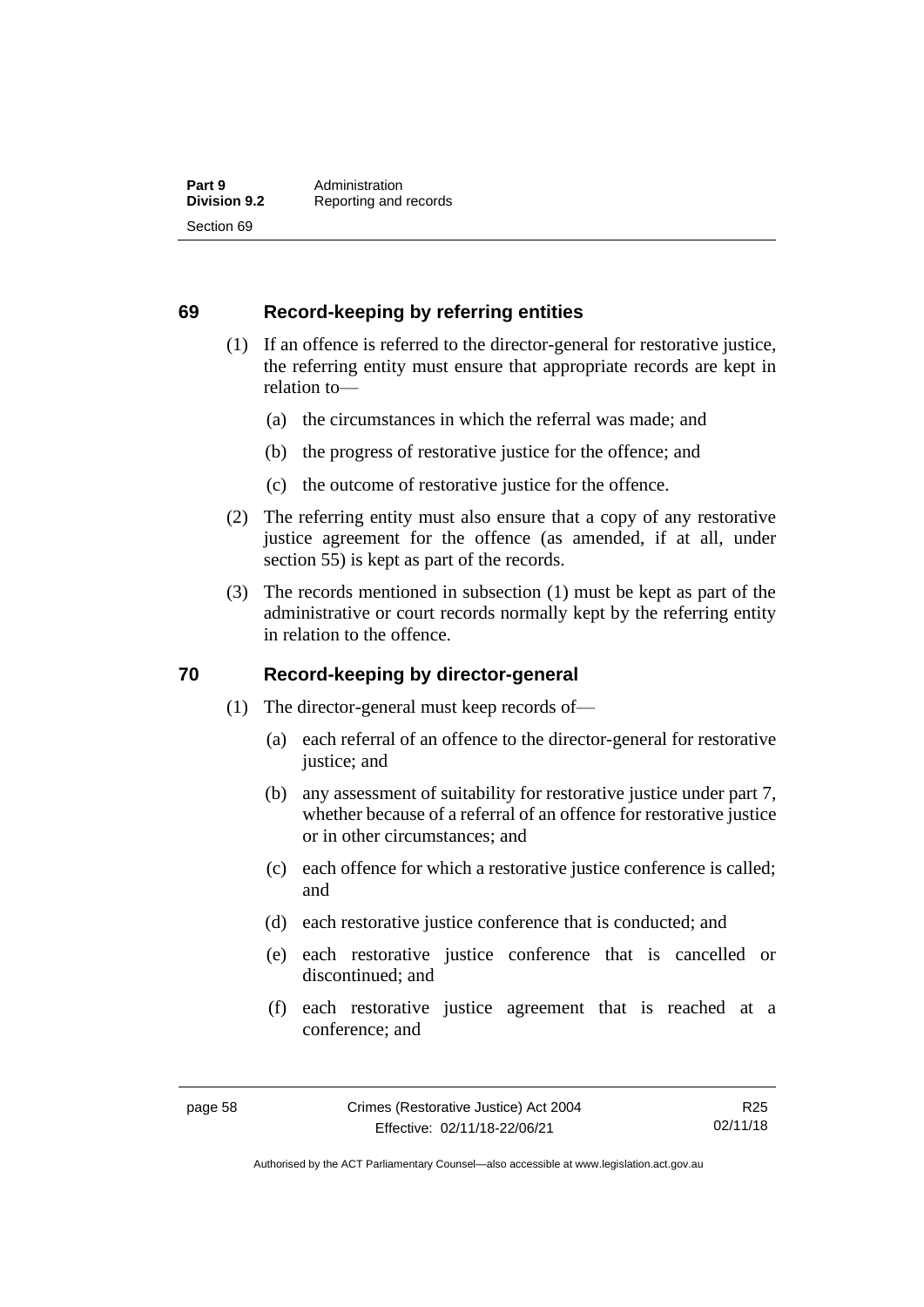## 69 Record-keeping by referring entities

(1) If an offence is referred to the director-general for restorative justice, the referring entity must ensure that appropriate records are kept in relation to—

(a) the circumstances in which the referral was made; and

(b) the progress of restorative justice for the offence; and

(c) the outcome of restorative justice for the offence.

(2) The referring entity must also ensure that a copy of any restorative justice agreement for the offence (as amended, if at all, under section 55) is kept as part of the records.

(3) The records mentioned in subsection (1) must be kept as part of the administrative or court records normally kept by the referring entity in relation to the offence.

## 70 Record-keeping by director-general

(1) The director-general must keep records of—

(a) each referral of an offence to the director-general for restorative justice; and

(b) any assessment of suitability for restorative justice under part 7, whether because of a referral of an offence for restorative justice or in other circumstances; and

(c) each offence for which a restorative justice conference is called; and

(d) each restorative justice conference that is conducted; and

(e) each restorative justice conference that is cancelled or discontinued; and

(f) each restorative justice agreement that is reached at a conference; and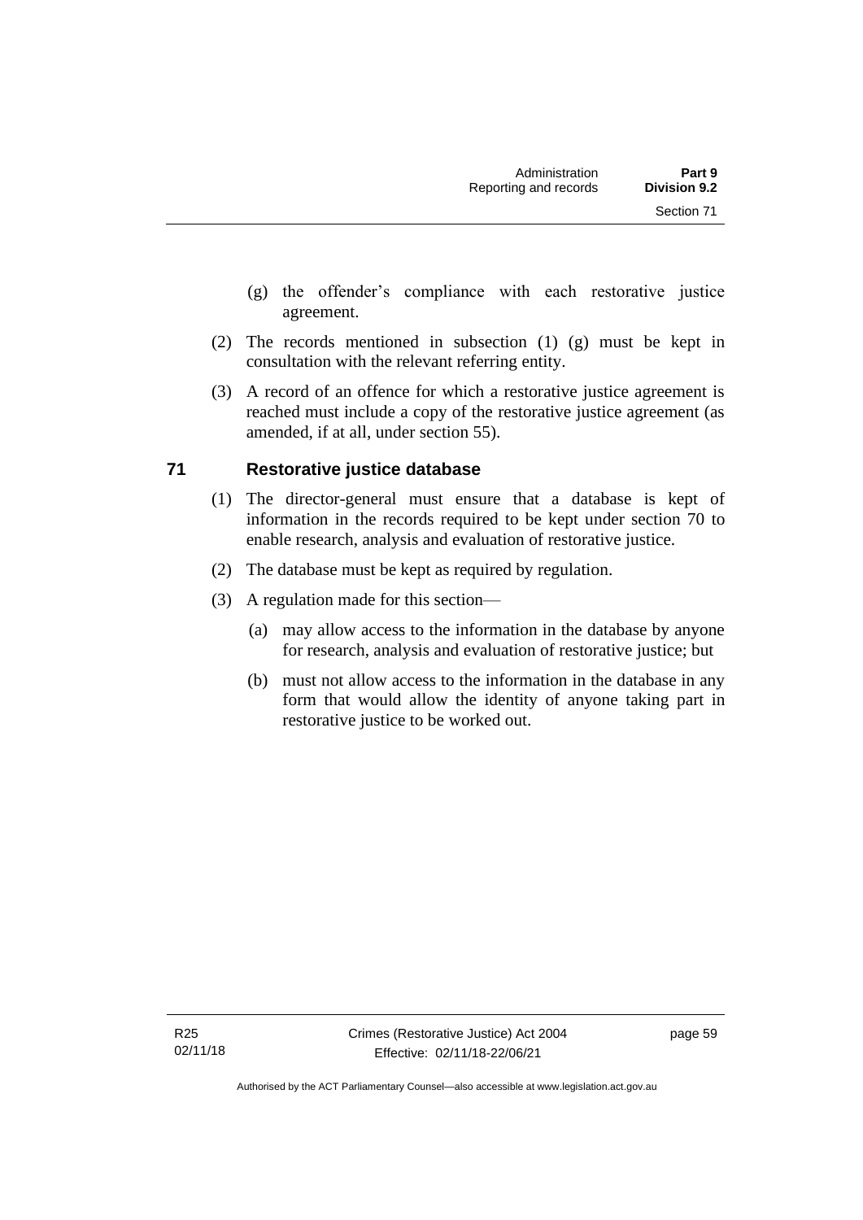(g) the offender's compliance with each restorative justice agreement.

(2) The records mentioned in subsection (1) (g) must be kept in consultation with the relevant referring entity.

(3) A record of an offence for which a restorative justice agreement is reached must include a copy of the restorative justice agreement (as amended, if at all, under section 55).

## 71 Restorative justice database

(1) The director-general must ensure that a database is kept of information in the records required to be kept under section 70 to enable research, analysis and evaluation of restorative justice.

(2) The database must be kept as required by regulation.

(3) A regulation made for this section—

(a) may allow access to the information in the database by anyone for research, analysis and evaluation of restorative justice; but

(b) must not allow access to the information in the database in any form that would allow the identity of anyone taking part in restorative justice to be worked out.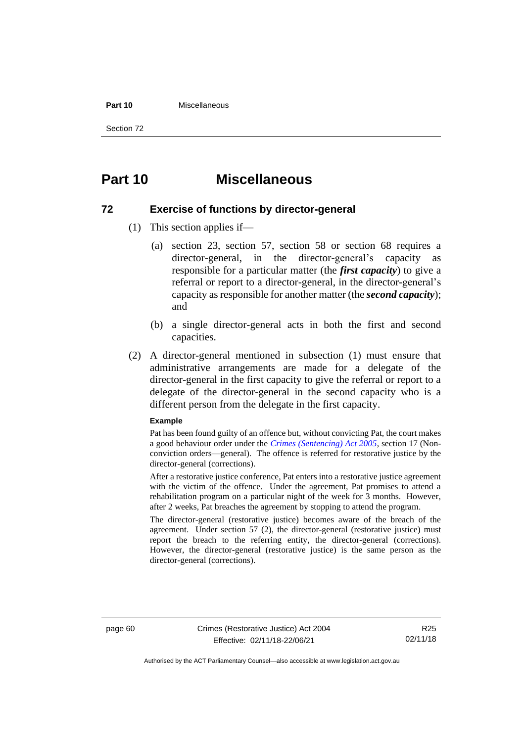# Part 10 Miscellaneous

## 72 Exercise of functions by director-general

(1) This section applies if—

(a) section 23, section 57, section 58 or section 68 requires a director-general, in the director-general's capacity as responsible for a particular matter (the ***first capacity***) to give a referral or report to a director-general, in the director-general's capacity as responsible for another matter (the ***second capacity***); and

(b) a single director-general acts in both the first and second capacities.

(2) A director-general mentioned in subsection (1) must ensure that administrative arrangements are made for a delegate of the director-general in the first capacity to give the referral or report to a delegate of the director-general in the second capacity who is a different person from the delegate in the first capacity.

**Example**

Pat has been found guilty of an offence but, without convicting Pat, the court makes a good behaviour order under the *Crimes (Sentencing) Act 2005*, section 17 (Non-conviction orders—general). The offence is referred for restorative justice by the director-general (corrections).

After a restorative justice conference, Pat enters into a restorative justice agreement with the victim of the offence. Under the agreement, Pat promises to attend a rehabilitation program on a particular night of the week for 3 months. However, after 2 weeks, Pat breaches the agreement by stopping to attend the program.

The director-general (restorative justice) becomes aware of the breach of the agreement. Under section 57 (2), the director-general (restorative justice) must report the breach to the referring entity, the director-general (corrections). However, the director-general (restorative justice) is the same person as the director-general (corrections).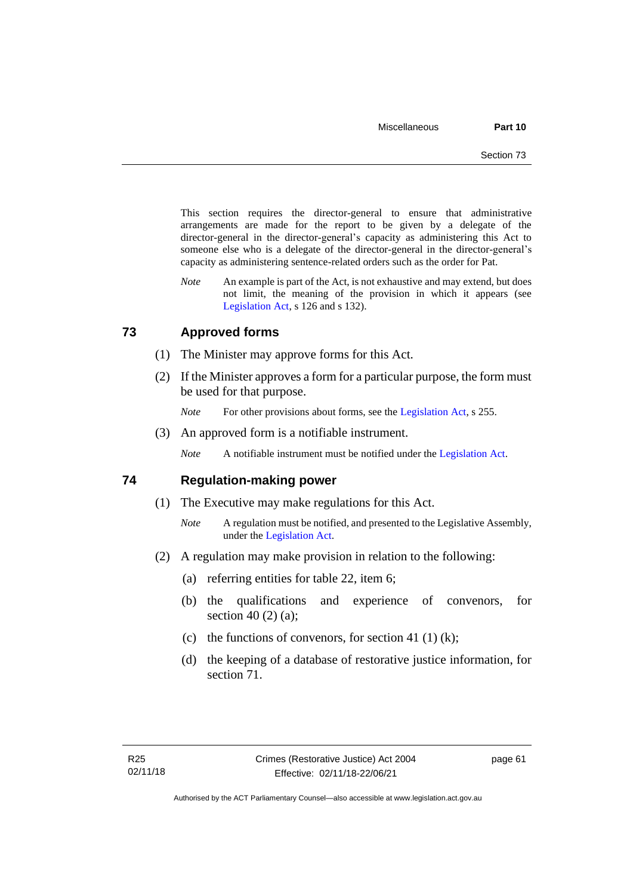This section requires the director-general to ensure that administrative arrangements are made for the report to be given by a delegate of the director-general in the director-general's capacity as administering this Act to someone else who is a delegate of the director-general in the director-general's capacity as administering sentence-related orders such as the order for Pat.

*Note* An example is part of the Act, is not exhaustive and may extend, but does not limit, the meaning of the provision in which it appears (see Legislation Act, s 126 and s 132).

## 73 Approved forms

(1) The Minister may approve forms for this Act.

(2) If the Minister approves a form for a particular purpose, the form must be used for that purpose.

*Note* For other provisions about forms, see the Legislation Act, s 255.

(3) An approved form is a notifiable instrument.

*Note* A notifiable instrument must be notified under the Legislation Act.

## 74 Regulation-making power

(1) The Executive may make regulations for this Act.

*Note* A regulation must be notified, and presented to the Legislative Assembly, under the Legislation Act.

(2) A regulation may make provision in relation to the following:

(a) referring entities for table 22, item 6;

(b) the qualifications and experience of convenors, for section 40 (2) (a);

(c) the functions of convenors, for section 41 (1) (k);

(d) the keeping of a database of restorative justice information, for section 71.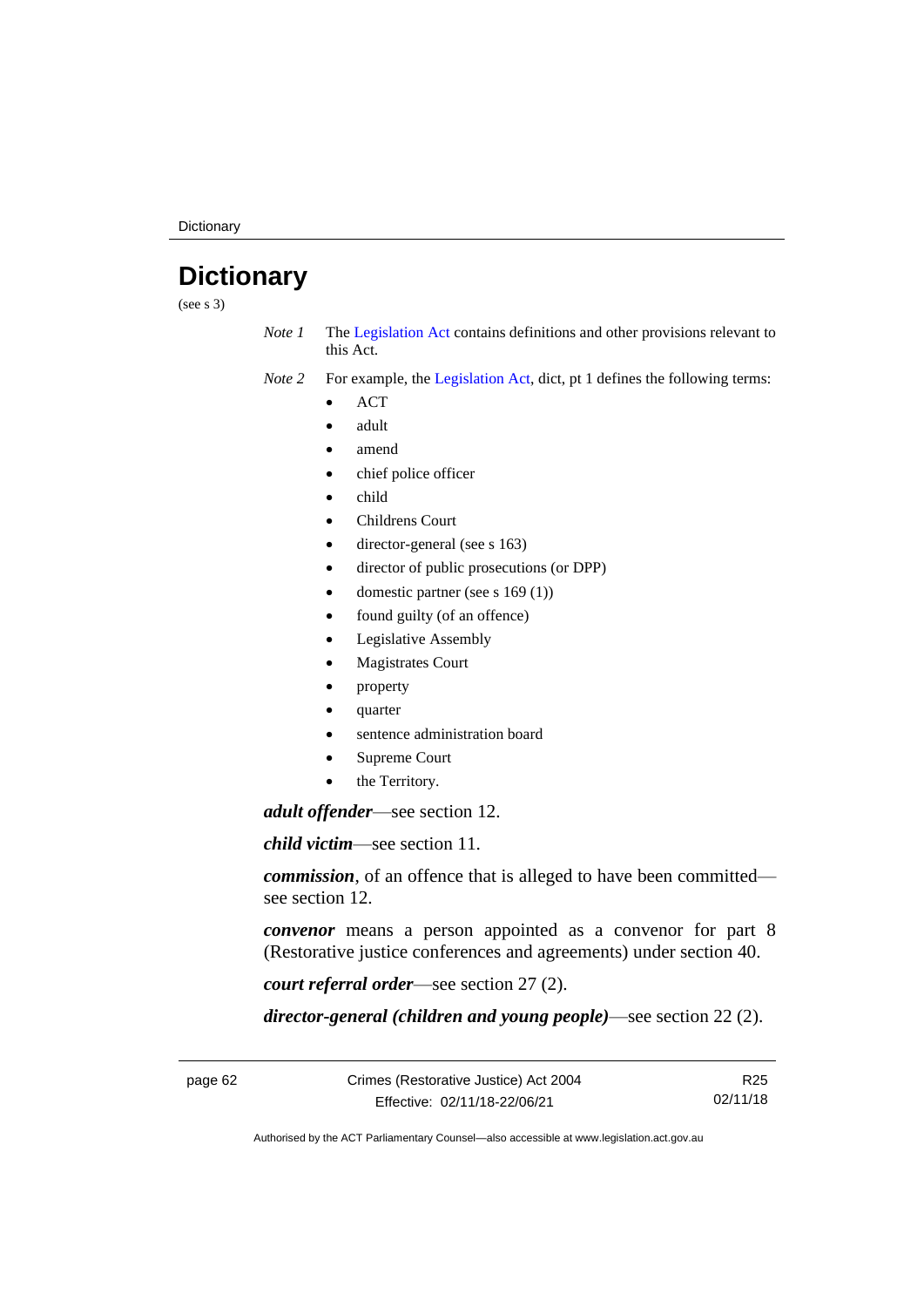# Dictionary

(see s 3)

*Note 1* The Legislation Act contains definitions and other provisions relevant to this Act.

*Note 2* For example, the Legislation Act, dict, pt 1 defines the following terms:

- ACT
- adult
- amend
- chief police officer
- child
- Childrens Court
- director-general (see s 163)
- director of public prosecutions (or DPP)
- domestic partner (see s 169 (1))
- found guilty (of an offence)
- Legislative Assembly
- Magistrates Court
- property
- quarter
- sentence administration board
- Supreme Court
- the Territory.

***adult offender***—see section 12.

***child victim***—see section 11.

***commission***, of an offence that is alleged to have been committed—see section 12.

***convenor*** means a person appointed as a convenor for part 8 (Restorative justice conferences and agreements) under section 40.

***court referral order***—see section 27 (2).

***director-general (children and young people)***—see section 22 (2).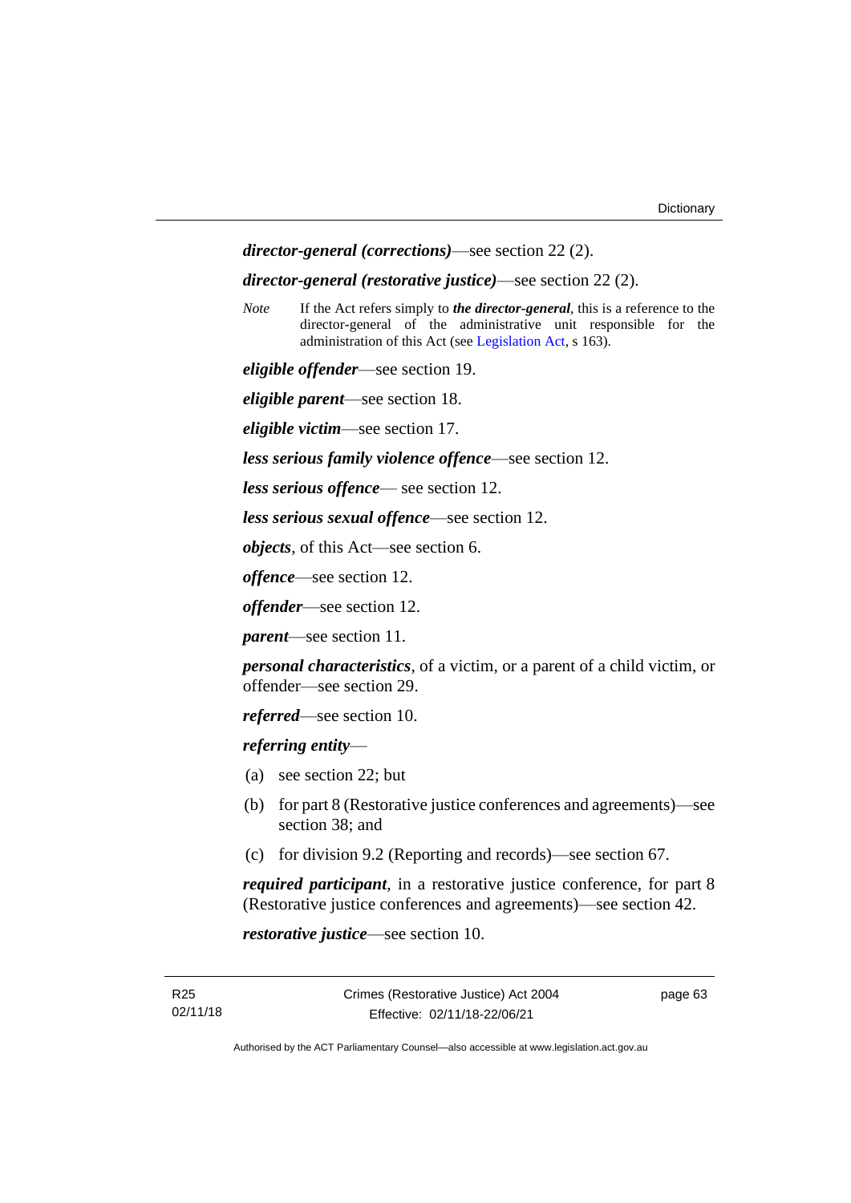***director-general (corrections)***—see section 22 (2).

***director-general (restorative justice)***—see section 22 (2).

*Note* If the Act refers simply to ***the director-general***, this is a reference to the director-general of the administrative unit responsible for the administration of this Act (see Legislation Act, s 163).

***eligible offender***—see section 19.

***eligible parent***—see section 18.

***eligible victim***—see section 17.

***less serious family violence offence***—see section 12.

***less serious offence***— see section 12.

***less serious sexual offence***—see section 12.

***objects***, of this Act—see section 6.

***offence***—see section 12.

***offender***—see section 12.

***parent***—see section 11.

***personal characteristics***, of a victim, or a parent of a child victim, or offender—see section 29.

***referred***—see section 10.

***referring entity***—

(a) see section 22; but

(b) for part 8 (Restorative justice conferences and agreements)—see section 38; and

(c) for division 9.2 (Reporting and records)—see section 67.

***required participant***, in a restorative justice conference, for part 8 (Restorative justice conferences and agreements)—see section 42.

***restorative justice***—see section 10.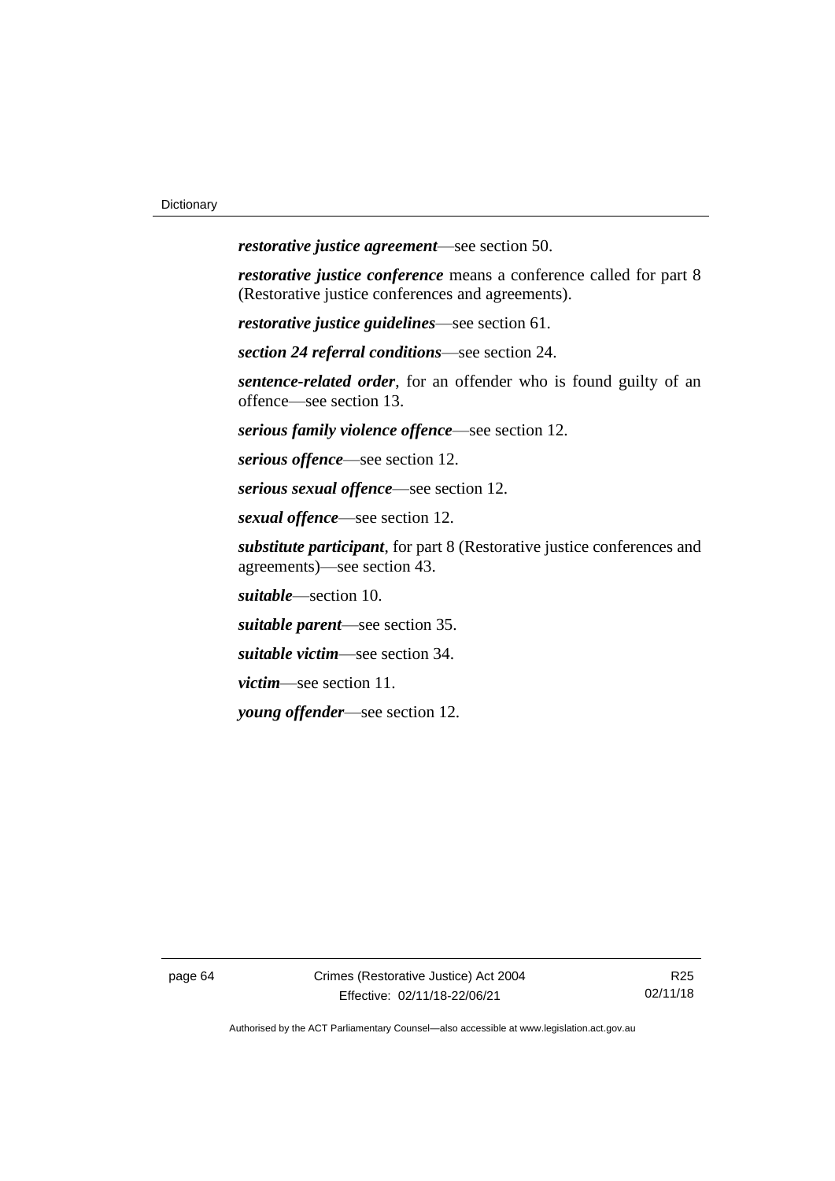***restorative justice agreement***—see section 50.

***restorative justice conference*** means a conference called for part 8 (Restorative justice conferences and agreements).

***restorative justice guidelines***—see section 61.

***section 24 referral conditions***—see section 24.

***sentence-related order***, for an offender who is found guilty of an offence—see section 13.

***serious family violence offence***—see section 12.

***serious offence***—see section 12.

***serious sexual offence***—see section 12.

***sexual offence***—see section 12.

***substitute participant***, for part 8 (Restorative justice conferences and agreements)—see section 43.

***suitable***—section 10.

***suitable parent***—see section 35.

***suitable victim***—see section 34.

***victim***—see section 11.

***young offender***—see section 12.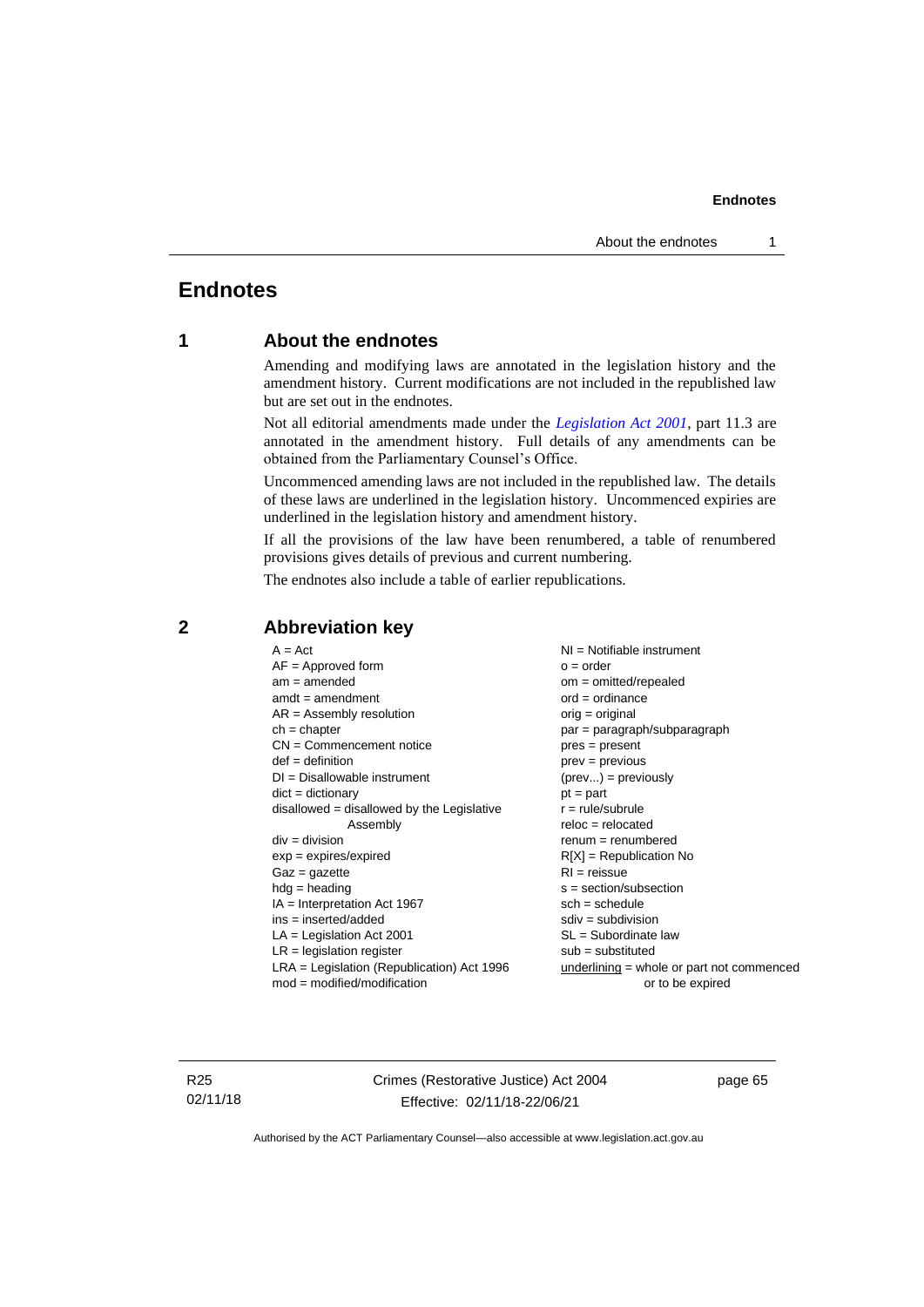# Endnotes

## 1 About the endnotes

Amending and modifying laws are annotated in the legislation history and the amendment history. Current modifications are not included in the republished law but are set out in the endnotes.

Not all editorial amendments made under the *Legislation Act 2001*, part 11.3 are annotated in the amendment history. Full details of any amendments can be obtained from the Parliamentary Counsel's Office.

Uncommenced amending laws are not included in the republished law. The details of these laws are underlined in the legislation history. Uncommenced expiries are underlined in the legislation history and amendment history.

If all the provisions of the law have been renumbered, a table of renumbered provisions gives details of previous and current numbering.

The endnotes also include a table of earlier republications.

## 2 Abbreviation key

A = Act
AF = Approved form
am = amended
amdt = amendment
AR = Assembly resolution
ch = chapter
CN = Commencement notice
def = definition
DI = Disallowable instrument
dict = dictionary
disallowed = disallowed by the Legislative Assembly
div = division
exp = expires/expired
Gaz = gazette
hdg = heading
IA = Interpretation Act 1967
ins = inserted/added
LA = Legislation Act 2001
LR = legislation register
LRA = Legislation (Republication) Act 1996
mod = modified/modification
NI = Notifiable instrument
o = order
om = omitted/repealed
ord = ordinance
orig = original
par = paragraph/subparagraph
pres = present
prev = previous
(prev...) = previously
pt = part
r = rule/subrule
reloc = relocated
renum = renumbered
R[X] = Republication No
RI = reissue
s = section/subsection
sch = schedule
sdiv = subdivision
SL = Subordinate law
sub = substituted
underlining = whole or part not commenced or to be expired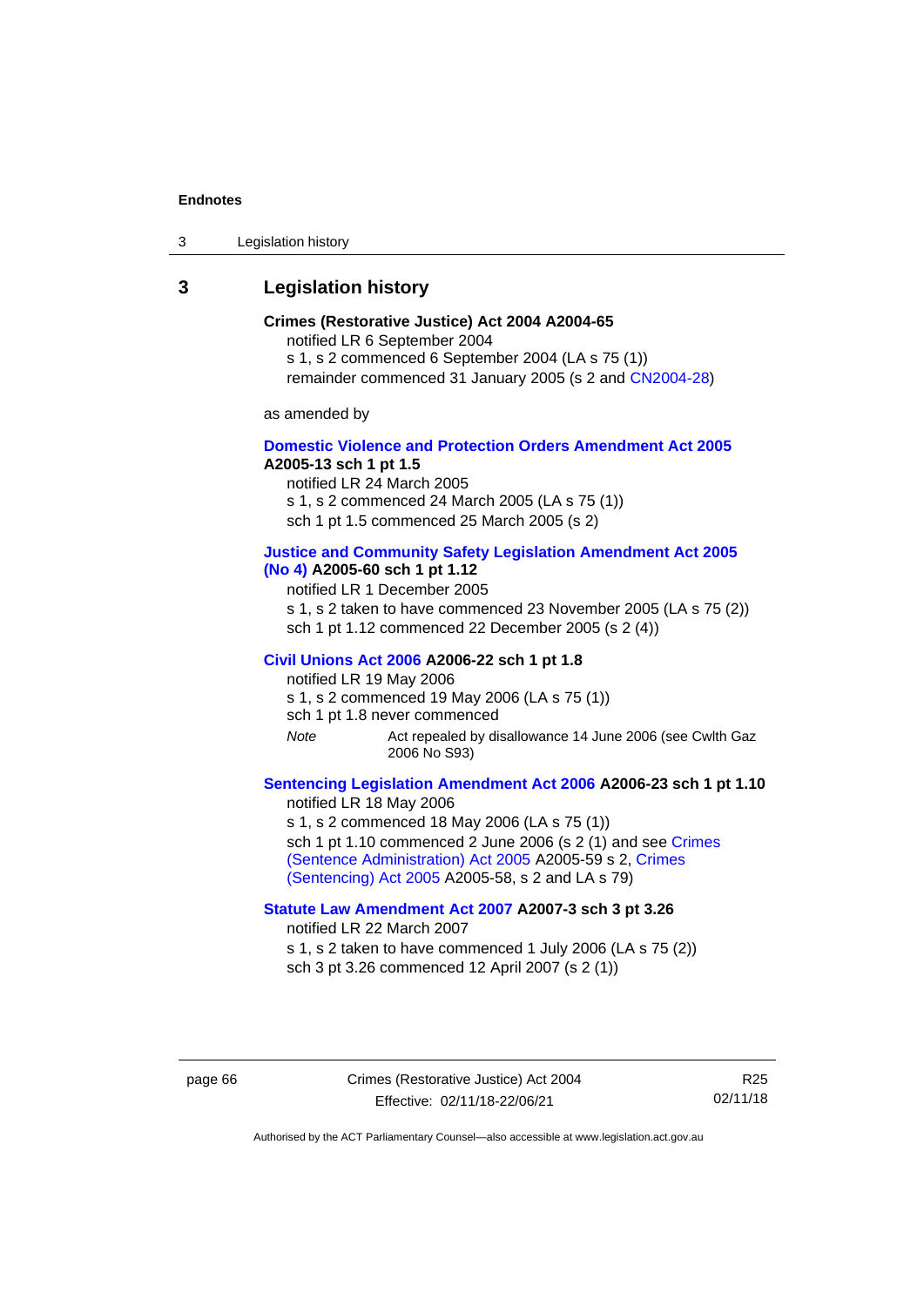## 3 Legislation history

**Crimes (Restorative Justice) Act 2004 A2004-65**

notified LR 6 September 2004

s 1, s 2 commenced 6 September 2004 (LA s 75 (1))

remainder commenced 31 January 2005 (s 2 and CN2004-28)

as amended by

**Domestic Violence and Protection Orders Amendment Act 2005 A2005-13 sch 1 pt 1.5**

notified LR 24 March 2005

s 1, s 2 commenced 24 March 2005 (LA s 75 (1))

sch 1 pt 1.5 commenced 25 March 2005 (s 2)

**Justice and Community Safety Legislation Amendment Act 2005 (No 4) A2005-60 sch 1 pt 1.12**

notified LR 1 December 2005

s 1, s 2 taken to have commenced 23 November 2005 (LA s 75 (2))

sch 1 pt 1.12 commenced 22 December 2005 (s 2 (4))

**Civil Unions Act 2006 A2006-22 sch 1 pt 1.8**

notified LR 19 May 2006

s 1, s 2 commenced 19 May 2006 (LA s 75 (1))

sch 1 pt 1.8 never commenced

*Note* Act repealed by disallowance 14 June 2006 (see Cwlth Gaz 2006 No S93)

**Sentencing Legislation Amendment Act 2006 A2006-23 sch 1 pt 1.10**

notified LR 18 May 2006

s 1, s 2 commenced 18 May 2006 (LA s 75 (1))

sch 1 pt 1.10 commenced 2 June 2006 (s 2 (1) and see Crimes (Sentence Administration) Act 2005 A2005-59 s 2, Crimes (Sentencing) Act 2005 A2005-58, s 2 and LA s 79)

**Statute Law Amendment Act 2007 A2007-3 sch 3 pt 3.26**

notified LR 22 March 2007

s 1, s 2 taken to have commenced 1 July 2006 (LA s 75 (2))

sch 3 pt 3.26 commenced 12 April 2007 (s 2 (1))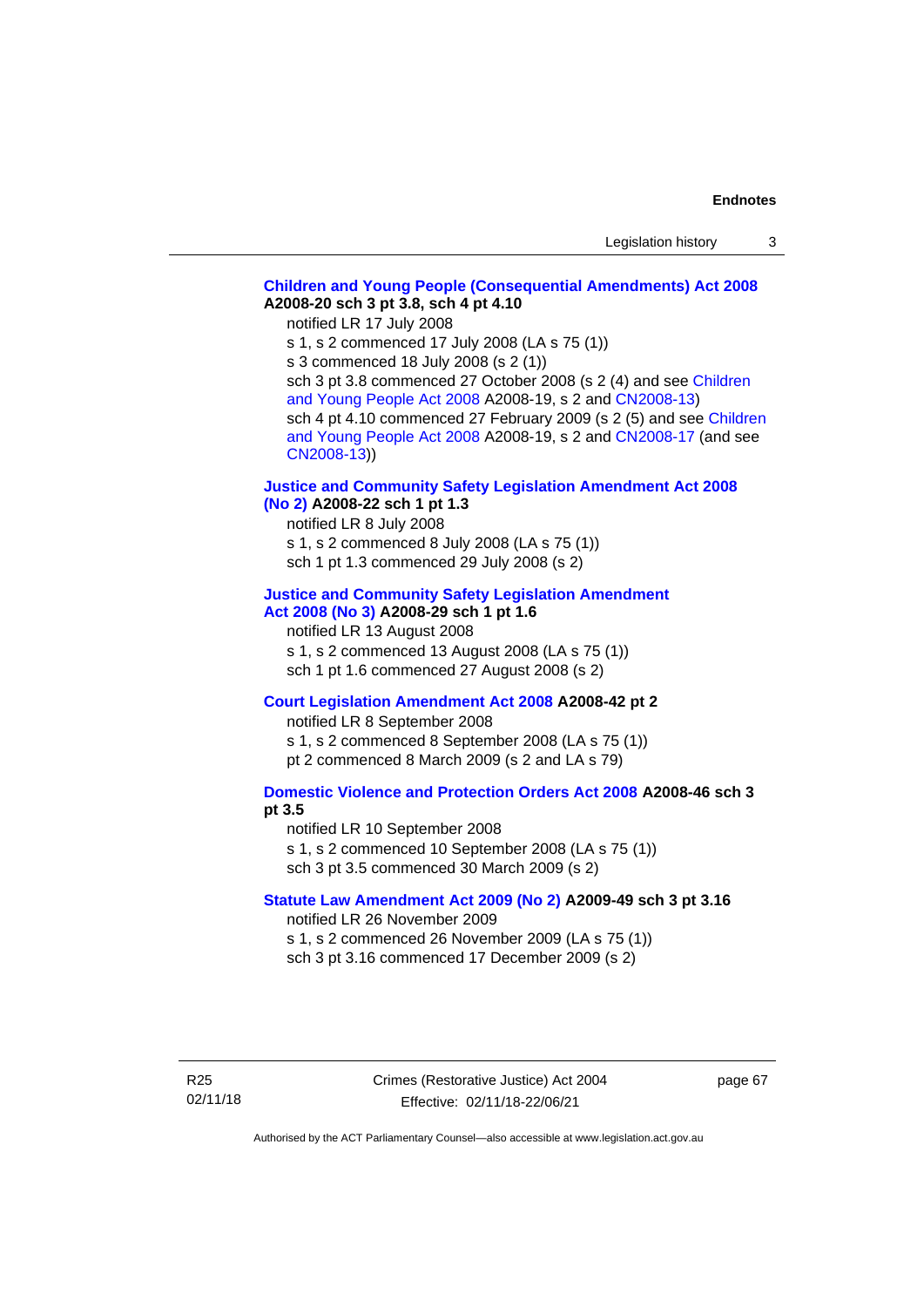**Children and Young People (Consequential Amendments) Act 2008 A2008-20 sch 3 pt 3.8, sch 4 pt 4.10**

notified LR 17 July 2008

s 1, s 2 commenced 17 July 2008 (LA s 75 (1))

s 3 commenced 18 July 2008 (s 2 (1))

sch 3 pt 3.8 commenced 27 October 2008 (s 2 (4) and see Children and Young People Act 2008 A2008-19, s 2 and CN2008-13)

sch 4 pt 4.10 commenced 27 February 2009 (s 2 (5) and see Children and Young People Act 2008 A2008-19, s 2 and CN2008-17 (and see CN2008-13))

**Justice and Community Safety Legislation Amendment Act 2008 (No 2) A2008-22 sch 1 pt 1.3**

notified LR 8 July 2008

s 1, s 2 commenced 8 July 2008 (LA s 75 (1))

sch 1 pt 1.3 commenced 29 July 2008 (s 2)

**Justice and Community Safety Legislation Amendment Act 2008 (No 3) A2008-29 sch 1 pt 1.6**

notified LR 13 August 2008

s 1, s 2 commenced 13 August 2008 (LA s 75 (1))

sch 1 pt 1.6 commenced 27 August 2008 (s 2)

**Court Legislation Amendment Act 2008 A2008-42 pt 2**

notified LR 8 September 2008

s 1, s 2 commenced 8 September 2008 (LA s 75 (1))

pt 2 commenced 8 March 2009 (s 2 and LA s 79)

**Domestic Violence and Protection Orders Act 2008 A2008-46 sch 3 pt 3.5**

notified LR 10 September 2008

s 1, s 2 commenced 10 September 2008 (LA s 75 (1))

sch 3 pt 3.5 commenced 30 March 2009 (s 2)

**Statute Law Amendment Act 2009 (No 2) A2009-49 sch 3 pt 3.16**

notified LR 26 November 2009

s 1, s 2 commenced 26 November 2009 (LA s 75 (1))

sch 3 pt 3.16 commenced 17 December 2009 (s 2)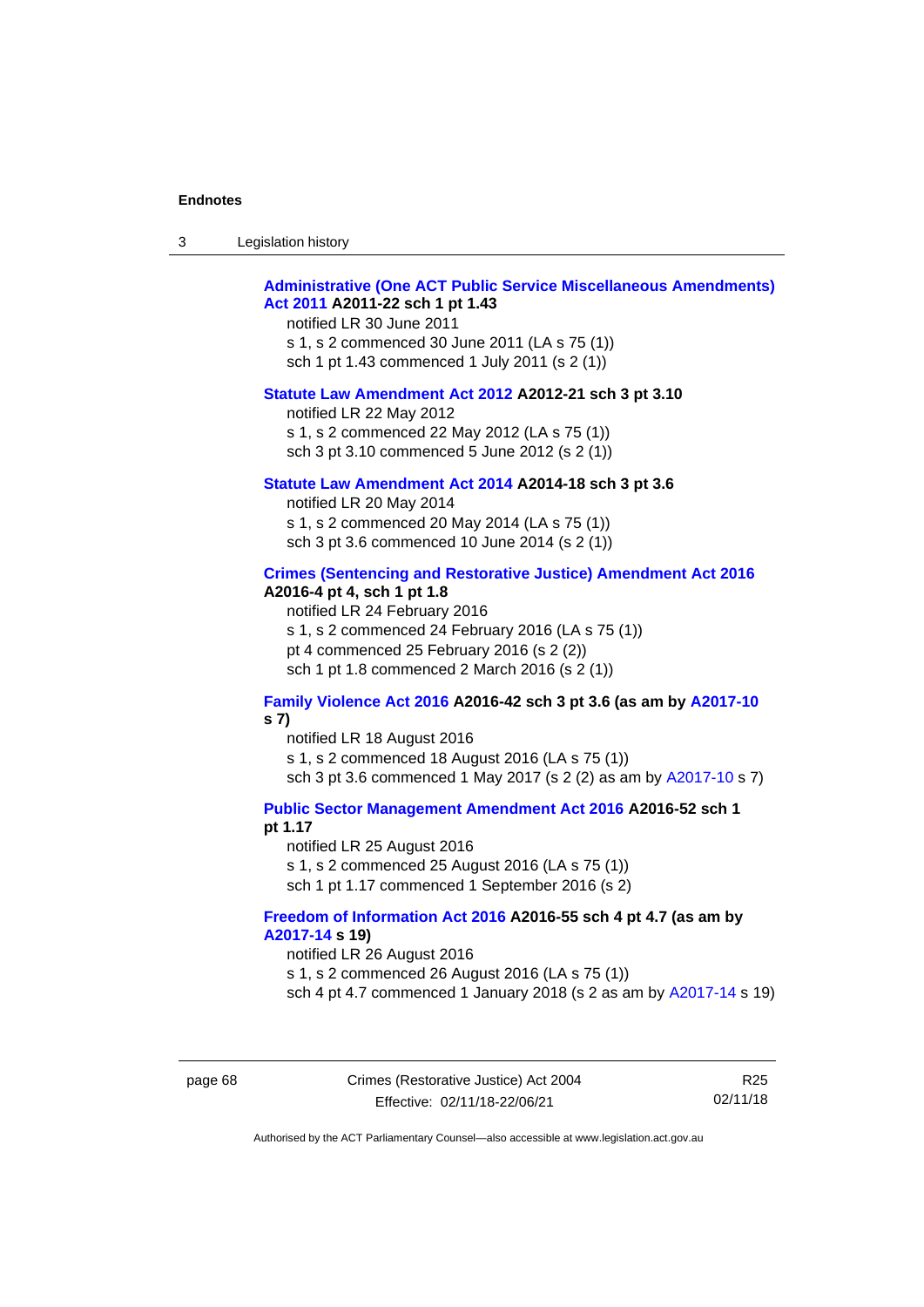**Administrative (One ACT Public Service Miscellaneous Amendments) Act 2011 A2011-22 sch 1 pt 1.43**

notified LR 30 June 2011
s 1, s 2 commenced 30 June 2011 (LA s 75 (1))
sch 1 pt 1.43 commenced 1 July 2011 (s 2 (1))

**Statute Law Amendment Act 2012 A2012-21 sch 3 pt 3.10**

notified LR 22 May 2012
s 1, s 2 commenced 22 May 2012 (LA s 75 (1))
sch 3 pt 3.10 commenced 5 June 2012 (s 2 (1))

**Statute Law Amendment Act 2014 A2014-18 sch 3 pt 3.6**

notified LR 20 May 2014
s 1, s 2 commenced 20 May 2014 (LA s 75 (1))
sch 3 pt 3.6 commenced 10 June 2014 (s 2 (1))

**Crimes (Sentencing and Restorative Justice) Amendment Act 2016 A2016-4 pt 4, sch 1 pt 1.8**

notified LR 24 February 2016
s 1, s 2 commenced 24 February 2016 (LA s 75 (1))
pt 4 commenced 25 February 2016 (s 2 (2))
sch 1 pt 1.8 commenced 2 March 2016 (s 2 (1))

**Family Violence Act 2016 A2016-42 sch 3 pt 3.6 (as am by A2017-10 s 7)**

notified LR 18 August 2016
s 1, s 2 commenced 18 August 2016 (LA s 75 (1))
sch 3 pt 3.6 commenced 1 May 2017 (s 2 (2) as am by A2017-10 s 7)

**Public Sector Management Amendment Act 2016 A2016-52 sch 1 pt 1.17**

notified LR 25 August 2016
s 1, s 2 commenced 25 August 2016 (LA s 75 (1))
sch 1 pt 1.17 commenced 1 September 2016 (s 2)

**Freedom of Information Act 2016 A2016-55 sch 4 pt 4.7 (as am by A2017-14 s 19)**

notified LR 26 August 2016
s 1, s 2 commenced 26 August 2016 (LA s 75 (1))
sch 4 pt 4.7 commenced 1 January 2018 (s 2 as am by A2017-14 s 19)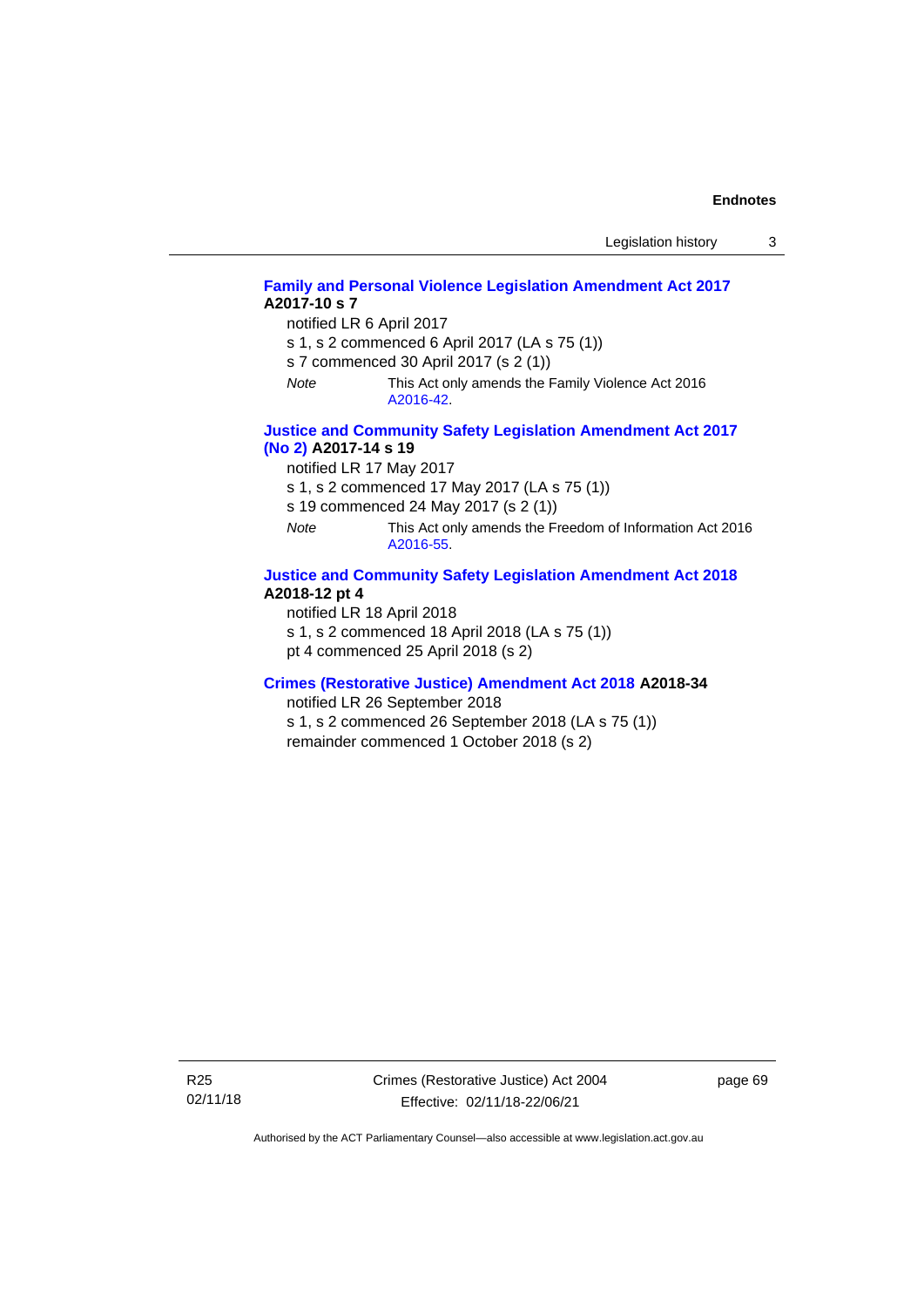**Family and Personal Violence Legislation Amendment Act 2017 A2017-10 s 7**

notified LR 6 April 2017

s 1, s 2 commenced 6 April 2017 (LA s 75 (1))

s 7 commenced 30 April 2017 (s 2 (1))

*Note* This Act only amends the Family Violence Act 2016 A2016-42.

**Justice and Community Safety Legislation Amendment Act 2017 (No 2) A2017-14 s 19**

notified LR 17 May 2017

s 1, s 2 commenced 17 May 2017 (LA s 75 (1))

s 19 commenced 24 May 2017 (s 2 (1))

*Note* This Act only amends the Freedom of Information Act 2016 A2016-55.

**Justice and Community Safety Legislation Amendment Act 2018 A2018-12 pt 4**

notified LR 18 April 2018

s 1, s 2 commenced 18 April 2018 (LA s 75 (1))

pt 4 commenced 25 April 2018 (s 2)

**Crimes (Restorative Justice) Amendment Act 2018 A2018-34**

notified LR 26 September 2018

s 1, s 2 commenced 26 September 2018 (LA s 75 (1))

remainder commenced 1 October 2018 (s 2)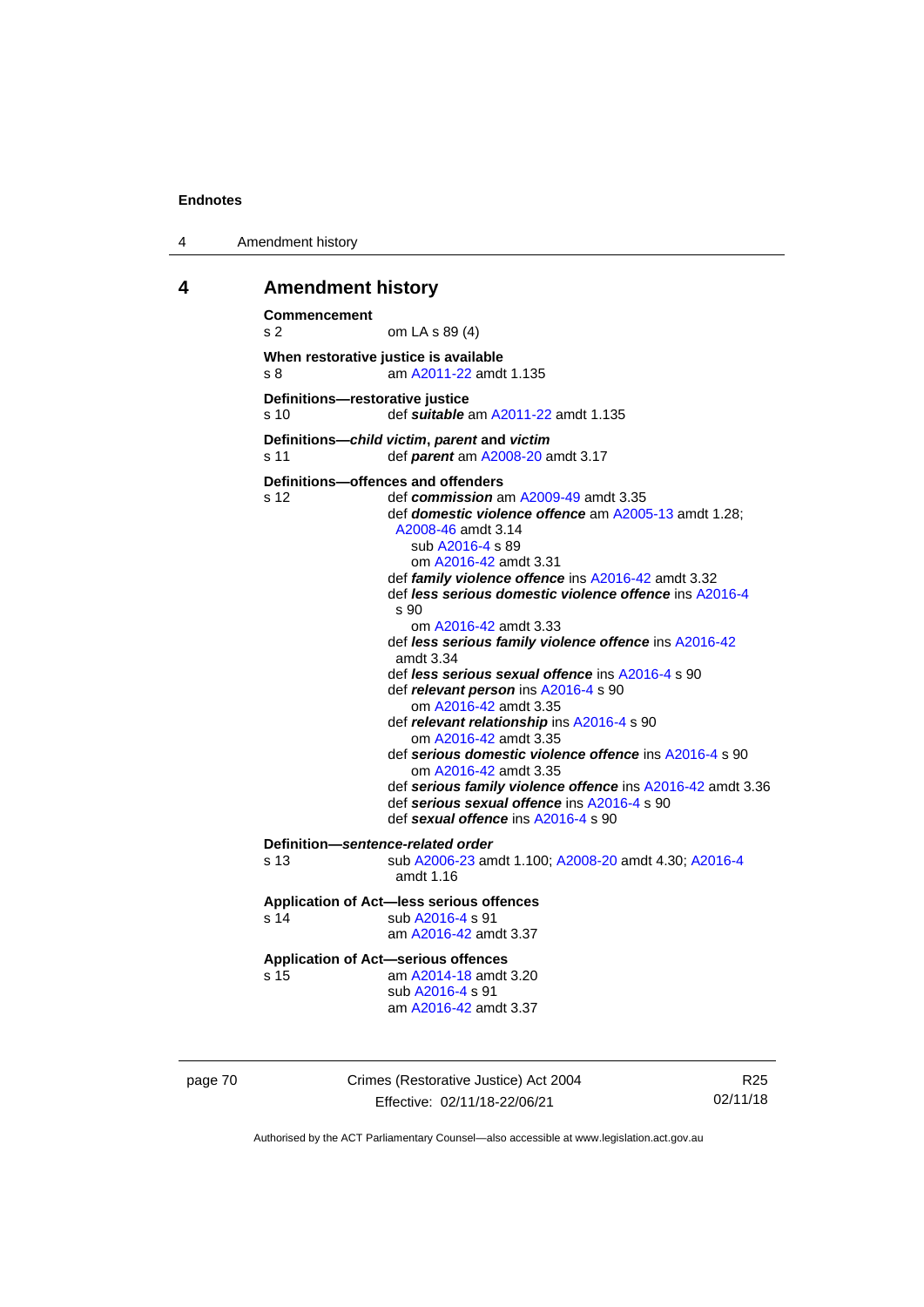## 4 Amendment history

**Commencement**
s 2 om LA s 89 (4)

**When restorative justice is available**
s 8 am A2011-22 amdt 1.135

**Definitions—restorative justice**
s 10 def ***suitable*** am A2011-22 amdt 1.135

**Definitions—*child victim*, *parent* and *victim***
s 11 def ***parent*** am A2008-20 amdt 3.17

**Definitions—offences and offenders**
s 12 def ***commission*** am A2009-49 amdt 3.35
def ***domestic violence offence*** am A2005-13 amdt 1.28; A2008-46 amdt 3.14
sub A2016-4 s 89
om A2016-42 amdt 3.31
def ***family violence offence*** ins A2016-42 amdt 3.32
def ***less serious domestic violence offence*** ins A2016-4 s 90
om A2016-42 amdt 3.33
def ***less serious family violence offence*** ins A2016-42 amdt 3.34
def ***less serious sexual offence*** ins A2016-4 s 90
def ***relevant person*** ins A2016-4 s 90
om A2016-42 amdt 3.35
def ***relevant relationship*** ins A2016-4 s 90
om A2016-42 amdt 3.35
def ***serious domestic violence offence*** ins A2016-4 s 90
om A2016-42 amdt 3.35
def ***serious family violence offence*** ins A2016-42 amdt 3.36
def ***serious sexual offence*** ins A2016-4 s 90
def ***sexual offence*** ins A2016-4 s 90

**Definition—*sentence-related order***
s 13 sub A2006-23 amdt 1.100; A2008-20 amdt 4.30; A2016-4 amdt 1.16

**Application of Act—less serious offences**
s 14 sub A2016-4 s 91
am A2016-42 amdt 3.37

**Application of Act—serious offences**
s 15 am A2014-18 amdt 3.20
sub A2016-4 s 91
am A2016-42 amdt 3.37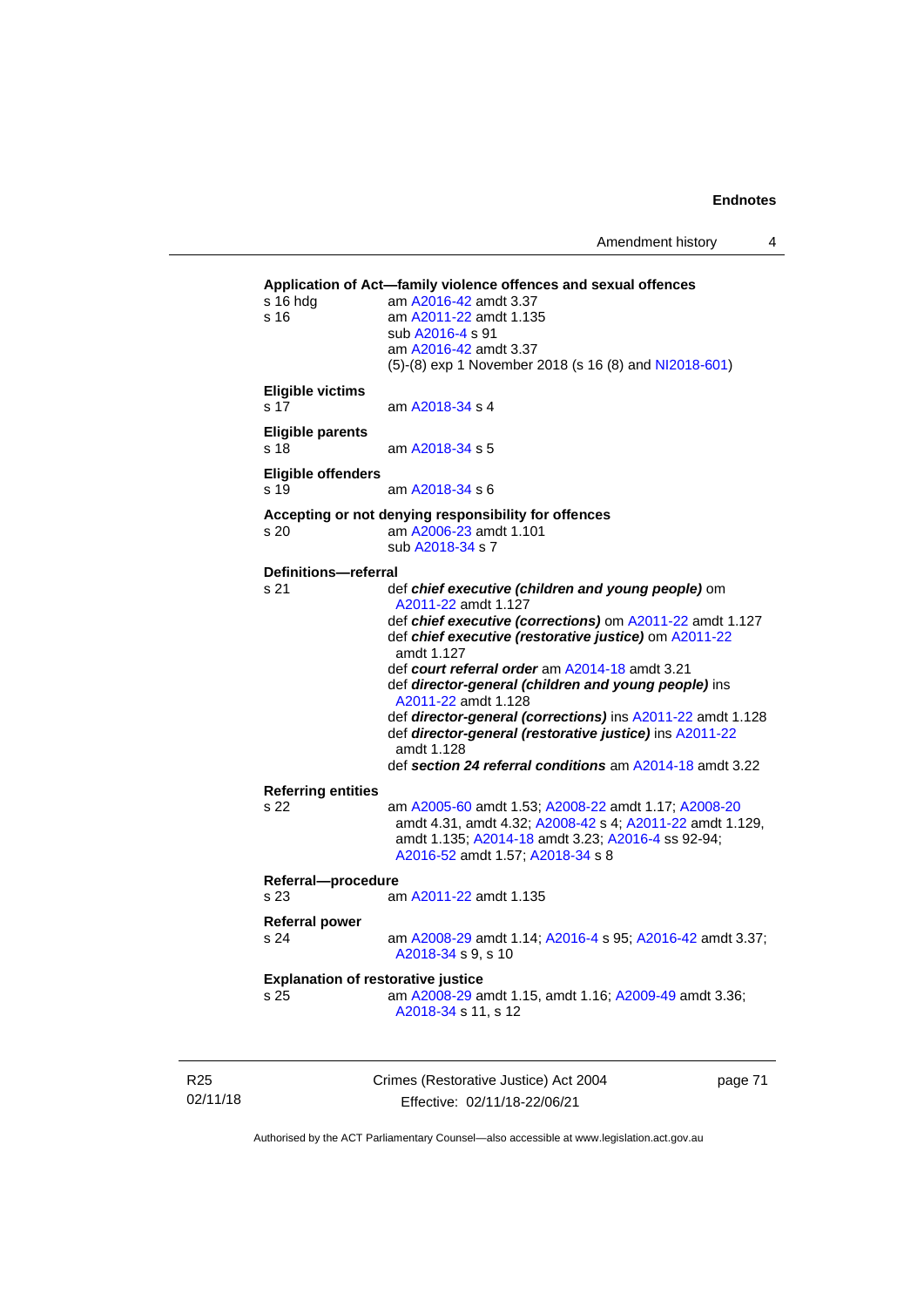**Application of Act—family violence offences and sexual offences**

s 16 hdg — am A2016-42 amdt 3.37

s 16 — am A2011-22 amdt 1.135
sub A2016-4 s 91
am A2016-42 amdt 3.37
(5)-(8) exp 1 November 2018 (s 16 (8) and NI2018-601)

**Eligible victims**

s 17 — am A2018-34 s 4

**Eligible parents**

s 18 — am A2018-34 s 5

**Eligible offenders**

s 19 — am A2018-34 s 6

**Accepting or not denying responsibility for offences**

s 20 — am A2006-23 amdt 1.101
sub A2018-34 s 7

**Definitions—referral**

s 21 — def ***chief executive (children and young people)*** om A2011-22 amdt 1.127
def ***chief executive (corrections)*** om A2011-22 amdt 1.127
def ***chief executive (restorative justice)*** om A2011-22 amdt 1.127
def ***court referral order*** am A2014-18 amdt 3.21
def ***director-general (children and young people)*** ins A2011-22 amdt 1.128
def ***director-general (corrections)*** ins A2011-22 amdt 1.128
def ***director-general (restorative justice)*** ins A2011-22 amdt 1.128
def ***section 24 referral conditions*** am A2014-18 amdt 3.22

**Referring entities**

s 22 — am A2005-60 amdt 1.53; A2008-22 amdt 1.17; A2008-20 amdt 4.31, amdt 4.32; A2008-42 s 4; A2011-22 amdt 1.129, amdt 1.135; A2014-18 amdt 3.23; A2016-4 ss 92-94; A2016-52 amdt 1.57; A2018-34 s 8

**Referral—procedure**

s 23 — am A2011-22 amdt 1.135

**Referral power**

s 24 — am A2008-29 amdt 1.14; A2016-4 s 95; A2016-42 amdt 3.37; A2018-34 s 9, s 10

**Explanation of restorative justice**

s 25 — am A2008-29 amdt 1.15, amdt 1.16; A2009-49 amdt 3.36; A2018-34 s 11, s 12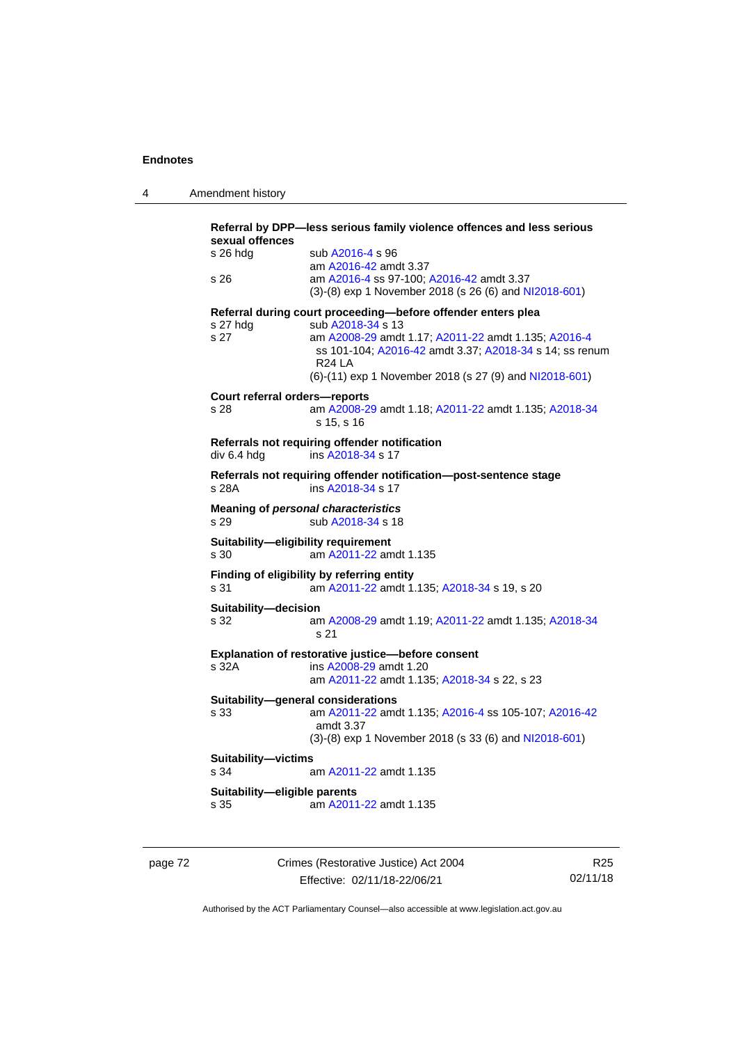**Referral by DPP—less serious family violence offences and less serious sexual offences**

s 26 hdg sub A2016-4 s 96
am A2016-42 amdt 3.37

s 26 am A2016-4 ss 97-100; A2016-42 amdt 3.37
(3)-(8) exp 1 November 2018 (s 26 (6) and NI2018-601)

**Referral during court proceeding—before offender enters plea**

s 27 hdg sub A2018-34 s 13

s 27 am A2008-29 amdt 1.17; A2011-22 amdt 1.135; A2016-4 ss 101-104; A2016-42 amdt 3.37; A2018-34 s 14; ss renum R24 LA
(6)-(11) exp 1 November 2018 (s 27 (9) and NI2018-601)

**Court referral orders—reports**

s 28 am A2008-29 amdt 1.18; A2011-22 amdt 1.135; A2018-34 s 15, s 16

**Referrals not requiring offender notification**

div 6.4 hdg ins A2018-34 s 17

**Referrals not requiring offender notification—post-sentence stage**

s 28A ins A2018-34 s 17

**Meaning of *personal characteristics***

s 29 sub A2018-34 s 18

**Suitability—eligibility requirement**

s 30 am A2011-22 amdt 1.135

**Finding of eligibility by referring entity**

s 31 am A2011-22 amdt 1.135; A2018-34 s 19, s 20

**Suitability—decision**

s 32 am A2008-29 amdt 1.19; A2011-22 amdt 1.135; A2018-34 s 21

**Explanation of restorative justice—before consent**

s 32A ins A2008-29 amdt 1.20
am A2011-22 amdt 1.135; A2018-34 s 22, s 23

**Suitability—general considerations**

s 33 am A2011-22 amdt 1.135; A2016-4 ss 105-107; A2016-42 amdt 3.37
(3)-(8) exp 1 November 2018 (s 33 (6) and NI2018-601)

**Suitability—victims**

s 34 am A2011-22 amdt 1.135

**Suitability—eligible parents**

s 35 am A2011-22 amdt 1.135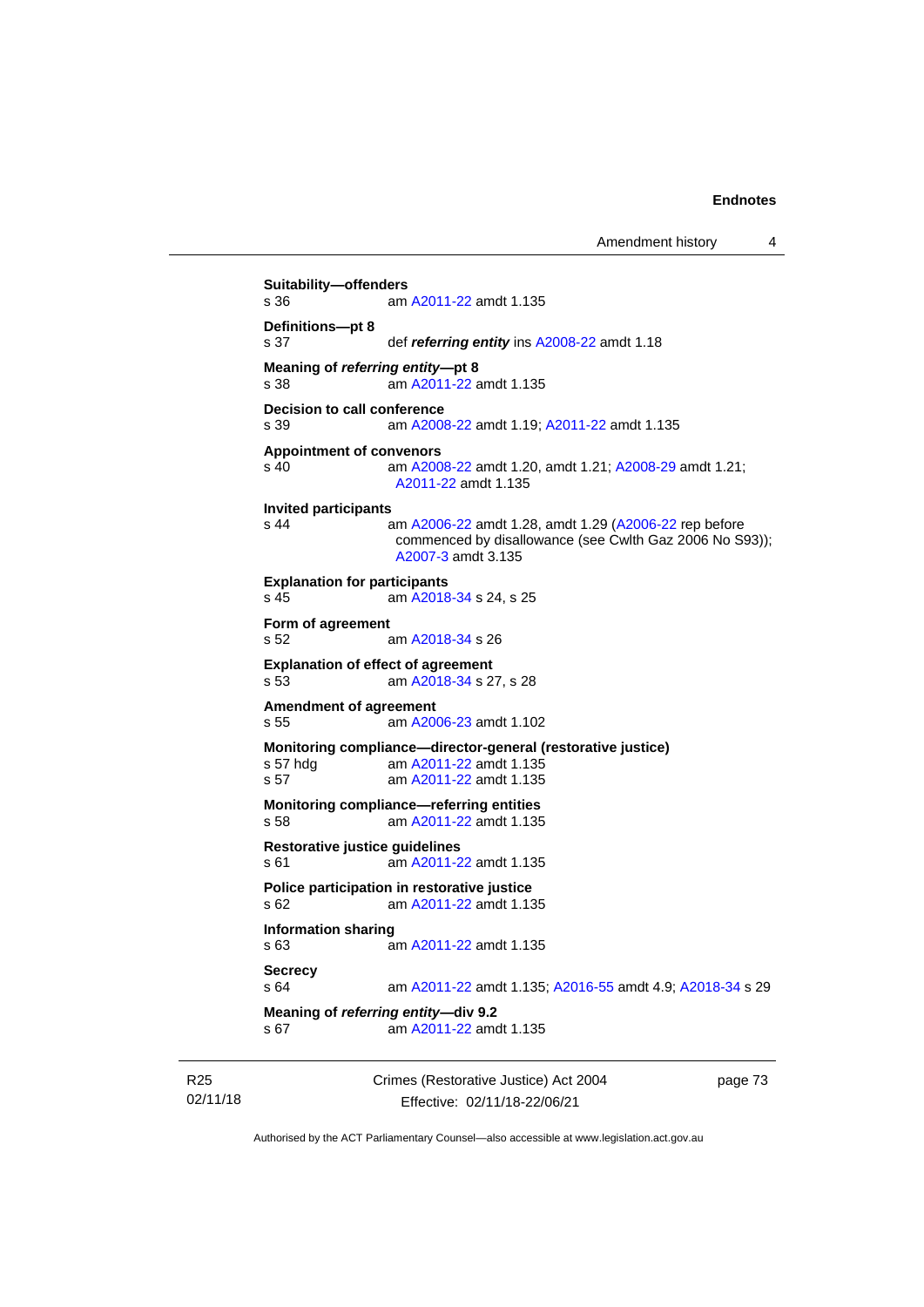**Suitability—offenders**
s 36 am A2011-22 amdt 1.135

**Definitions—pt 8**
s 37 def ***referring entity*** ins A2008-22 amdt 1.18

**Meaning of *referring entity*—pt 8**
s 38 am A2011-22 amdt 1.135

**Decision to call conference**
s 39 am A2008-22 amdt 1.19; A2011-22 amdt 1.135

**Appointment of convenors**
s 40 am A2008-22 amdt 1.20, amdt 1.21; A2008-29 amdt 1.21; A2011-22 amdt 1.135

**Invited participants**
s 44 am A2006-22 amdt 1.28, amdt 1.29 (A2006-22 rep before commenced by disallowance (see Cwlth Gaz 2006 No S93)); A2007-3 amdt 3.135

**Explanation for participants**
s 45 am A2018-34 s 24, s 25

**Form of agreement**
s 52 am A2018-34 s 26

**Explanation of effect of agreement**
s 53 am A2018-34 s 27, s 28

**Amendment of agreement**
s 55 am A2006-23 amdt 1.102

**Monitoring compliance—director-general (restorative justice)**
s 57 hdg am A2011-22 amdt 1.135
s 57 am A2011-22 amdt 1.135

**Monitoring compliance—referring entities**
s 58 am A2011-22 amdt 1.135

**Restorative justice guidelines**
s 61 am A2011-22 amdt 1.135

**Police participation in restorative justice**
s 62 am A2011-22 amdt 1.135

**Information sharing**
s 63 am A2011-22 amdt 1.135

**Secrecy**
s 64 am A2011-22 amdt 1.135; A2016-55 amdt 4.9; A2018-34 s 29

**Meaning of *referring entity*—div 9.2**
s 67 am A2011-22 amdt 1.135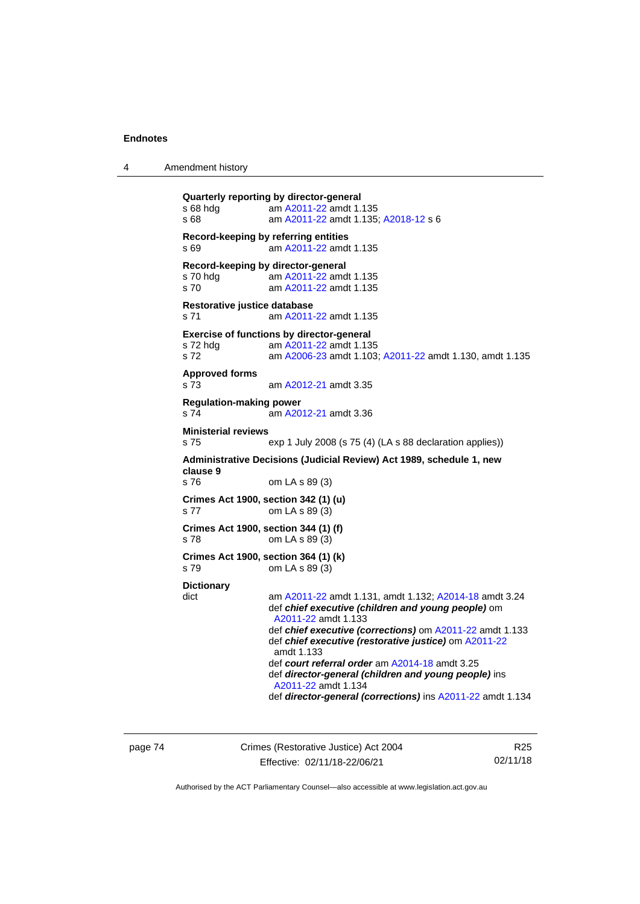**Quarterly reporting by director-general**
s 68 hdg am A2011-22 amdt 1.135
s 68 am A2011-22 amdt 1.135; A2018-12 s 6

**Record-keeping by referring entities**
s 69 am A2011-22 amdt 1.135

**Record-keeping by director-general**
s 70 hdg am A2011-22 amdt 1.135
s 70 am A2011-22 amdt 1.135

**Restorative justice database**
s 71 am A2011-22 amdt 1.135

**Exercise of functions by director-general**
s 72 hdg am A2011-22 amdt 1.135
s 72 am A2006-23 amdt 1.103; A2011-22 amdt 1.130, amdt 1.135

**Approved forms**
s 73 am A2012-21 amdt 3.35

**Regulation-making power**
s 74 am A2012-21 amdt 3.36

**Ministerial reviews**
s 75 exp 1 July 2008 (s 75 (4) (LA s 88 declaration applies))

**Administrative Decisions (Judicial Review) Act 1989, schedule 1, new clause 9**
s 76 om LA s 89 (3)

**Crimes Act 1900, section 342 (1) (u)**
s 77 om LA s 89 (3)

**Crimes Act 1900, section 344 (1) (f)**
s 78 om LA s 89 (3)

**Crimes Act 1900, section 364 (1) (k)**
s 79 om LA s 89 (3)

**Dictionary**
dict am A2011-22 amdt 1.131, amdt 1.132; A2014-18 amdt 3.24
def ***chief executive (children and young people)*** om A2011-22 amdt 1.133
def ***chief executive (corrections)*** om A2011-22 amdt 1.133
def ***chief executive (restorative justice)*** om A2011-22 amdt 1.133
def ***court referral order*** am A2014-18 amdt 3.25
def ***director-general (children and young people)*** ins A2011-22 amdt 1.134
def ***director-general (corrections)*** ins A2011-22 amdt 1.134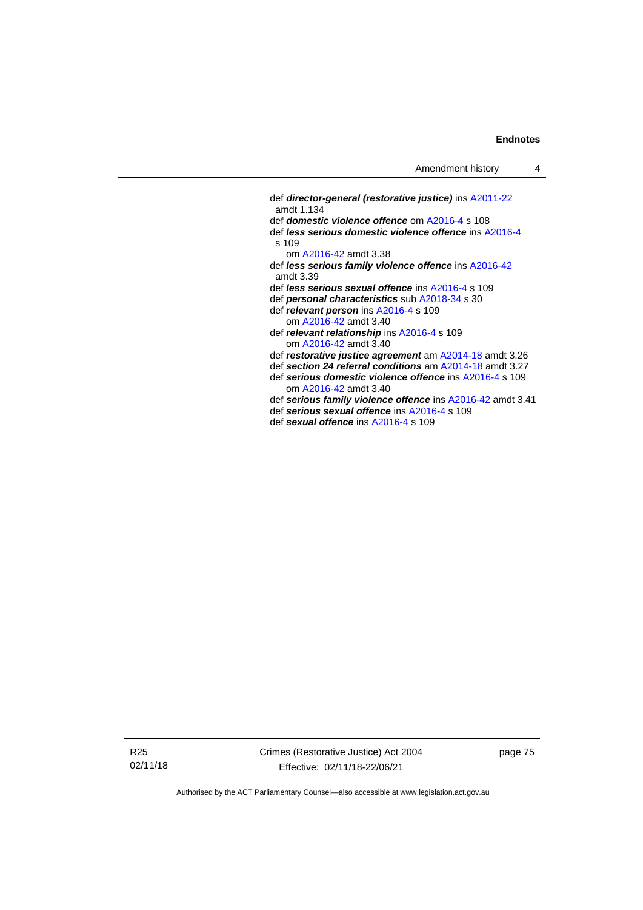def ***director-general (restorative justice)*** ins A2011-22 amdt 1.134

def ***domestic violence offence*** om A2016-4 s 108

def ***less serious domestic violence offence*** ins A2016-4 s 109
  om A2016-42 amdt 3.38

def ***less serious family violence offence*** ins A2016-42 amdt 3.39

def ***less serious sexual offence*** ins A2016-4 s 109

def ***personal characteristics*** sub A2018-34 s 30

def ***relevant person*** ins A2016-4 s 109
  om A2016-42 amdt 3.40

def ***relevant relationship*** ins A2016-4 s 109
  om A2016-42 amdt 3.40

def ***restorative justice agreement*** am A2014-18 amdt 3.26

def ***section 24 referral conditions*** am A2014-18 amdt 3.27

def ***serious domestic violence offence*** ins A2016-4 s 109
  om A2016-42 amdt 3.40

def ***serious family violence offence*** ins A2016-42 amdt 3.41

def ***serious sexual offence*** ins A2016-4 s 109

def ***sexual offence*** ins A2016-4 s 109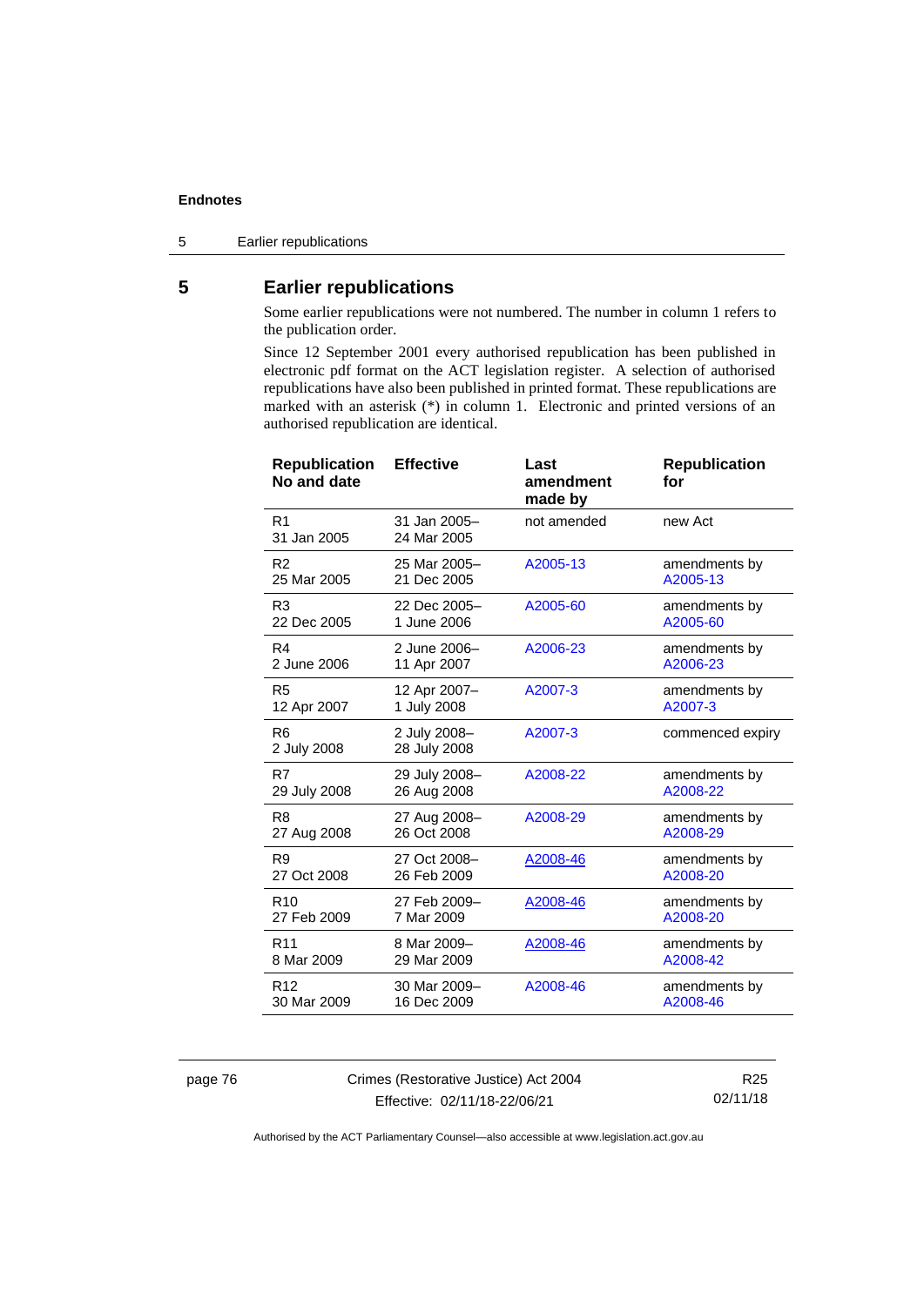# 5 Earlier republications

Some earlier republications were not numbered. The number in column 1 refers to the publication order.

Since 12 September 2001 every authorised republication has been published in electronic pdf format on the ACT legislation register. A selection of authorised republications have also been published in printed format. These republications are marked with an asterisk (*) in column 1. Electronic and printed versions of an authorised republication are identical.

| Republication No and date | Effective | Last amendment made by | Republication for |
|---|---|---|---|
| R1<br>31 Jan 2005 | 31 Jan 2005–<br>24 Mar 2005 | not amended | new Act |
| R2<br>25 Mar 2005 | 25 Mar 2005–<br>21 Dec 2005 | A2005-13 | amendments by A2005-13 |
| R3<br>22 Dec 2005 | 22 Dec 2005–<br>1 June 2006 | A2005-60 | amendments by A2005-60 |
| R4<br>2 June 2006 | 2 June 2006–<br>11 Apr 2007 | A2006-23 | amendments by A2006-23 |
| R5<br>12 Apr 2007 | 12 Apr 2007–<br>1 July 2008 | A2007-3 | amendments by A2007-3 |
| R6<br>2 July 2008 | 2 July 2008–<br>28 July 2008 | A2007-3 | commenced expiry |
| R7<br>29 July 2008 | 29 July 2008–<br>26 Aug 2008 | A2008-22 | amendments by A2008-22 |
| R8<br>27 Aug 2008 | 27 Aug 2008–<br>26 Oct 2008 | A2008-29 | amendments by A2008-29 |
| R9<br>27 Oct 2008 | 27 Oct 2008–<br>26 Feb 2009 | A2008-46 | amendments by A2008-20 |
| R10<br>27 Feb 2009 | 27 Feb 2009–<br>7 Mar 2009 | A2008-46 | amendments by A2008-20 |
| R11<br>8 Mar 2009 | 8 Mar 2009–<br>29 Mar 2009 | A2008-46 | amendments by A2008-42 |
| R12<br>30 Mar 2009 | 30 Mar 2009–<br>16 Dec 2009 | A2008-46 | amendments by A2008-46 |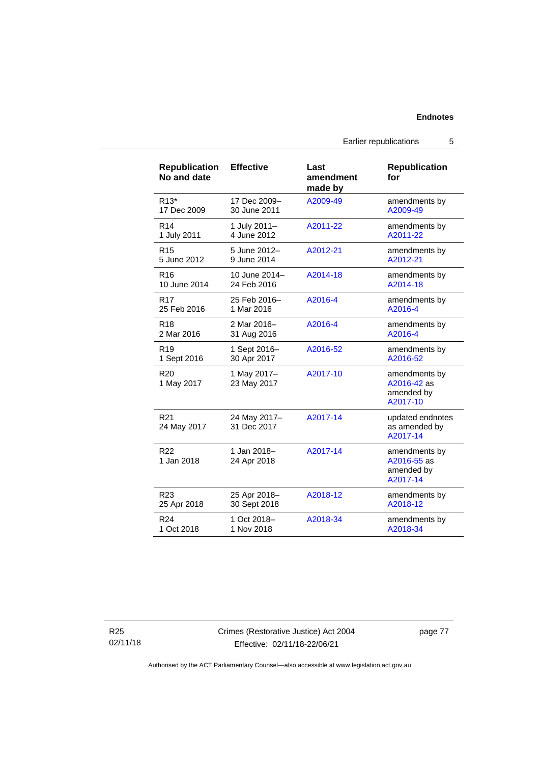| Republication No and date | Effective | Last amendment made by | Republication for |
|---|---|---|---|
| R13* 17 Dec 2009 | 17 Dec 2009– 30 June 2011 | A2009-49 | amendments by A2009-49 |
| R14 1 July 2011 | 1 July 2011– 4 June 2012 | A2011-22 | amendments by A2011-22 |
| R15 5 June 2012 | 5 June 2012– 9 June 2014 | A2012-21 | amendments by A2012-21 |
| R16 10 June 2014 | 10 June 2014– 24 Feb 2016 | A2014-18 | amendments by A2014-18 |
| R17 25 Feb 2016 | 25 Feb 2016– 1 Mar 2016 | A2016-4 | amendments by A2016-4 |
| R18 2 Mar 2016 | 2 Mar 2016– 31 Aug 2016 | A2016-4 | amendments by A2016-4 |
| R19 1 Sept 2016 | 1 Sept 2016– 30 Apr 2017 | A2016-52 | amendments by A2016-52 |
| R20 1 May 2017 | 1 May 2017– 23 May 2017 | A2017-10 | amendments by A2016-42 as amended by A2017-10 |
| R21 24 May 2017 | 24 May 2017– 31 Dec 2017 | A2017-14 | updated endnotes as amended by A2017-14 |
| R22 1 Jan 2018 | 1 Jan 2018– 24 Apr 2018 | A2017-14 | amendments by A2016-55 as amended by A2017-14 |
| R23 25 Apr 2018 | 25 Apr 2018– 30 Sept 2018 | A2018-12 | amendments by A2018-12 |
| R24 1 Oct 2018 | 1 Oct 2018– 1 Nov 2018 | A2018-34 | amendments by A2018-34 |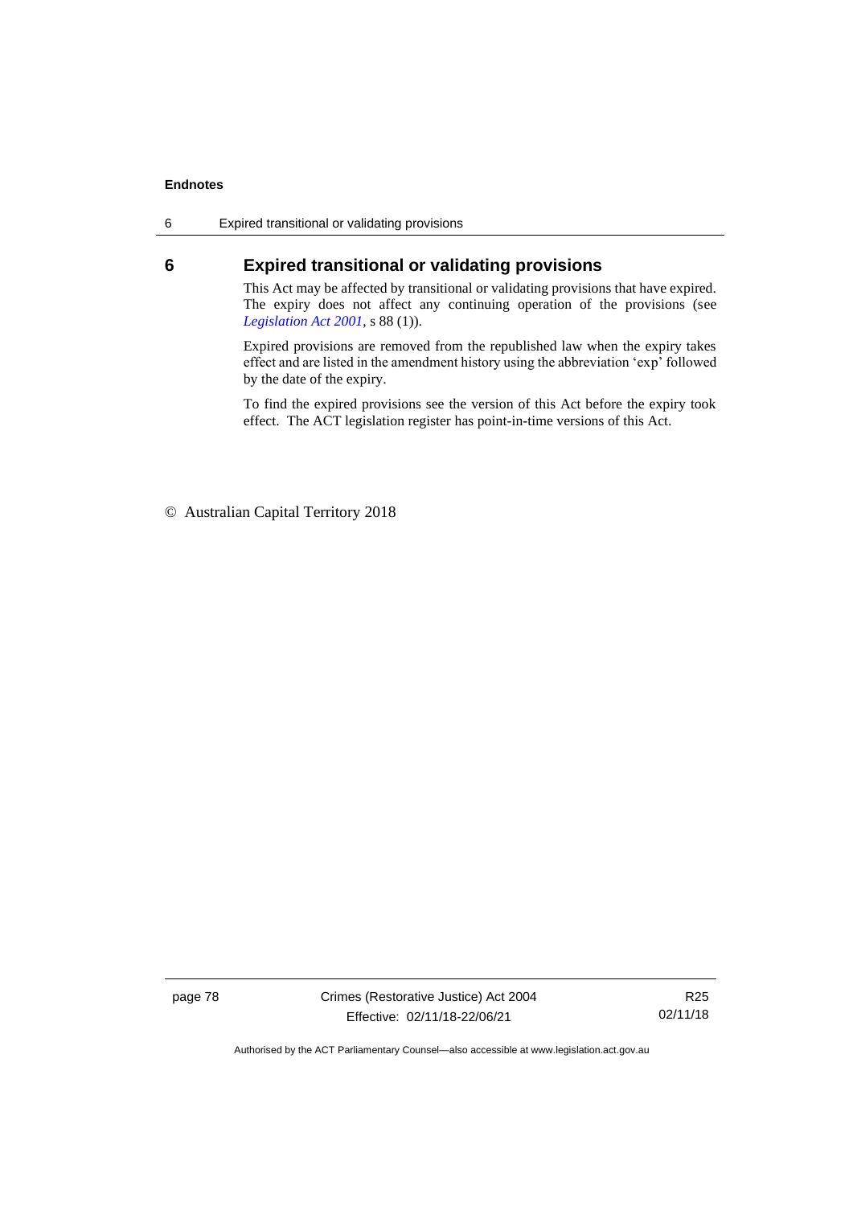## 6 Expired transitional or validating provisions

This Act may be affected by transitional or validating provisions that have expired. The expiry does not affect any continuing operation of the provisions (see *Legislation Act 2001*, s 88 (1)).

Expired provisions are removed from the republished law when the expiry takes effect and are listed in the amendment history using the abbreviation 'exp' followed by the date of the expiry.

To find the expired provisions see the version of this Act before the expiry took effect. The ACT legislation register has point-in-time versions of this Act.

© Australian Capital Territory 2018